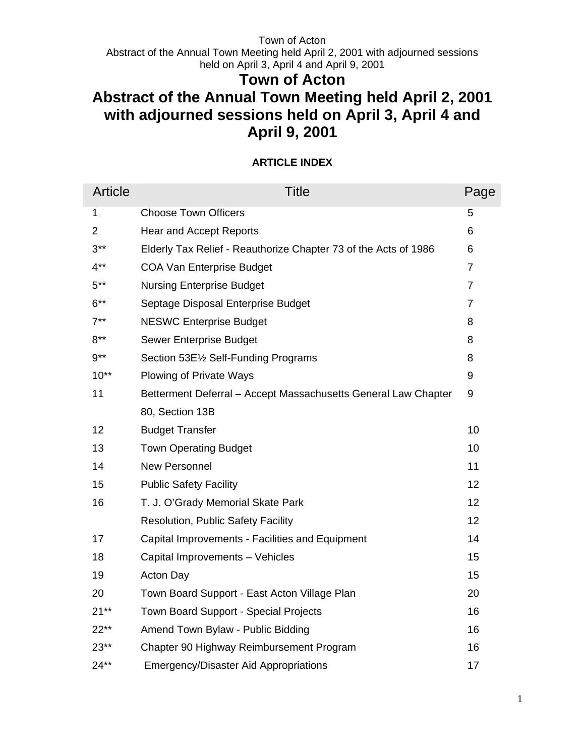# Town of Acton
# Abstract of the Annual Town Meeting held April 2, 2001 with adjourned sessions held on April 3, April 4 and April 9, 2001

**ARTICLE INDEX**

| Article | Title | Page |
|---|---|---|
| 1 | Choose Town Officers | 5 |
| 2 | Hear and Accept Reports | 6 |
| 3** | Elderly Tax Relief - Reauthorize Chapter 73 of the Acts of 1986 | 6 |
| 4** | COA Van Enterprise Budget | 7 |
| 5** | Nursing Enterprise Budget | 7 |
| 6** | Septage Disposal Enterprise Budget | 7 |
| 7** | NESWC Enterprise Budget | 8 |
| 8** | Sewer Enterprise Budget | 8 |
| 9** | Section 53E½ Self-Funding Programs | 8 |
| 10** | Plowing of Private Ways | 9 |
| 11 | Betterment Deferral – Accept Massachusetts General Law Chapter 80, Section 13B | 9 |
| 12 | Budget Transfer | 10 |
| 13 | Town Operating Budget | 10 |
| 14 | New Personnel | 11 |
| 15 | Public Safety Facility | 12 |
| 16 | T. J. O'Grady Memorial Skate Park | 12 |
| | Resolution, Public Safety Facility | 12 |
| 17 | Capital Improvements - Facilities and Equipment | 14 |
| 18 | Capital Improvements – Vehicles | 15 |
| 19 | Acton Day | 15 |
| 20 | Town Board Support - East Acton Village Plan | 20 |
| 21** | Town Board Support - Special Projects | 16 |
| 22** | Amend Town Bylaw - Public Bidding | 16 |
| 23** | Chapter 90 Highway Reimbursement Program | 16 |
| 24** | Emergency/Disaster Aid Appropriations | 17 |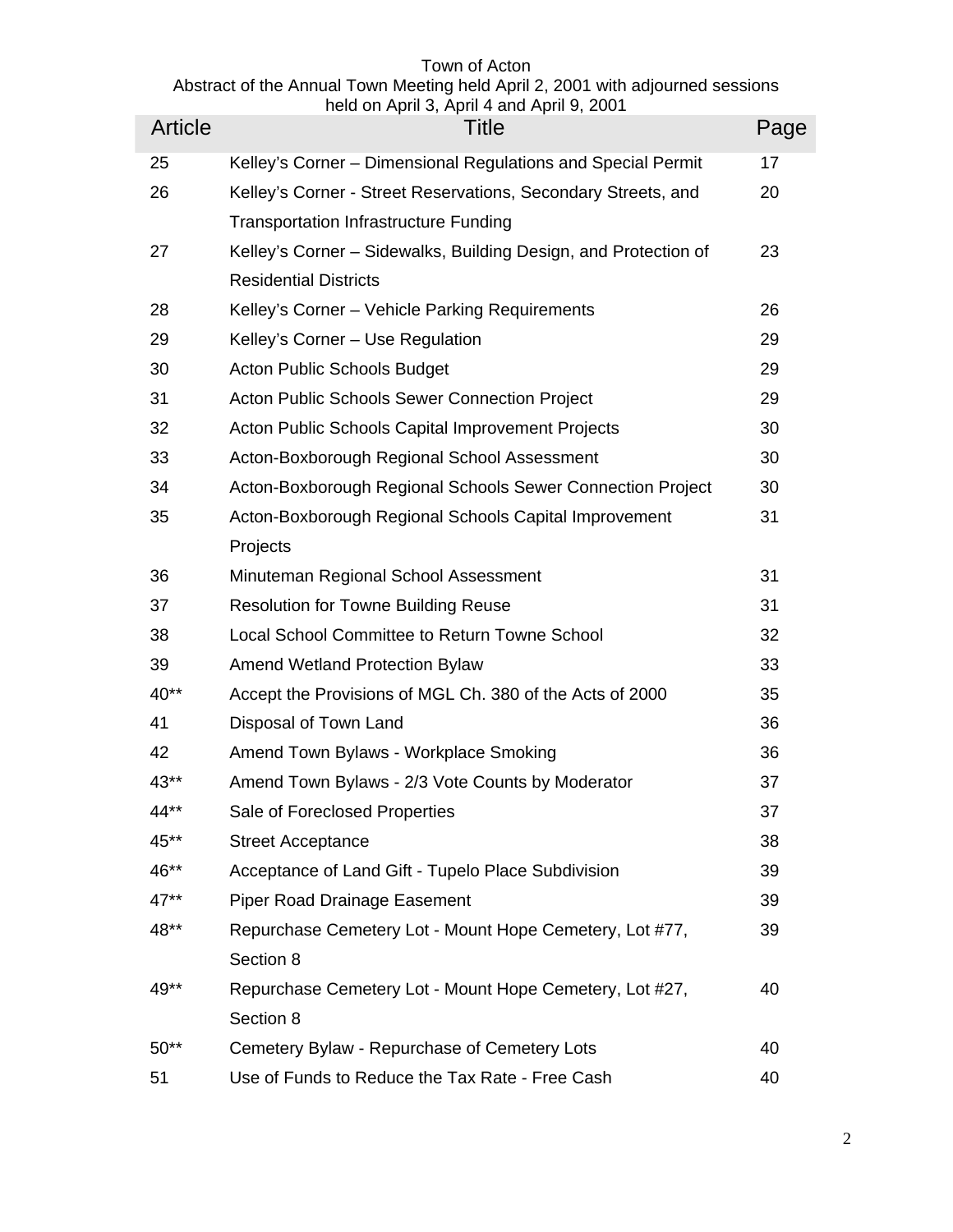Town of Acton
Abstract of the Annual Town Meeting held April 2, 2001 with adjourned sessions held on April 3, April 4 and April 9, 2001

| Article | Title | Page |
|---|---|---|
| 25 | Kelley's Corner – Dimensional Regulations and Special Permit | 17 |
| 26 | Kelley's Corner - Street Reservations, Secondary Streets, and Transportation Infrastructure Funding | 20 |
| 27 | Kelley's Corner – Sidewalks, Building Design, and Protection of Residential Districts | 23 |
| 28 | Kelley's Corner – Vehicle Parking Requirements | 26 |
| 29 | Kelley's Corner – Use Regulation | 29 |
| 30 | Acton Public Schools Budget | 29 |
| 31 | Acton Public Schools Sewer Connection Project | 29 |
| 32 | Acton Public Schools Capital Improvement Projects | 30 |
| 33 | Acton-Boxborough Regional School Assessment | 30 |
| 34 | Acton-Boxborough Regional Schools Sewer Connection Project | 30 |
| 35 | Acton-Boxborough Regional Schools Capital Improvement Projects | 31 |
| 36 | Minuteman Regional School Assessment | 31 |
| 37 | Resolution for Towne Building Reuse | 31 |
| 38 | Local School Committee to Return Towne School | 32 |
| 39 | Amend Wetland Protection Bylaw | 33 |
| 40** | Accept the Provisions of MGL Ch. 380 of the Acts of 2000 | 35 |
| 41 | Disposal of Town Land | 36 |
| 42 | Amend Town Bylaws - Workplace Smoking | 36 |
| 43** | Amend Town Bylaws - 2/3 Vote Counts by Moderator | 37 |
| 44** | Sale of Foreclosed Properties | 37 |
| 45** | Street Acceptance | 38 |
| 46** | Acceptance of Land Gift - Tupelo Place Subdivision | 39 |
| 47** | Piper Road Drainage Easement | 39 |
| 48** | Repurchase Cemetery Lot - Mount Hope Cemetery, Lot #77, Section 8 | 39 |
| 49** | Repurchase Cemetery Lot - Mount Hope Cemetery, Lot #27, Section 8 | 40 |
| 50** | Cemetery Bylaw - Repurchase of Cemetery Lots | 40 |
| 51 | Use of Funds to Reduce the Tax Rate - Free Cash | 40 |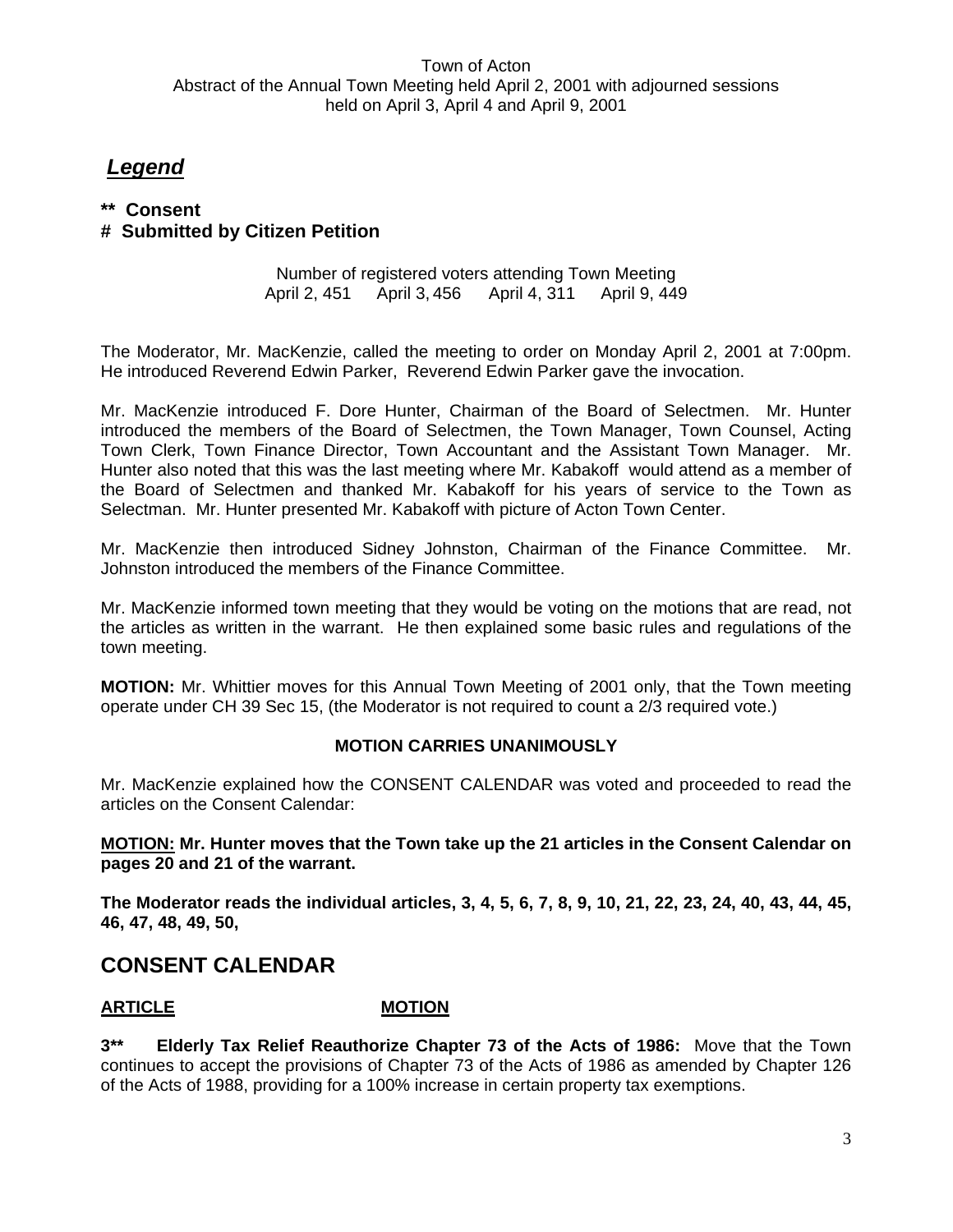Town of Acton
Abstract of the Annual Town Meeting held April 2, 2001 with adjourned sessions held on April 3, April 4 and April 9, 2001

## *Legend*

**** Consent**
**# Submitted by Citizen Petition**

Number of registered voters attending Town Meeting
April 2, 451 April 3, 456 April 4, 311 April 9, 449

The Moderator, Mr. MacKenzie, called the meeting to order on Monday April 2, 2001 at 7:00pm. He introduced Reverend Edwin Parker, Reverend Edwin Parker gave the invocation.

Mr. MacKenzie introduced F. Dore Hunter, Chairman of the Board of Selectmen. Mr. Hunter introduced the members of the Board of Selectmen, the Town Manager, Town Counsel, Acting Town Clerk, Town Finance Director, Town Accountant and the Assistant Town Manager. Mr. Hunter also noted that this was the last meeting where Mr. Kabakoff would attend as a member of the Board of Selectmen and thanked Mr. Kabakoff for his years of service to the Town as Selectman. Mr. Hunter presented Mr. Kabakoff with picture of Acton Town Center.

Mr. MacKenzie then introduced Sidney Johnston, Chairman of the Finance Committee. Mr. Johnston introduced the members of the Finance Committee.

Mr. MacKenzie informed town meeting that they would be voting on the motions that are read, not the articles as written in the warrant. He then explained some basic rules and regulations of the town meeting.

**MOTION:** Mr. Whittier moves for this Annual Town Meeting of 2001 only, that the Town meeting operate under CH 39 Sec 15, (the Moderator is not required to count a 2/3 required vote.)

**MOTION CARRIES UNANIMOUSLY**

Mr. MacKenzie explained how the CONSENT CALENDAR was voted and proceeded to read the articles on the Consent Calendar:

**MOTION: Mr. Hunter moves that the Town take up the 21 articles in the Consent Calendar on pages 20 and 21 of the warrant.**

**The Moderator reads the individual articles, 3, 4, 5, 6, 7, 8, 9, 10, 21, 22, 23, 24, 40, 43, 44, 45, 46, 47, 48, 49, 50,**

## CONSENT CALENDAR

**ARTICLE** **MOTION**

**3**** **Elderly Tax Relief Reauthorize Chapter 73 of the Acts of 1986:** Move that the Town continues to accept the provisions of Chapter 73 of the Acts of 1986 as amended by Chapter 126 of the Acts of 1988, providing for a 100% increase in certain property tax exemptions.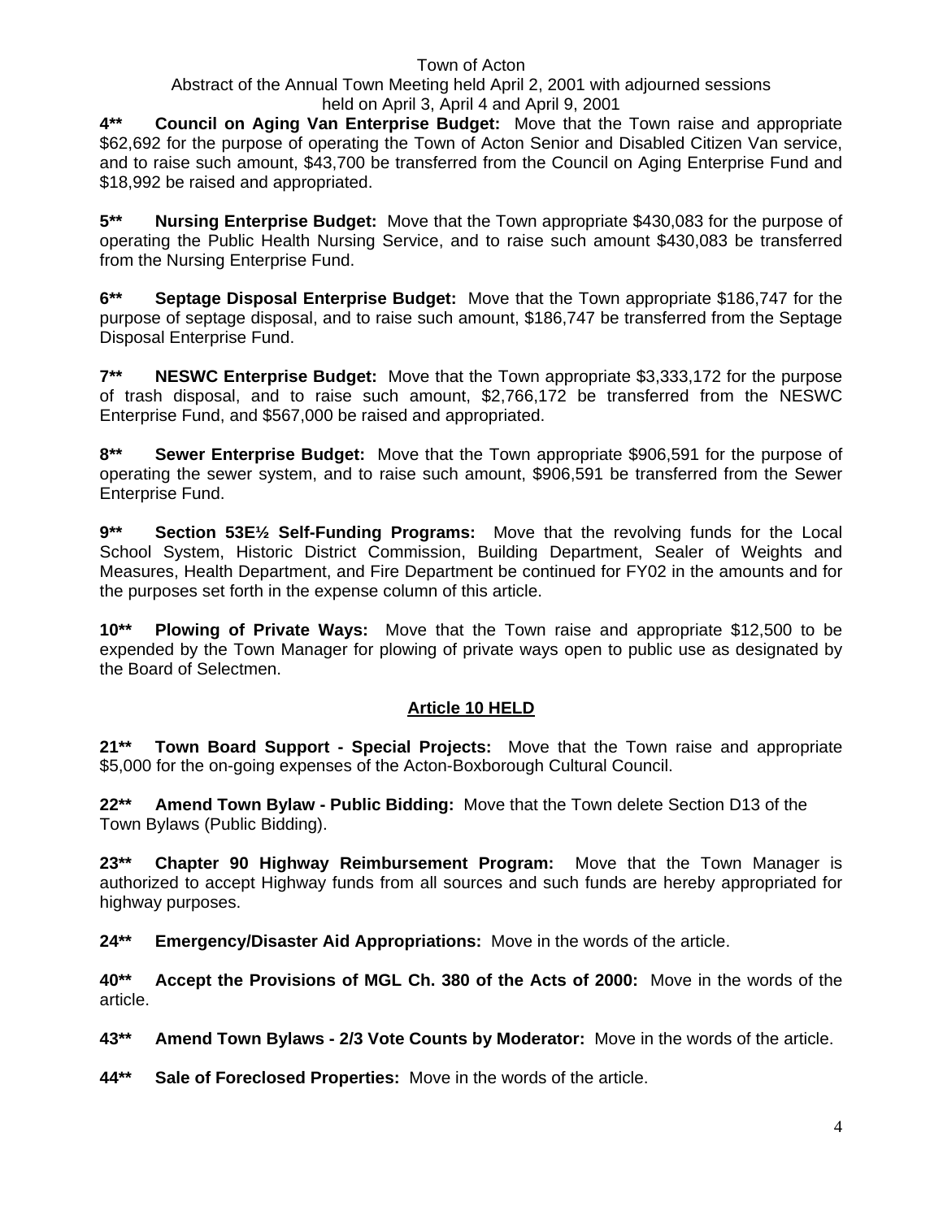**4\*\*** **Council on Aging Van Enterprise Budget:** Move that the Town raise and appropriate $62,692 for the purpose of operating the Town of Acton Senior and Disabled Citizen Van service, and to raise such amount, $43,700 be transferred from the Council on Aging Enterprise Fund and $18,992 be raised and appropriated.

**5\*\*** **Nursing Enterprise Budget:** Move that the Town appropriate $430,083 for the purpose of operating the Public Health Nursing Service, and to raise such amount $430,083 be transferred from the Nursing Enterprise Fund.

**6\*\*** **Septage Disposal Enterprise Budget:** Move that the Town appropriate $186,747 for the purpose of septage disposal, and to raise such amount, $186,747 be transferred from the Septage Disposal Enterprise Fund.

**7\*\*** **NESWC Enterprise Budget:** Move that the Town appropriate $3,333,172 for the purpose of trash disposal, and to raise such amount, $2,766,172 be transferred from the NESWC Enterprise Fund, and $567,000 be raised and appropriated.

**8\*\*** **Sewer Enterprise Budget:** Move that the Town appropriate $906,591 for the purpose of operating the sewer system, and to raise such amount, $906,591 be transferred from the Sewer Enterprise Fund.

**9\*\*** **Section 53E½ Self-Funding Programs:** Move that the revolving funds for the Local School System, Historic District Commission, Building Department, Sealer of Weights and Measures, Health Department, and Fire Department be continued for FY02 in the amounts and for the purposes set forth in the expense column of this article.

**10\*\*** **Plowing of Private Ways:** Move that the Town raise and appropriate $12,500 to be expended by the Town Manager for plowing of private ways open to public use as designated by the Board of Selectmen.

**Article 10 HELD**

**21\*\*** **Town Board Support - Special Projects:** Move that the Town raise and appropriate $5,000 for the on-going expenses of the Acton-Boxborough Cultural Council.

**22\*\*** **Amend Town Bylaw - Public Bidding:** Move that the Town delete Section D13 of the Town Bylaws (Public Bidding).

**23\*\*** **Chapter 90 Highway Reimbursement Program:** Move that the Town Manager is authorized to accept Highway funds from all sources and such funds are hereby appropriated for highway purposes.

**24\*\*** **Emergency/Disaster Aid Appropriations:** Move in the words of the article.

**40\*\*** **Accept the Provisions of MGL Ch. 380 of the Acts of 2000:** Move in the words of the article.

**43\*\*** **Amend Town Bylaws - 2/3 Vote Counts by Moderator:** Move in the words of the article.

**44\*\*** **Sale of Foreclosed Properties:** Move in the words of the article.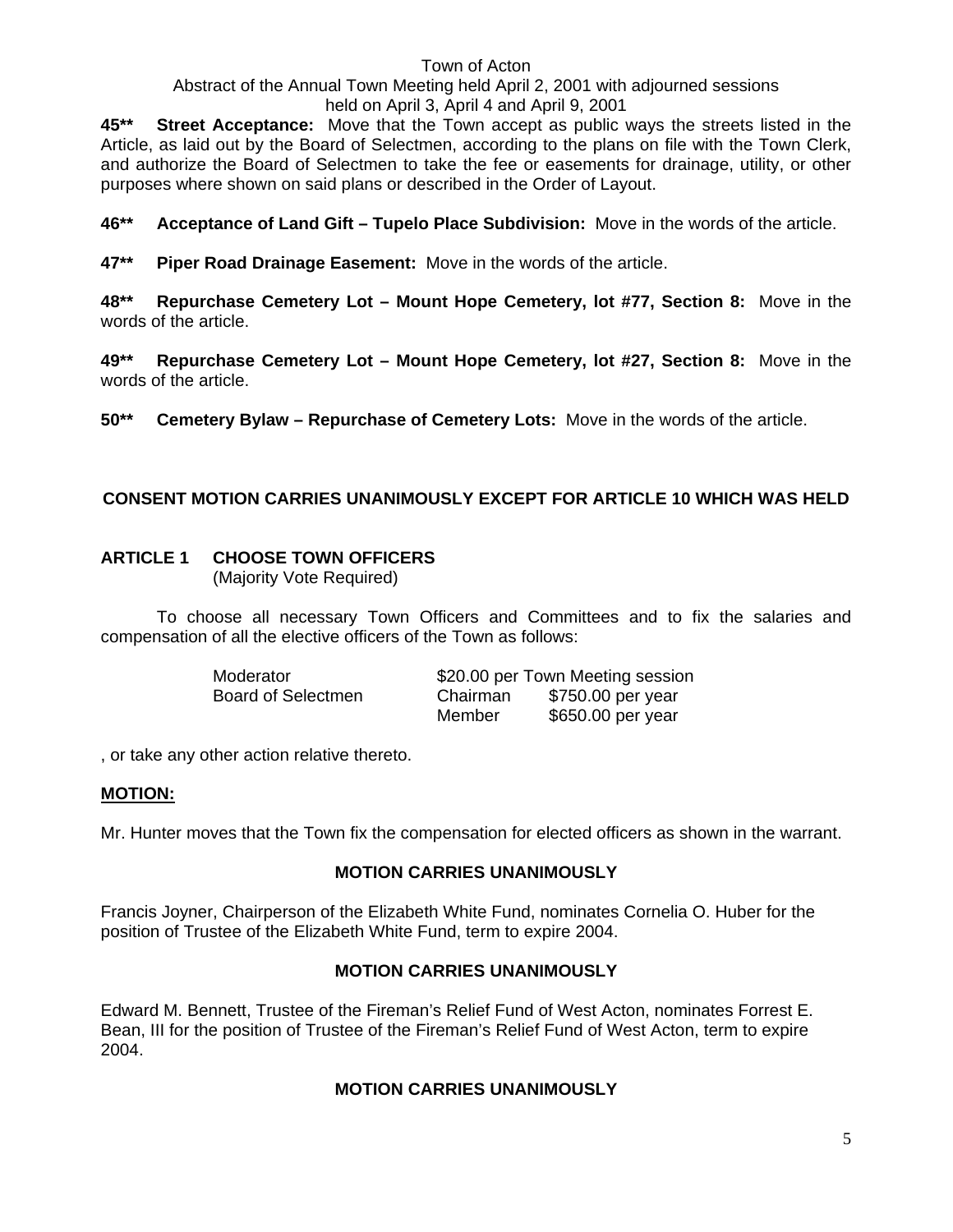Town of Acton
Abstract of the Annual Town Meeting held April 2, 2001 with adjourned sessions
held on April 3, April 4 and April 9, 2001

**45**** **Street Acceptance:** Move that the Town accept as public ways the streets listed in the Article, as laid out by the Board of Selectmen, according to the plans on file with the Town Clerk, and authorize the Board of Selectmen to take the fee or easements for drainage, utility, or other purposes where shown on said plans or described in the Order of Layout.

**46**** **Acceptance of Land Gift – Tupelo Place Subdivision:** Move in the words of the article.

**47**** **Piper Road Drainage Easement:** Move in the words of the article.

**48**** **Repurchase Cemetery Lot – Mount Hope Cemetery, lot #77, Section 8:** Move in the words of the article.

**49**** **Repurchase Cemetery Lot – Mount Hope Cemetery, lot #27, Section 8:** Move in the words of the article.

**50**** **Cemetery Bylaw – Repurchase of Cemetery Lots:** Move in the words of the article.

**CONSENT MOTION CARRIES UNANIMOUSLY EXCEPT FOR ARTICLE 10 WHICH WAS HELD**

## ARTICLE 1 CHOOSE TOWN OFFICERS

(Majority Vote Required)

To choose all necessary Town Officers and Committees and to fix the salaries and compensation of all the elective officers of the Town as follows:

| | | |
|---|---|---|
| Moderator | $20.00 per Town Meeting session | |
| Board of Selectmen | Chairman | $750.00 per year |
| | Member | $650.00 per year |

, or take any other action relative thereto.

**MOTION:**

Mr. Hunter moves that the Town fix the compensation for elected officers as shown in the warrant.

**MOTION CARRIES UNANIMOUSLY**

Francis Joyner, Chairperson of the Elizabeth White Fund, nominates Cornelia O. Huber for the position of Trustee of the Elizabeth White Fund, term to expire 2004.

**MOTION CARRIES UNANIMOUSLY**

Edward M. Bennett, Trustee of the Fireman's Relief Fund of West Acton, nominates Forrest E. Bean, III for the position of Trustee of the Fireman's Relief Fund of West Acton, term to expire 2004.

**MOTION CARRIES UNANIMOUSLY**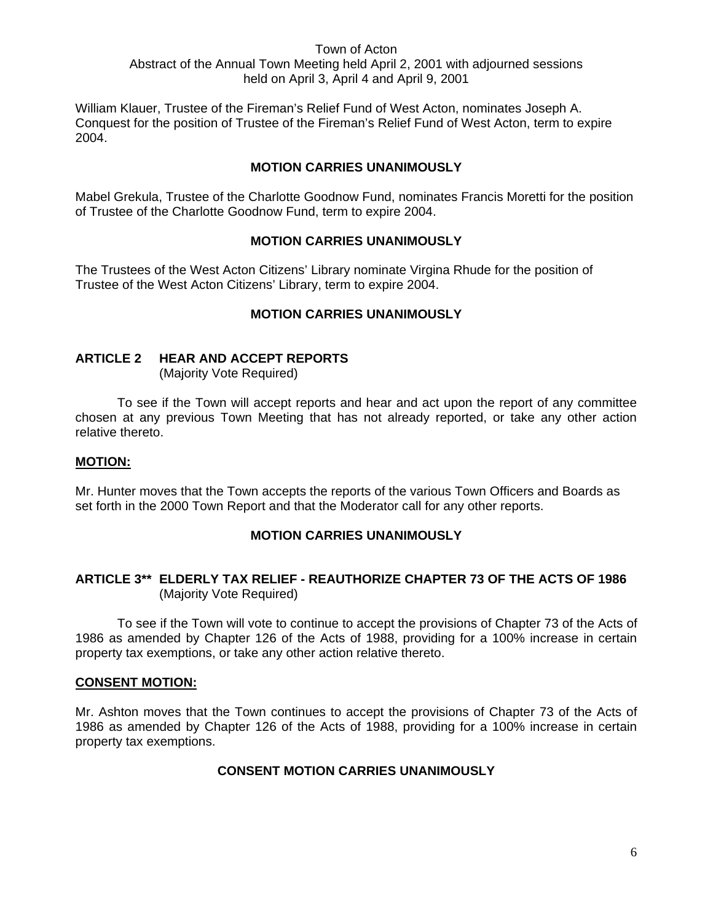Town of Acton
Abstract of the Annual Town Meeting held April 2, 2001 with adjourned sessions held on April 3, April 4 and April 9, 2001

William Klauer, Trustee of the Fireman's Relief Fund of West Acton, nominates Joseph A. Conquest for the position of Trustee of the Fireman's Relief Fund of West Acton, term to expire 2004.

**MOTION CARRIES UNANIMOUSLY**

Mabel Grekula, Trustee of the Charlotte Goodnow Fund, nominates Francis Moretti for the position of Trustee of the Charlotte Goodnow Fund, term to expire 2004.

**MOTION CARRIES UNANIMOUSLY**

The Trustees of the West Acton Citizens' Library nominate Virgina Rhude for the position of Trustee of the West Acton Citizens' Library, term to expire 2004.

**MOTION CARRIES UNANIMOUSLY**

## ARTICLE 2 HEAR AND ACCEPT REPORTS

(Majority Vote Required)

To see if the Town will accept reports and hear and act upon the report of any committee chosen at any previous Town Meeting that has not already reported, or take any other action relative thereto.

**MOTION:**

Mr. Hunter moves that the Town accepts the reports of the various Town Officers and Boards as set forth in the 2000 Town Report and that the Moderator call for any other reports.

**MOTION CARRIES UNANIMOUSLY**

## ARTICLE 3** ELDERLY TAX RELIEF - REAUTHORIZE CHAPTER 73 OF THE ACTS OF 1986

(Majority Vote Required)

To see if the Town will vote to continue to accept the provisions of Chapter 73 of the Acts of 1986 as amended by Chapter 126 of the Acts of 1988, providing for a 100% increase in certain property tax exemptions, or take any other action relative thereto.

**CONSENT MOTION:**

Mr. Ashton moves that the Town continues to accept the provisions of Chapter 73 of the Acts of 1986 as amended by Chapter 126 of the Acts of 1988, providing for a 100% increase in certain property tax exemptions.

**CONSENT MOTION CARRIES UNANIMOUSLY**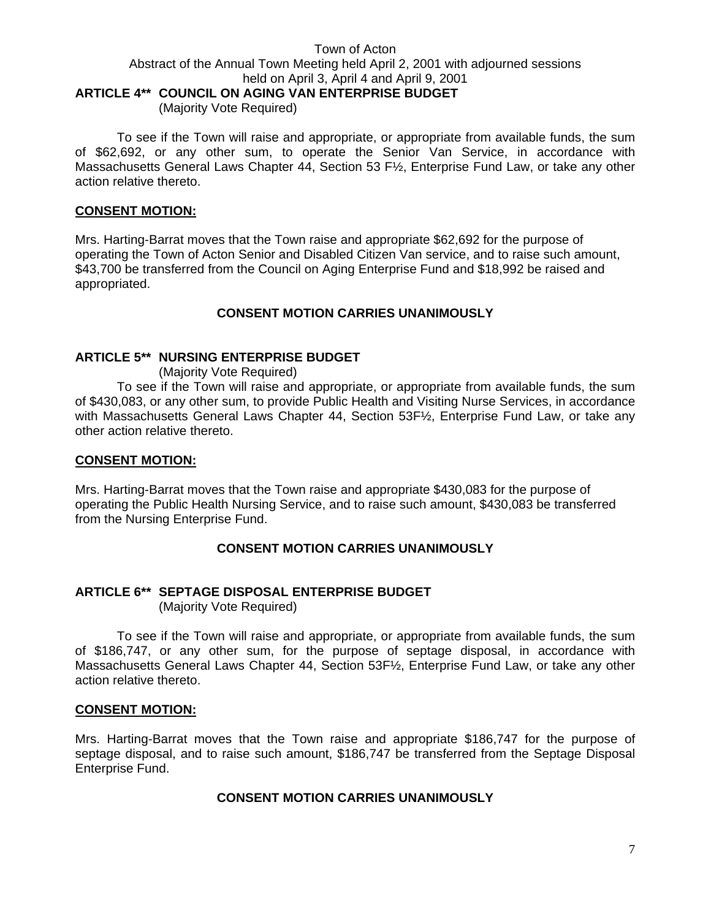Town of Acton
Abstract of the Annual Town Meeting held April 2, 2001 with adjourned sessions held on April 3, April 4 and April 9, 2001

## ARTICLE 4** COUNCIL ON AGING VAN ENTERPRISE BUDGET

(Majority Vote Required)

To see if the Town will raise and appropriate, or appropriate from available funds, the sum of $62,692, or any other sum, to operate the Senior Van Service, in accordance with Massachusetts General Laws Chapter 44, Section 53 F½, Enterprise Fund Law, or take any other action relative thereto.

**CONSENT MOTION:**

Mrs. Harting-Barrat moves that the Town raise and appropriate $62,692 for the purpose of operating the Town of Acton Senior and Disabled Citizen Van service, and to raise such amount, $43,700 be transferred from the Council on Aging Enterprise Fund and $18,992 be raised and appropriated.

**CONSENT MOTION CARRIES UNANIMOUSLY**

## ARTICLE 5** NURSING ENTERPRISE BUDGET

(Majority Vote Required)

To see if the Town will raise and appropriate, or appropriate from available funds, the sum of $430,083, or any other sum, to provide Public Health and Visiting Nurse Services, in accordance with Massachusetts General Laws Chapter 44, Section 53F½, Enterprise Fund Law, or take any other action relative thereto.

**CONSENT MOTION:**

Mrs. Harting-Barrat moves that the Town raise and appropriate $430,083 for the purpose of operating the Public Health Nursing Service, and to raise such amount, $430,083 be transferred from the Nursing Enterprise Fund.

**CONSENT MOTION CARRIES UNANIMOUSLY**

## ARTICLE 6** SEPTAGE DISPOSAL ENTERPRISE BUDGET

(Majority Vote Required)

To see if the Town will raise and appropriate, or appropriate from available funds, the sum of $186,747, or any other sum, for the purpose of septage disposal, in accordance with Massachusetts General Laws Chapter 44, Section 53F½, Enterprise Fund Law, or take any other action relative thereto.

**CONSENT MOTION:**

Mrs. Harting-Barrat moves that the Town raise and appropriate $186,747 for the purpose of septage disposal, and to raise such amount, $186,747 be transferred from the Septage Disposal Enterprise Fund.

**CONSENT MOTION CARRIES UNANIMOUSLY**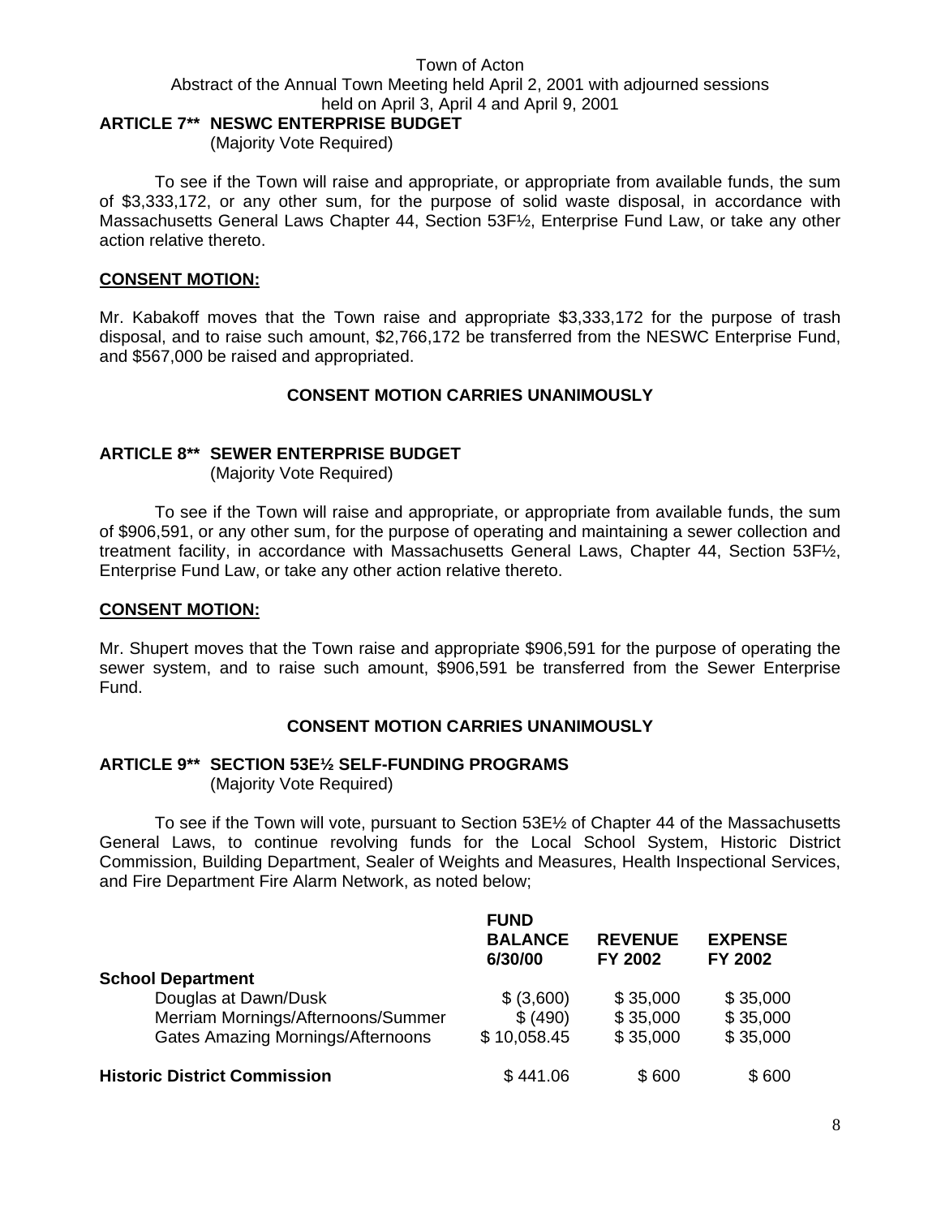Town of Acton
Abstract of the Annual Town Meeting held April 2, 2001 with adjourned sessions held on April 3, April 4 and April 9, 2001

**ARTICLE 7\*\* NESWC ENTERPRISE BUDGET**
(Majority Vote Required)

To see if the Town will raise and appropriate, or appropriate from available funds, the sum of $3,333,172, or any other sum, for the purpose of solid waste disposal, in accordance with Massachusetts General Laws Chapter 44, Section 53F½, Enterprise Fund Law, or take any other action relative thereto.

**CONSENT MOTION:**

Mr. Kabakoff moves that the Town raise and appropriate $3,333,172 for the purpose of trash disposal, and to raise such amount, $2,766,172 be transferred from the NESWC Enterprise Fund, and $567,000 be raised and appropriated.

**CONSENT MOTION CARRIES UNANIMOUSLY**

**ARTICLE 8\*\* SEWER ENTERPRISE BUDGET**
(Majority Vote Required)

To see if the Town will raise and appropriate, or appropriate from available funds, the sum of $906,591, or any other sum, for the purpose of operating and maintaining a sewer collection and treatment facility, in accordance with Massachusetts General Laws, Chapter 44, Section 53F½, Enterprise Fund Law, or take any other action relative thereto.

**CONSENT MOTION:**

Mr. Shupert moves that the Town raise and appropriate $906,591 for the purpose of operating the sewer system, and to raise such amount, $906,591 be transferred from the Sewer Enterprise Fund.

**CONSENT MOTION CARRIES UNANIMOUSLY**

**ARTICLE 9\*\* SECTION 53E½ SELF-FUNDING PROGRAMS**
(Majority Vote Required)

To see if the Town will vote, pursuant to Section 53E½ of Chapter 44 of the Massachusetts General Laws, to continue revolving funds for the Local School System, Historic District Commission, Building Department, Sealer of Weights and Measures, Health Inspectional Services, and Fire Department Fire Alarm Network, as noted below;

| | FUND BALANCE 6/30/00 | REVENUE FY 2002 | EXPENSE FY 2002 |
|---|---|---|---|
| **School Department** | | | |
| Douglas at Dawn/Dusk | $ (3,600) | $ 35,000 | $ 35,000 |
| Merriam Mornings/Afternoons/Summer | $ (490) | $ 35,000 | $ 35,000 |
| Gates Amazing Mornings/Afternoons | $ 10,058.45 | $ 35,000 | $ 35,000 |
| **Historic District Commission** | $ 441.06 | $ 600 | $ 600 |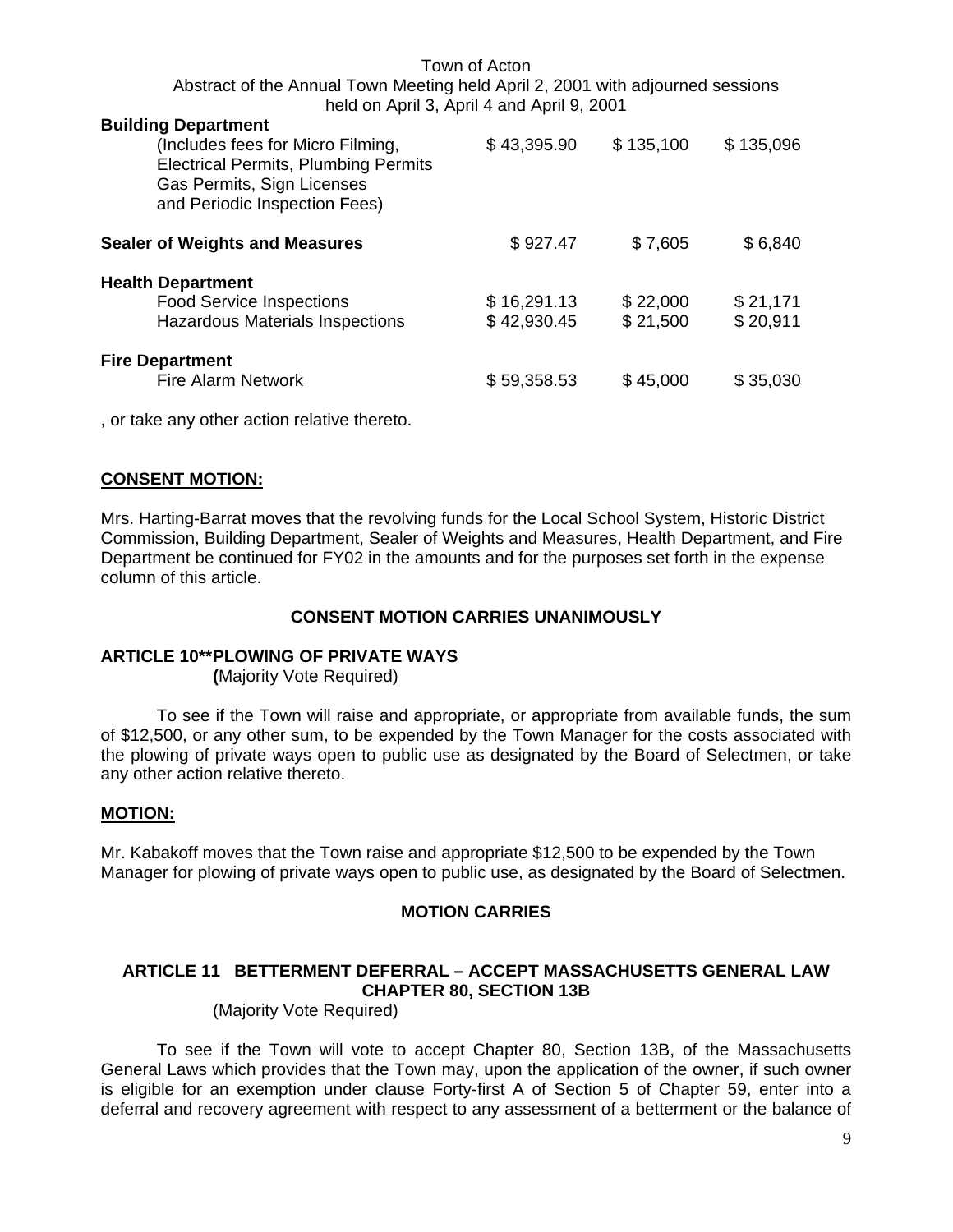| | | | |
|---|---|---|---|
| **Building Department** | | | |
| (Includes fees for Micro Filming, Electrical Permits, Plumbing Permits Gas Permits, Sign Licenses and Periodic Inspection Fees) | $ 43,395.90 | $ 135,100 | $ 135,096 |
| **Sealer of Weights and Measures** | $ 927.47 | $ 7,605 | $ 6,840 |
| **Health Department** | | | |
| Food Service Inspections | $ 16,291.13 | $ 22,000 | $ 21,171 |
| Hazardous Materials Inspections | $ 42,930.45 | $ 21,500 | $ 20,911 |
| **Fire Department** | | | |
| Fire Alarm Network | $ 59,358.53 | $ 45,000 | $ 35,030 |

, or take any other action relative thereto.

**CONSENT MOTION:**

Mrs. Harting-Barrat moves that the revolving funds for the Local School System, Historic District Commission, Building Department, Sealer of Weights and Measures, Health Department, and Fire Department be continued for FY02 in the amounts and for the purposes set forth in the expense column of this article.

**CONSENT MOTION CARRIES UNANIMOUSLY**

**ARTICLE 10**PLOWING OF PRIVATE WAYS**

**(**Majority Vote Required)

To see if the Town will raise and appropriate, or appropriate from available funds, the sum of $12,500, or any other sum, to be expended by the Town Manager for the costs associated with the plowing of private ways open to public use as designated by the Board of Selectmen, or take any other action relative thereto.

**MOTION:**

Mr. Kabakoff moves that the Town raise and appropriate $12,500 to be expended by the Town Manager for plowing of private ways open to public use, as designated by the Board of Selectmen.

**MOTION CARRIES**

**ARTICLE 11 BETTERMENT DEFERRAL – ACCEPT MASSACHUSETTS GENERAL LAW CHAPTER 80, SECTION 13B**

(Majority Vote Required)

To see if the Town will vote to accept Chapter 80, Section 13B, of the Massachusetts General Laws which provides that the Town may, upon the application of the owner, if such owner is eligible for an exemption under clause Forty-first A of Section 5 of Chapter 59, enter into a deferral and recovery agreement with respect to any assessment of a betterment or the balance of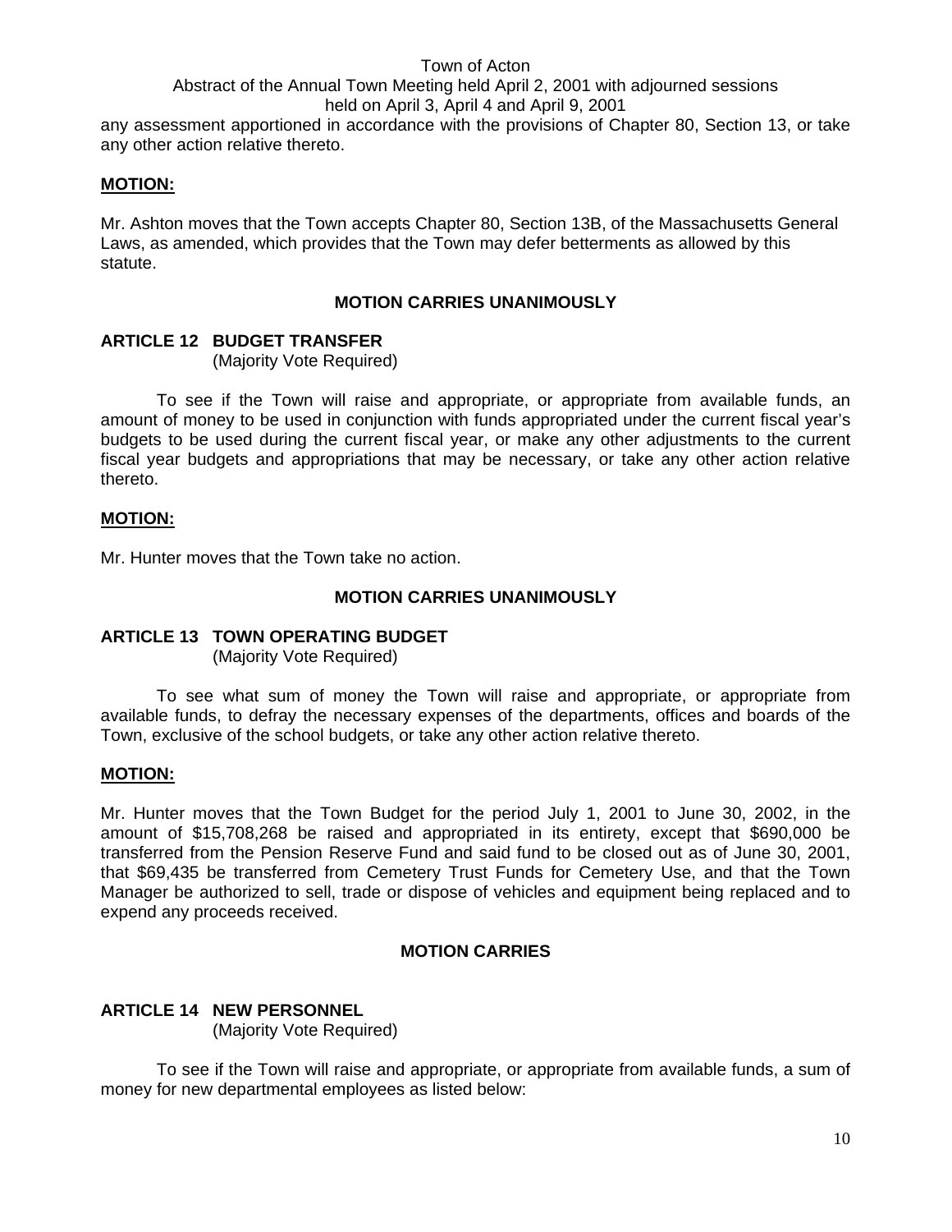any assessment apportioned in accordance with the provisions of Chapter 80, Section 13, or take any other action relative thereto.

**MOTION:**

Mr. Ashton moves that the Town accepts Chapter 80, Section 13B, of the Massachusetts General Laws, as amended, which provides that the Town may defer betterments as allowed by this statute.

**MOTION CARRIES UNANIMOUSLY**

**ARTICLE 12 BUDGET TRANSFER**
(Majority Vote Required)

To see if the Town will raise and appropriate, or appropriate from available funds, an amount of money to be used in conjunction with funds appropriated under the current fiscal year's budgets to be used during the current fiscal year, or make any other adjustments to the current fiscal year budgets and appropriations that may be necessary, or take any other action relative thereto.

**MOTION:**

Mr. Hunter moves that the Town take no action.

**MOTION CARRIES UNANIMOUSLY**

**ARTICLE 13 TOWN OPERATING BUDGET**
(Majority Vote Required)

To see what sum of money the Town will raise and appropriate, or appropriate from available funds, to defray the necessary expenses of the departments, offices and boards of the Town, exclusive of the school budgets, or take any other action relative thereto.

**MOTION:**

Mr. Hunter moves that the Town Budget for the period July 1, 2001 to June 30, 2002, in the amount of $15,708,268 be raised and appropriated in its entirety, except that $690,000 be transferred from the Pension Reserve Fund and said fund to be closed out as of June 30, 2001, that $69,435 be transferred from Cemetery Trust Funds for Cemetery Use, and that the Town Manager be authorized to sell, trade or dispose of vehicles and equipment being replaced and to expend any proceeds received.

**MOTION CARRIES**

**ARTICLE 14 NEW PERSONNEL**
(Majority Vote Required)

To see if the Town will raise and appropriate, or appropriate from available funds, a sum of money for new departmental employees as listed below: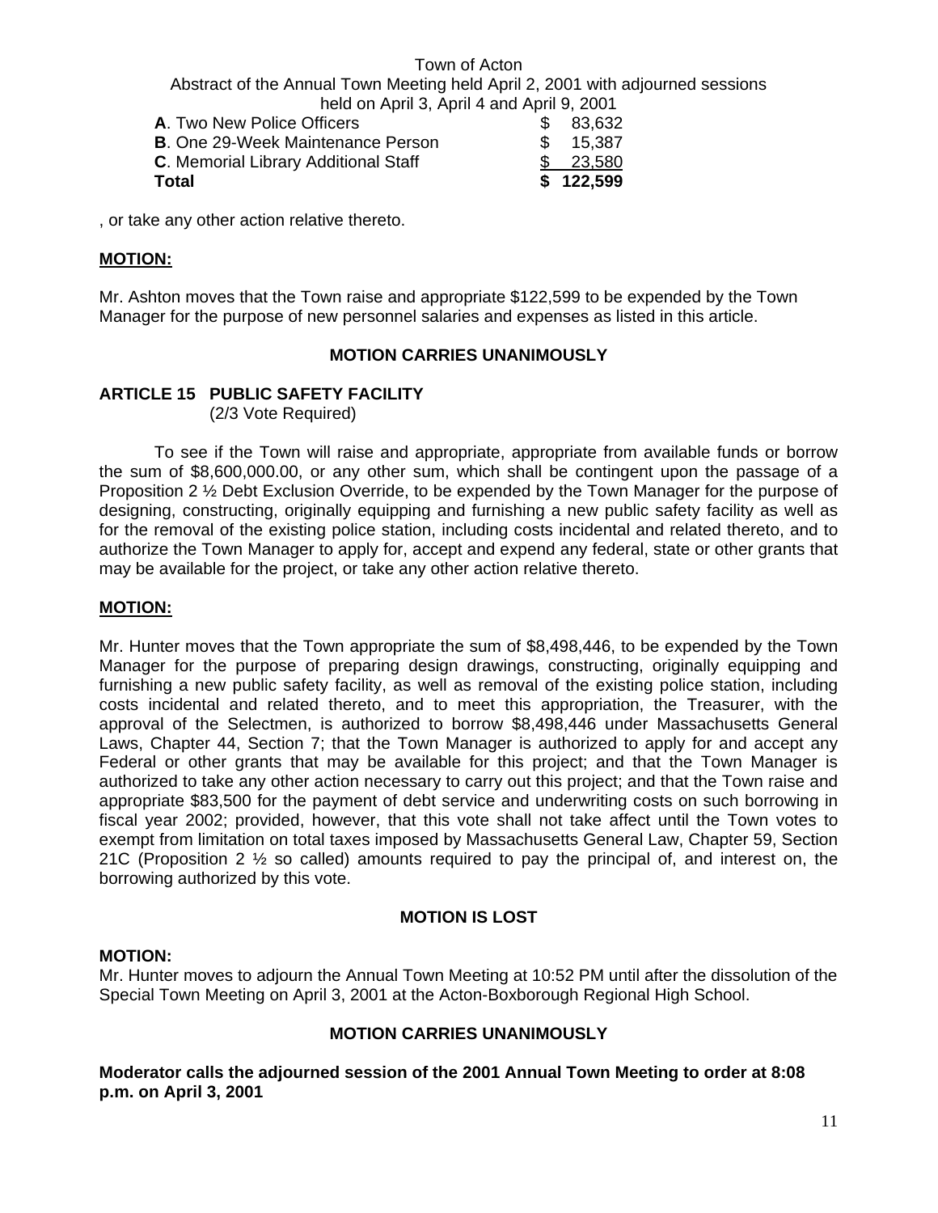| | |
|---|---|
| **A**. Two New Police Officers | $ 83,632 |
| **B**. One 29-Week Maintenance Person | $ 15,387 |
| **C**. Memorial Library Additional Staff | $ 23,580 |
| **Total** | **$ 122,599** |

, or take any other action relative thereto.

**MOTION:**

Mr. Ashton moves that the Town raise and appropriate $122,599 to be expended by the Town Manager for the purpose of new personnel salaries and expenses as listed in this article.

**MOTION CARRIES UNANIMOUSLY**

## ARTICLE 15 PUBLIC SAFETY FACILITY

(2/3 Vote Required)

To see if the Town will raise and appropriate, appropriate from available funds or borrow the sum of $8,600,000.00, or any other sum, which shall be contingent upon the passage of a Proposition 2 ½ Debt Exclusion Override, to be expended by the Town Manager for the purpose of designing, constructing, originally equipping and furnishing a new public safety facility as well as for the removal of the existing police station, including costs incidental and related thereto, and to authorize the Town Manager to apply for, accept and expend any federal, state or other grants that may be available for the project, or take any other action relative thereto.

**MOTION:**

Mr. Hunter moves that the Town appropriate the sum of $8,498,446, to be expended by the Town Manager for the purpose of preparing design drawings, constructing, originally equipping and furnishing a new public safety facility, as well as removal of the existing police station, including costs incidental and related thereto, and to meet this appropriation, the Treasurer, with the approval of the Selectmen, is authorized to borrow $8,498,446 under Massachusetts General Laws, Chapter 44, Section 7; that the Town Manager is authorized to apply for and accept any Federal or other grants that may be available for this project; and that the Town Manager is authorized to take any other action necessary to carry out this project; and that the Town raise and appropriate $83,500 for the payment of debt service and underwriting costs on such borrowing in fiscal year 2002; provided, however, that this vote shall not take affect until the Town votes to exempt from limitation on total taxes imposed by Massachusetts General Law, Chapter 59, Section 21C (Proposition 2 ½ so called) amounts required to pay the principal of, and interest on, the borrowing authorized by this vote.

**MOTION IS LOST**

**MOTION:**

Mr. Hunter moves to adjourn the Annual Town Meeting at 10:52 PM until after the dissolution of the Special Town Meeting on April 3, 2001 at the Acton-Boxborough Regional High School.

**MOTION CARRIES UNANIMOUSLY**

**Moderator calls the adjourned session of the 2001 Annual Town Meeting to order at 8:08 p.m. on April 3, 2001**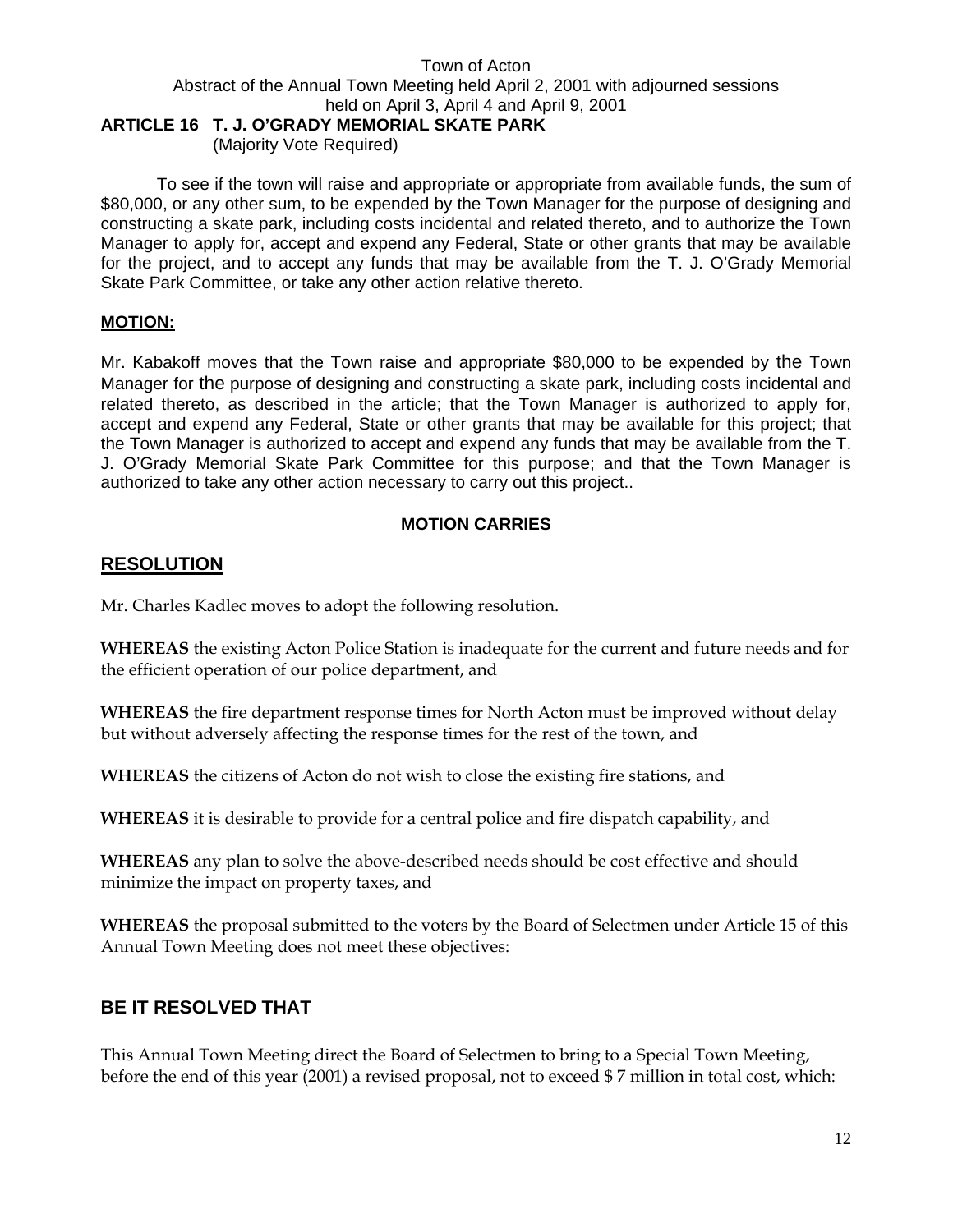### ARTICLE 16 T. J. O'GRADY MEMORIAL SKATE PARK

(Majority Vote Required)

To see if the town will raise and appropriate or appropriate from available funds, the sum of $80,000, or any other sum, to be expended by the Town Manager for the purpose of designing and constructing a skate park, including costs incidental and related thereto, and to authorize the Town Manager to apply for, accept and expend any Federal, State or other grants that may be available for the project, and to accept any funds that may be available from the T. J. O'Grady Memorial Skate Park Committee, or take any other action relative thereto.

**MOTION:**

Mr. Kabakoff moves that the Town raise and appropriate $80,000 to be expended by the Town Manager for the purpose of designing and constructing a skate park, including costs incidental and related thereto, as described in the article; that the Town Manager is authorized to apply for, accept and expend any Federal, State or other grants that may be available for this project; that the Town Manager is authorized to accept and expend any funds that may be available from the T. J. O'Grady Memorial Skate Park Committee for this purpose; and that the Town Manager is authorized to take any other action necessary to carry out this project..

**MOTION CARRIES**

## RESOLUTION

Mr. Charles Kadlec moves to adopt the following resolution.

**WHEREAS** the existing Acton Police Station is inadequate for the current and future needs and for the efficient operation of our police department, and

**WHEREAS** the fire department response times for North Acton must be improved without delay but without adversely affecting the response times for the rest of the town, and

**WHEREAS** the citizens of Acton do not wish to close the existing fire stations, and

**WHEREAS** it is desirable to provide for a central police and fire dispatch capability, and

**WHEREAS** any plan to solve the above-described needs should be cost effective and should minimize the impact on property taxes, and

**WHEREAS** the proposal submitted to the voters by the Board of Selectmen under Article 15 of this Annual Town Meeting does not meet these objectives:

## BE IT RESOLVED THAT

This Annual Town Meeting direct the Board of Selectmen to bring to a Special Town Meeting, before the end of this year (2001) a revised proposal, not to exceed $ 7 million in total cost, which: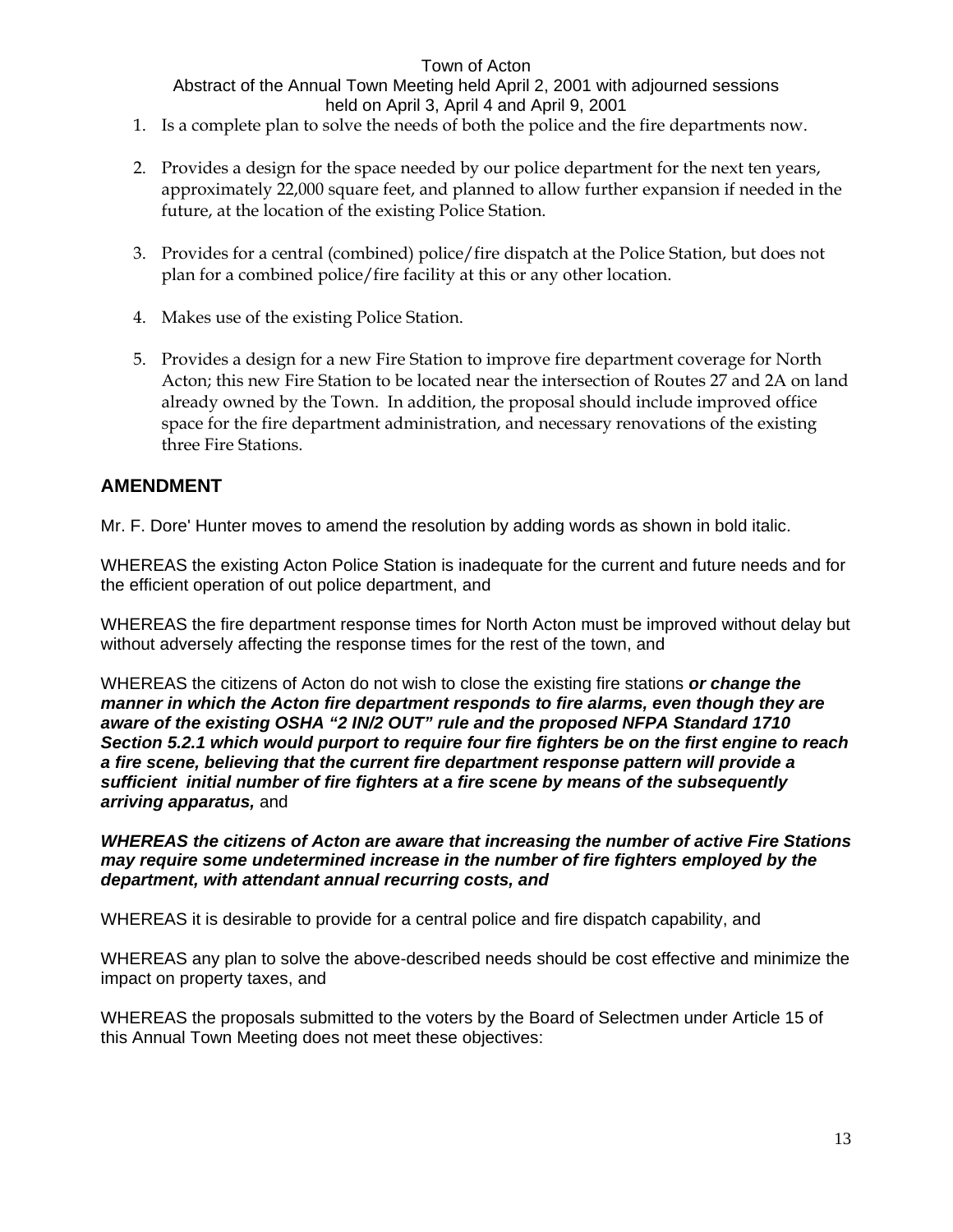1. Is a complete plan to solve the needs of both the police and the fire departments now.

2. Provides a design for the space needed by our police department for the next ten years, approximately 22,000 square feet, and planned to allow further expansion if needed in the future, at the location of the existing Police Station.

3. Provides for a central (combined) police/fire dispatch at the Police Station, but does not plan for a combined police/fire facility at this or any other location.

4. Makes use of the existing Police Station.

5. Provides a design for a new Fire Station to improve fire department coverage for North Acton; this new Fire Station to be located near the intersection of Routes 27 and 2A on land already owned by the Town. In addition, the proposal should include improved office space for the fire department administration, and necessary renovations of the existing three Fire Stations.

## AMENDMENT

Mr. F. Dore' Hunter moves to amend the resolution by adding words as shown in bold italic.

WHEREAS the existing Acton Police Station is inadequate for the current and future needs and for the efficient operation of out police department, and

WHEREAS the fire department response times for North Acton must be improved without delay but without adversely affecting the response times for the rest of the town, and

WHEREAS the citizens of Acton do not wish to close the existing fire stations ***or change the manner in which the Acton fire department responds to fire alarms, even though they are aware of the existing OSHA "2 IN/2 OUT" rule and the proposed NFPA Standard 1710 Section 5.2.1 which would purport to require four fire fighters be on the first engine to reach a fire scene, believing that the current fire department response pattern will provide a sufficient initial number of fire fighters at a fire scene by means of the subsequently arriving apparatus,*** and

***WHEREAS the citizens of Acton are aware that increasing the number of active Fire Stations may require some undetermined increase in the number of fire fighters employed by the department, with attendant annual recurring costs, and***

WHEREAS it is desirable to provide for a central police and fire dispatch capability, and

WHEREAS any plan to solve the above-described needs should be cost effective and minimize the impact on property taxes, and

WHEREAS the proposals submitted to the voters by the Board of Selectmen under Article 15 of this Annual Town Meeting does not meet these objectives: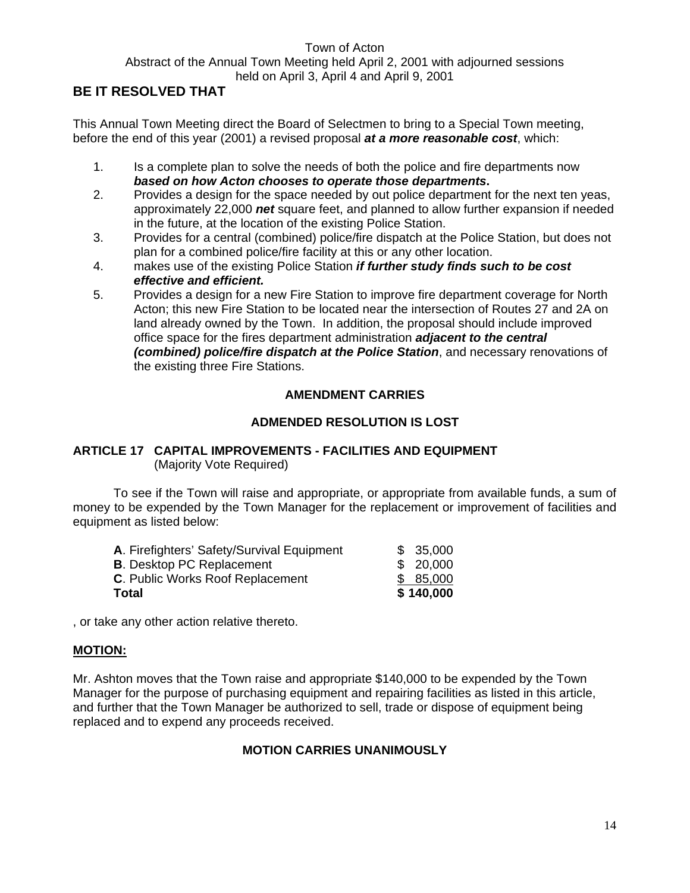Town of Acton
Abstract of the Annual Town Meeting held April 2, 2001 with adjourned sessions held on April 3, April 4 and April 9, 2001

## BE IT RESOLVED THAT

This Annual Town Meeting direct the Board of Selectmen to bring to a Special Town meeting, before the end of this year (2001) a revised proposal ***at a more reasonable cost***, which:

1. Is a complete plan to solve the needs of both the police and fire departments now ***based on how Acton chooses to operate those departments*.**
2. Provides a design for the space needed by out police department for the next ten yeas, approximately 22,000 ***net*** square feet, and planned to allow further expansion if needed in the future, at the location of the existing Police Station.
3. Provides for a central (combined) police/fire dispatch at the Police Station, but does not plan for a combined police/fire facility at this or any other location.
4. makes use of the existing Police Station ***if further study finds such to be cost effective and efficient.***
5. Provides a design for a new Fire Station to improve fire department coverage for North Acton; this new Fire Station to be located near the intersection of Routes 27 and 2A on land already owned by the Town. In addition, the proposal should include improved office space for the fires department administration ***adjacent to the central (combined) police/fire dispatch at the Police Station***, and necessary renovations of the existing three Fire Stations.

**AMENDMENT CARRIES**

**ADMENDED RESOLUTION IS LOST**

## ARTICLE 17 CAPITAL IMPROVEMENTS - FACILITIES AND EQUIPMENT
(Majority Vote Required)

To see if the Town will raise and appropriate, or appropriate from available funds, a sum of money to be expended by the Town Manager for the replacement or improvement of facilities and equipment as listed below:

| | |
|---|---|
| **A**. Firefighters' Safety/Survival Equipment | $ 35,000 |
| **B**. Desktop PC Replacement | $ 20,000 |
| **C**. Public Works Roof Replacement | $ 85,000 |
| **Total** | **$ 140,000** |

, or take any other action relative thereto.

**MOTION:**

Mr. Ashton moves that the Town raise and appropriate $140,000 to be expended by the Town Manager for the purpose of purchasing equipment and repairing facilities as listed in this article, and further that the Town Manager be authorized to sell, trade or dispose of equipment being replaced and to expend any proceeds received.

**MOTION CARRIES UNANIMOUSLY**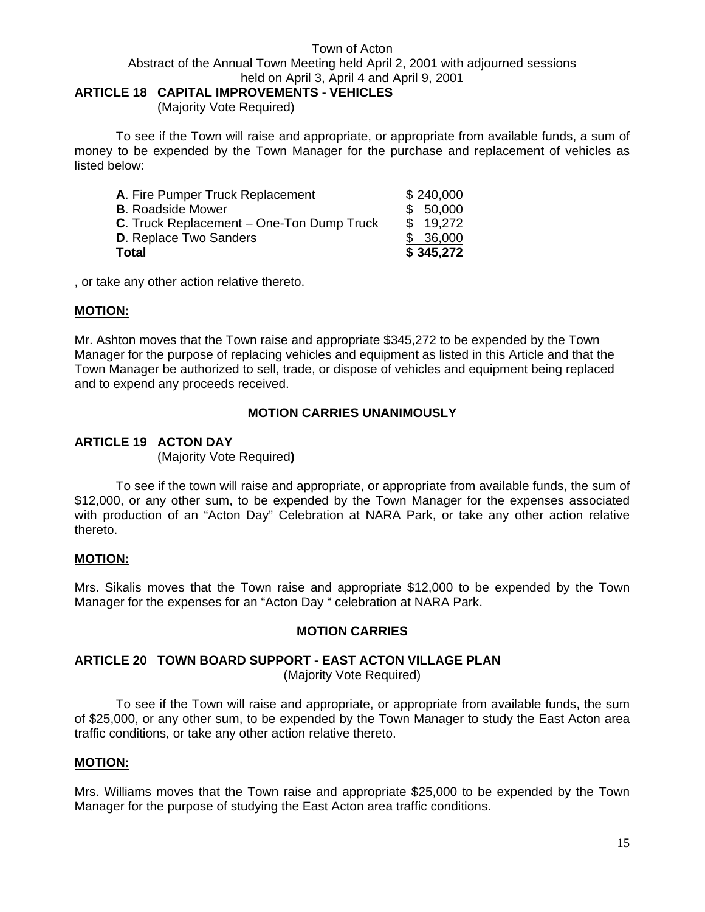Town of Acton
Abstract of the Annual Town Meeting held April 2, 2001 with adjourned sessions held on April 3, April 4 and April 9, 2001

## ARTICLE 18 CAPITAL IMPROVEMENTS - VEHICLES
(Majority Vote Required)

To see if the Town will raise and appropriate, or appropriate from available funds, a sum of money to be expended by the Town Manager for the purchase and replacement of vehicles as listed below:

| | |
|---|---|
| **A**. Fire Pumper Truck Replacement | $ 240,000 |
| **B**. Roadside Mower | $ 50,000 |
| **C**. Truck Replacement – One-Ton Dump Truck | $ 19,272 |
| **D**. Replace Two Sanders | $ 36,000 |
| **Total** | **$ 345,272** |

, or take any other action relative thereto.

**MOTION:**

Mr. Ashton moves that the Town raise and appropriate $345,272 to be expended by the Town Manager for the purpose of replacing vehicles and equipment as listed in this Article and that the Town Manager be authorized to sell, trade, or dispose of vehicles and equipment being replaced and to expend any proceeds received.

**MOTION CARRIES UNANIMOUSLY**

## ARTICLE 19 ACTON DAY
(Majority Vote Required)

To see if the town will raise and appropriate, or appropriate from available funds, the sum of $12,000, or any other sum, to be expended by the Town Manager for the expenses associated with production of an "Acton Day" Celebration at NARA Park, or take any other action relative thereto.

**MOTION:**

Mrs. Sikalis moves that the Town raise and appropriate $12,000 to be expended by the Town Manager for the expenses for an "Acton Day " celebration at NARA Park.

**MOTION CARRIES**

## ARTICLE 20 TOWN BOARD SUPPORT - EAST ACTON VILLAGE PLAN
(Majority Vote Required)

To see if the Town will raise and appropriate, or appropriate from available funds, the sum of $25,000, or any other sum, to be expended by the Town Manager to study the East Acton area traffic conditions, or take any other action relative thereto.

**MOTION:**

Mrs. Williams moves that the Town raise and appropriate $25,000 to be expended by the Town Manager for the purpose of studying the East Acton area traffic conditions.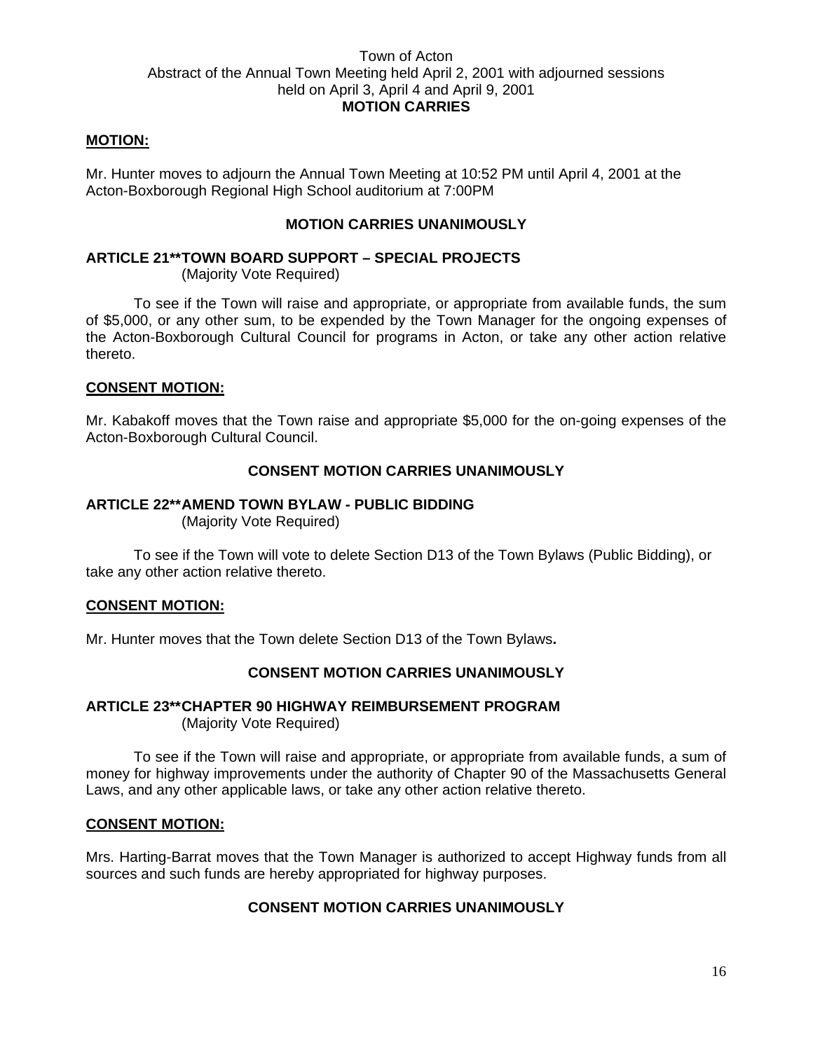Town of Acton
Abstract of the Annual Town Meeting held April 2, 2001 with adjourned sessions held on April 3, April 4 and April 9, 2001

**MOTION CARRIES**

**MOTION:**

Mr. Hunter moves to adjourn the Annual Town Meeting at 10:52 PM until April 4, 2001 at the Acton-Boxborough Regional High School auditorium at 7:00PM

**MOTION CARRIES UNANIMOUSLY**

**ARTICLE 21**TOWN BOARD SUPPORT – SPECIAL PROJECTS**
(Majority Vote Required)

To see if the Town will raise and appropriate, or appropriate from available funds, the sum of $5,000, or any other sum, to be expended by the Town Manager for the ongoing expenses of the Acton-Boxborough Cultural Council for programs in Acton, or take any other action relative thereto.

**CONSENT MOTION:**

Mr. Kabakoff moves that the Town raise and appropriate $5,000 for the on-going expenses of the Acton-Boxborough Cultural Council.

**CONSENT MOTION CARRIES UNANIMOUSLY**

**ARTICLE 22**AMEND TOWN BYLAW - PUBLIC BIDDING**
(Majority Vote Required)

To see if the Town will vote to delete Section D13 of the Town Bylaws (Public Bidding), or take any other action relative thereto.

**CONSENT MOTION:**

Mr. Hunter moves that the Town delete Section D13 of the Town Bylaws**.**

**CONSENT MOTION CARRIES UNANIMOUSLY**

**ARTICLE 23**CHAPTER 90 HIGHWAY REIMBURSEMENT PROGRAM**
(Majority Vote Required)

To see if the Town will raise and appropriate, or appropriate from available funds, a sum of money for highway improvements under the authority of Chapter 90 of the Massachusetts General Laws, and any other applicable laws, or take any other action relative thereto.

**CONSENT MOTION:**

Mrs. Harting-Barrat moves that the Town Manager is authorized to accept Highway funds from all sources and such funds are hereby appropriated for highway purposes.

**CONSENT MOTION CARRIES UNANIMOUSLY**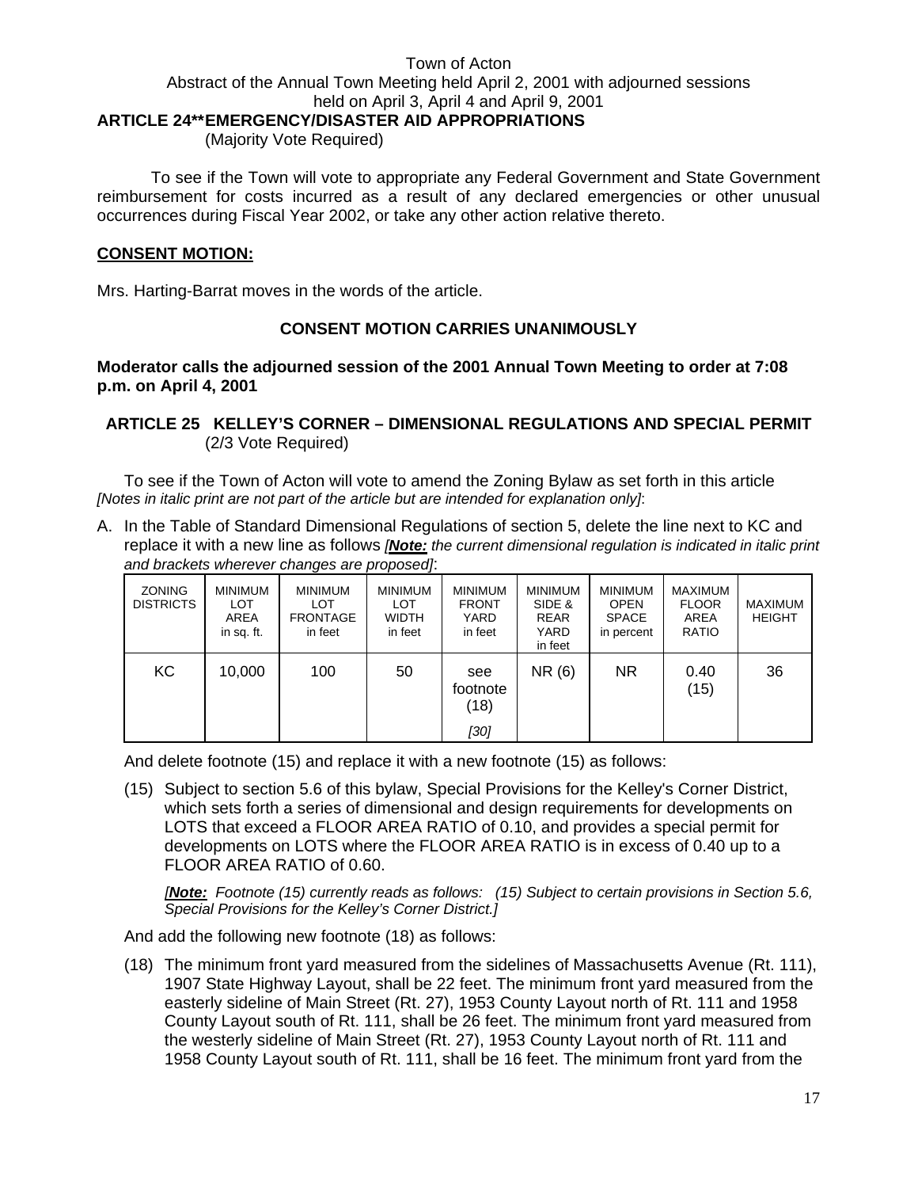Town of Acton
Abstract of the Annual Town Meeting held April 2, 2001 with adjourned sessions held on April 3, April 4 and April 9, 2001

## ARTICLE 24**EMERGENCY/DISASTER AID APPROPRIATIONS
(Majority Vote Required)

To see if the Town will vote to appropriate any Federal Government and State Government reimbursement for costs incurred as a result of any declared emergencies or other unusual occurrences during Fiscal Year 2002, or take any other action relative thereto.

**CONSENT MOTION:**

Mrs. Harting-Barrat moves in the words of the article.

**CONSENT MOTION CARRIES UNANIMOUSLY**

**Moderator calls the adjourned session of the 2001 Annual Town Meeting to order at 7:08 p.m. on April 4, 2001**

## ARTICLE 25 KELLEY'S CORNER – DIMENSIONAL REGULATIONS AND SPECIAL PERMIT
(2/3 Vote Required)

To see if the Town of Acton will vote to amend the Zoning Bylaw as set forth in this article *[Notes in italic print are not part of the article but are intended for explanation only]*:

A. In the Table of Standard Dimensional Regulations of section 5, delete the line next to KC and replace it with a new line as follows *[**Note:** the current dimensional regulation is indicated in italic print and brackets wherever changes are proposed]*:

| ZONING DISTRICTS | MINIMUM LOT AREA in sq. ft. | MINIMUM LOT FRONTAGE in feet | MINIMUM LOT WIDTH in feet | MINIMUM FRONT YARD in feet | MINIMUM SIDE & REAR YARD in feet | MINIMUM OPEN SPACE in percent | MAXIMUM FLOOR AREA RATIO | MAXIMUM HEIGHT |
|---|---|---|---|---|---|---|---|---|
| KC | 10,000 | 100 | 50 | see footnote (18) *[30]* | NR (6) | NR | 0.40 (15) | 36 |

And delete footnote (15) and replace it with a new footnote (15) as follows:

(15) Subject to section 5.6 of this bylaw, Special Provisions for the Kelley's Corner District, which sets forth a series of dimensional and design requirements for developments on LOTS that exceed a FLOOR AREA RATIO of 0.10, and provides a special permit for developments on LOTS where the FLOOR AREA RATIO is in excess of 0.40 up to a FLOOR AREA RATIO of 0.60.

*[**Note:** Footnote (15) currently reads as follows: (15) Subject to certain provisions in Section 5.6, Special Provisions for the Kelley's Corner District.]*

And add the following new footnote (18) as follows:

(18) The minimum front yard measured from the sidelines of Massachusetts Avenue (Rt. 111), 1907 State Highway Layout, shall be 22 feet. The minimum front yard measured from the easterly sideline of Main Street (Rt. 27), 1953 County Layout north of Rt. 111 and 1958 County Layout south of Rt. 111, shall be 26 feet. The minimum front yard measured from the westerly sideline of Main Street (Rt. 27), 1953 County Layout north of Rt. 111 and 1958 County Layout south of Rt. 111, shall be 16 feet. The minimum front yard from the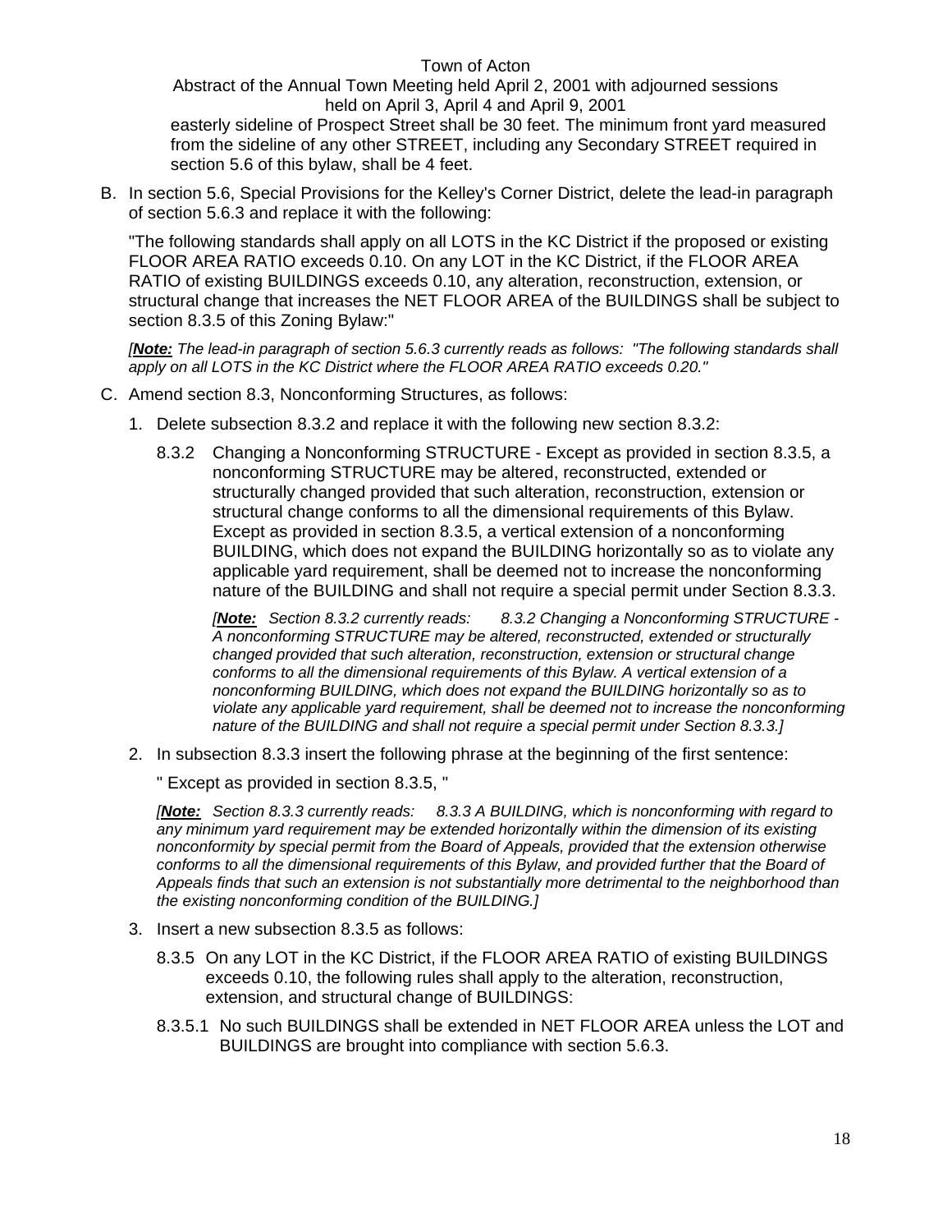easterly sideline of Prospect Street shall be 30 feet. The minimum front yard measured from the sideline of any other STREET, including any Secondary STREET required in section 5.6 of this bylaw, shall be 4 feet.

B. In section 5.6, Special Provisions for the Kelley's Corner District, delete the lead-in paragraph of section 5.6.3 and replace it with the following:

   "The following standards shall apply on all LOTS in the KC District if the proposed or existing FLOOR AREA RATIO exceeds 0.10. On any LOT in the KC District, if the FLOOR AREA RATIO of existing BUILDINGS exceeds 0.10, any alteration, reconstruction, extension, or structural change that increases the NET FLOOR AREA of the BUILDINGS shall be subject to section 8.3.5 of this Zoning Bylaw:"

   *[**Note:** The lead-in paragraph of section 5.6.3 currently reads as follows: "The following standards shall apply on all LOTS in the KC District where the FLOOR AREA RATIO exceeds 0.20."*

C. Amend section 8.3, Nonconforming Structures, as follows:

   1. Delete subsection 8.3.2 and replace it with the following new section 8.3.2:

      8.3.2 Changing a Nonconforming STRUCTURE - Except as provided in section 8.3.5, a nonconforming STRUCTURE may be altered, reconstructed, extended or structurally changed provided that such alteration, reconstruction, extension or structural change conforms to all the dimensional requirements of this Bylaw. Except as provided in section 8.3.5, a vertical extension of a nonconforming BUILDING, which does not expand the BUILDING horizontally so as to violate any applicable yard requirement, shall be deemed not to increase the nonconforming nature of the BUILDING and shall not require a special permit under Section 8.3.3.

      *[**Note:** Section 8.3.2 currently reads: 8.3.2 Changing a Nonconforming STRUCTURE - A nonconforming STRUCTURE may be altered, reconstructed, extended or structurally changed provided that such alteration, reconstruction, extension or structural change conforms to all the dimensional requirements of this Bylaw. A vertical extension of a nonconforming BUILDING, which does not expand the BUILDING horizontally so as to violate any applicable yard requirement, shall be deemed not to increase the nonconforming nature of the BUILDING and shall not require a special permit under Section 8.3.3.]*

   2. In subsection 8.3.3 insert the following phrase at the beginning of the first sentence:

      " Except as provided in section 8.3.5, "

      *[**Note:** Section 8.3.3 currently reads: 8.3.3 A BUILDING, which is nonconforming with regard to any minimum yard requirement may be extended horizontally within the dimension of its existing nonconformity by special permit from the Board of Appeals, provided that the extension otherwise conforms to all the dimensional requirements of this Bylaw, and provided further that the Board of Appeals finds that such an extension is not substantially more detrimental to the neighborhood than the existing nonconforming condition of the BUILDING.]*

   3. Insert a new subsection 8.3.5 as follows:

      8.3.5 On any LOT in the KC District, if the FLOOR AREA RATIO of existing BUILDINGS exceeds 0.10, the following rules shall apply to the alteration, reconstruction, extension, and structural change of BUILDINGS:

      8.3.5.1 No such BUILDINGS shall be extended in NET FLOOR AREA unless the LOT and BUILDINGS are brought into compliance with section 5.6.3.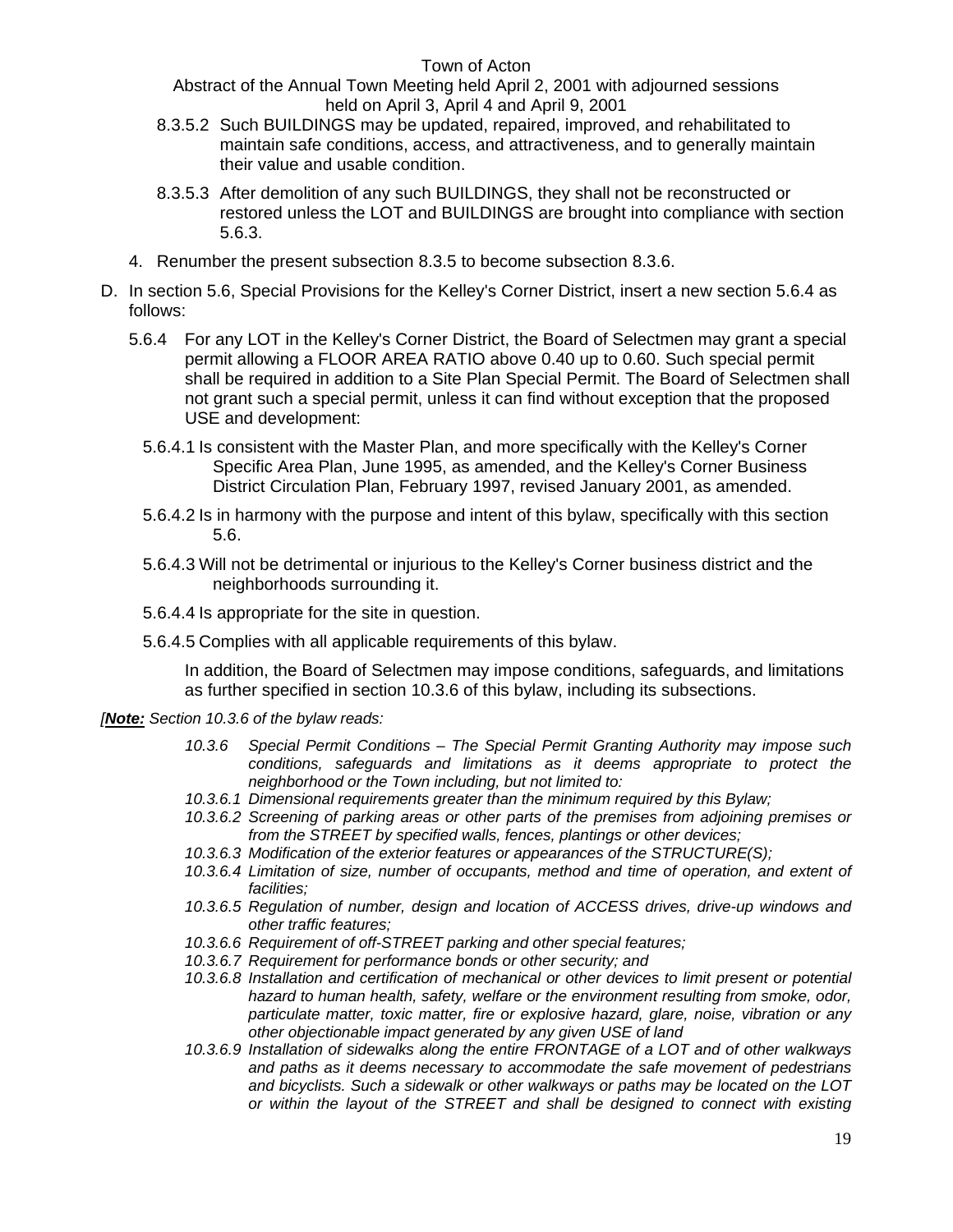8.3.5.2 Such BUILDINGS may be updated, repaired, improved, and rehabilitated to maintain safe conditions, access, and attractiveness, and to generally maintain their value and usable condition.

8.3.5.3 After demolition of any such BUILDINGS, they shall not be reconstructed or restored unless the LOT and BUILDINGS are brought into compliance with section 5.6.3.

4. Renumber the present subsection 8.3.5 to become subsection 8.3.6.

D. In section 5.6, Special Provisions for the Kelley's Corner District, insert a new section 5.6.4 as follows:

5.6.4 For any LOT in the Kelley's Corner District, the Board of Selectmen may grant a special permit allowing a FLOOR AREA RATIO above 0.40 up to 0.60. Such special permit shall be required in addition to a Site Plan Special Permit. The Board of Selectmen shall not grant such a special permit, unless it can find without exception that the proposed USE and development:

5.6.4.1 Is consistent with the Master Plan, and more specifically with the Kelley's Corner Specific Area Plan, June 1995, as amended, and the Kelley's Corner Business District Circulation Plan, February 1997, revised January 2001, as amended.

5.6.4.2 Is in harmony with the purpose and intent of this bylaw, specifically with this section 5.6.

5.6.4.3 Will not be detrimental or injurious to the Kelley's Corner business district and the neighborhoods surrounding it.

5.6.4.4 Is appropriate for the site in question.

5.6.4.5 Complies with all applicable requirements of this bylaw.

In addition, the Board of Selectmen may impose conditions, safeguards, and limitations as further specified in section 10.3.6 of this bylaw, including its subsections.

*[**Note:** Section 10.3.6 of the bylaw reads:*

*10.3.6 Special Permit Conditions – The Special Permit Granting Authority may impose such conditions, safeguards and limitations as it deems appropriate to protect the neighborhood or the Town including, but not limited to:*

*10.3.6.1 Dimensional requirements greater than the minimum required by this Bylaw;*

*10.3.6.2 Screening of parking areas or other parts of the premises from adjoining premises or from the STREET by specified walls, fences, plantings or other devices;*

*10.3.6.3 Modification of the exterior features or appearances of the STRUCTURE(S);*

*10.3.6.4 Limitation of size, number of occupants, method and time of operation, and extent of facilities;*

*10.3.6.5 Regulation of number, design and location of ACCESS drives, drive-up windows and other traffic features;*

*10.3.6.6 Requirement of off-STREET parking and other special features;*

*10.3.6.7 Requirement for performance bonds or other security; and*

*10.3.6.8 Installation and certification of mechanical or other devices to limit present or potential hazard to human health, safety, welfare or the environment resulting from smoke, odor, particulate matter, toxic matter, fire or explosive hazard, glare, noise, vibration or any other objectionable impact generated by any given USE of land*

*10.3.6.9 Installation of sidewalks along the entire FRONTAGE of a LOT and of other walkways and paths as it deems necessary to accommodate the safe movement of pedestrians and bicyclists. Such a sidewalk or other walkways or paths may be located on the LOT or within the layout of the STREET and shall be designed to connect with existing*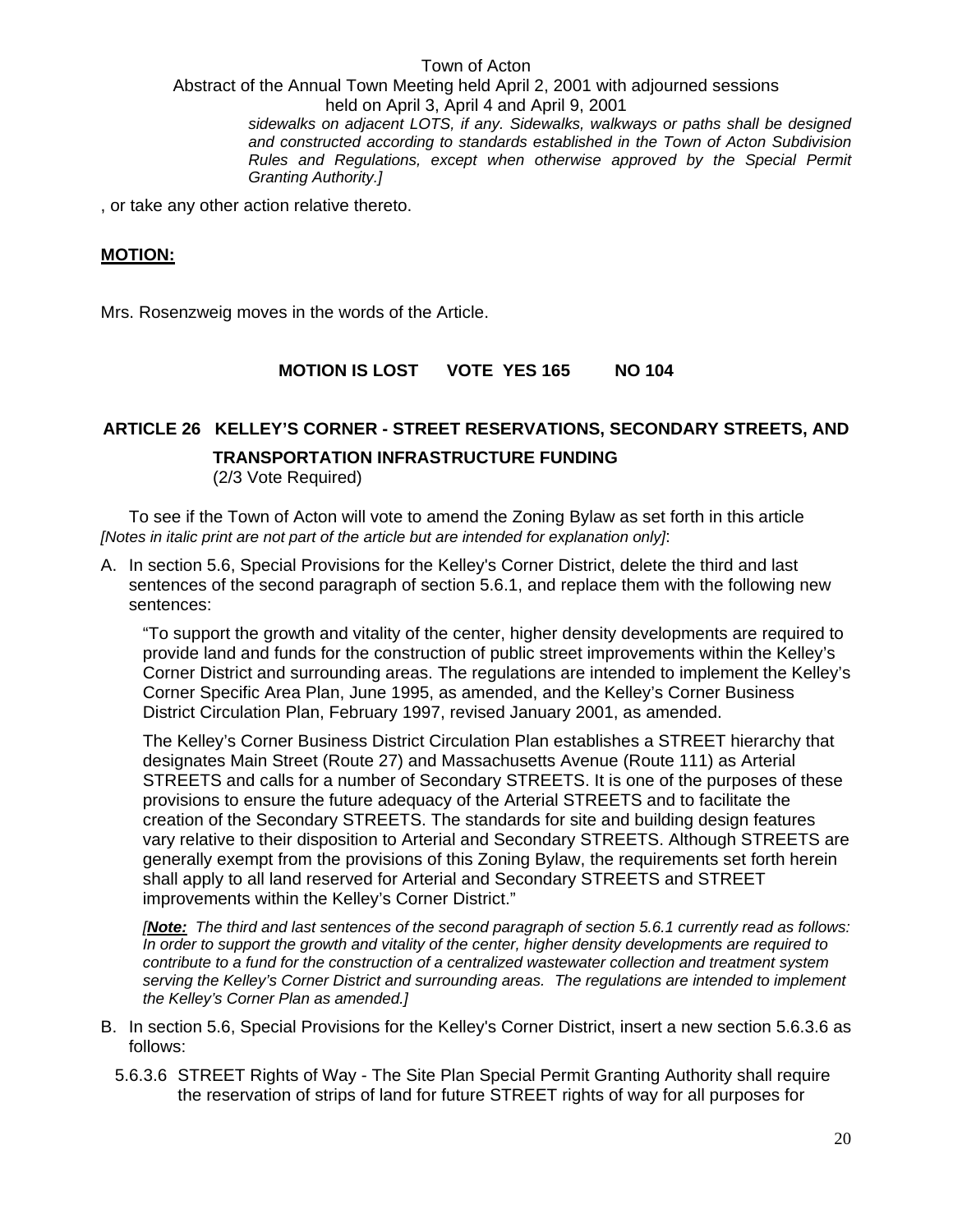*sidewalks on adjacent LOTS, if any. Sidewalks, walkways or paths shall be designed and constructed according to standards established in the Town of Acton Subdivision Rules and Regulations, except when otherwise approved by the Special Permit Granting Authority.]*

, or take any other action relative thereto.

**MOTION:**

Mrs. Rosenzweig moves in the words of the Article.

**MOTION IS LOST VOTE YES 165 NO 104**

## ARTICLE 26 KELLEY'S CORNER - STREET RESERVATIONS, SECONDARY STREETS, AND TRANSPORTATION INFRASTRUCTURE FUNDING

(2/3 Vote Required)

To see if the Town of Acton will vote to amend the Zoning Bylaw as set forth in this article *[Notes in italic print are not part of the article but are intended for explanation only]*:

A. In section 5.6, Special Provisions for the Kelley's Corner District, delete the third and last sentences of the second paragraph of section 5.6.1, and replace them with the following new sentences:

   "To support the growth and vitality of the center, higher density developments are required to provide land and funds for the construction of public street improvements within the Kelley's Corner District and surrounding areas. The regulations are intended to implement the Kelley's Corner Specific Area Plan, June 1995, as amended, and the Kelley's Corner Business District Circulation Plan, February 1997, revised January 2001, as amended.

   The Kelley's Corner Business District Circulation Plan establishes a STREET hierarchy that designates Main Street (Route 27) and Massachusetts Avenue (Route 111) as Arterial STREETS and calls for a number of Secondary STREETS. It is one of the purposes of these provisions to ensure the future adequacy of the Arterial STREETS and to facilitate the creation of the Secondary STREETS. The standards for site and building design features vary relative to their disposition to Arterial and Secondary STREETS. Although STREETS are generally exempt from the provisions of this Zoning Bylaw, the requirements set forth herein shall apply to all land reserved for Arterial and Secondary STREETS and STREET improvements within the Kelley's Corner District."

   *[**Note:** The third and last sentences of the second paragraph of section 5.6.1 currently read as follows: In order to support the growth and vitality of the center, higher density developments are required to contribute to a fund for the construction of a centralized wastewater collection and treatment system serving the Kelley's Corner District and surrounding areas. The regulations are intended to implement the Kelley's Corner Plan as amended.]*

B. In section 5.6, Special Provisions for the Kelley's Corner District, insert a new section 5.6.3.6 as follows:

   5.6.3.6 STREET Rights of Way - The Site Plan Special Permit Granting Authority shall require the reservation of strips of land for future STREET rights of way for all purposes for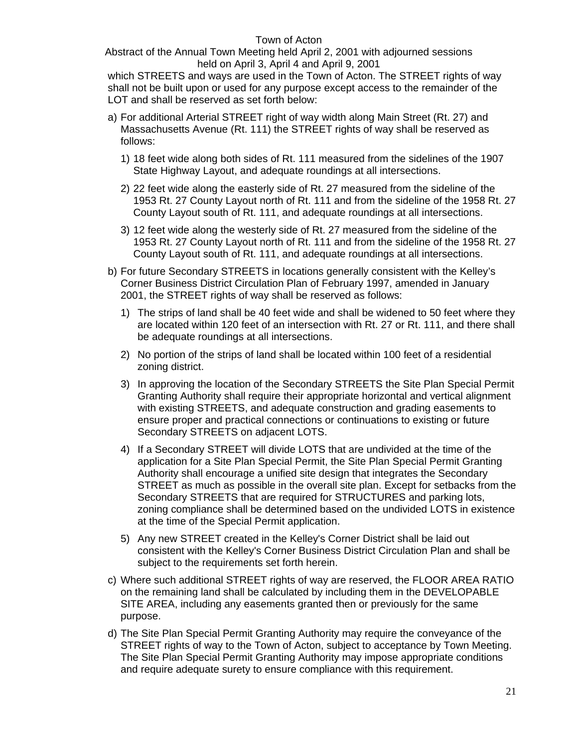which STREETS and ways are used in the Town of Acton. The STREET rights of way shall not be built upon or used for any purpose except access to the remainder of the LOT and shall be reserved as set forth below:

a) For additional Arterial STREET right of way width along Main Street (Rt. 27) and Massachusetts Avenue (Rt. 111) the STREET rights of way shall be reserved as follows:

   1) 18 feet wide along both sides of Rt. 111 measured from the sidelines of the 1907 State Highway Layout, and adequate roundings at all intersections.

   2) 22 feet wide along the easterly side of Rt. 27 measured from the sideline of the 1953 Rt. 27 County Layout north of Rt. 111 and from the sideline of the 1958 Rt. 27 County Layout south of Rt. 111, and adequate roundings at all intersections.

   3) 12 feet wide along the westerly side of Rt. 27 measured from the sideline of the 1953 Rt. 27 County Layout north of Rt. 111 and from the sideline of the 1958 Rt. 27 County Layout south of Rt. 111, and adequate roundings at all intersections.

b) For future Secondary STREETS in locations generally consistent with the Kelley's Corner Business District Circulation Plan of February 1997, amended in January 2001, the STREET rights of way shall be reserved as follows:

   1) The strips of land shall be 40 feet wide and shall be widened to 50 feet where they are located within 120 feet of an intersection with Rt. 27 or Rt. 111, and there shall be adequate roundings at all intersections.

   2) No portion of the strips of land shall be located within 100 feet of a residential zoning district.

   3) In approving the location of the Secondary STREETS the Site Plan Special Permit Granting Authority shall require their appropriate horizontal and vertical alignment with existing STREETS, and adequate construction and grading easements to ensure proper and practical connections or continuations to existing or future Secondary STREETS on adjacent LOTS.

   4) If a Secondary STREET will divide LOTS that are undivided at the time of the application for a Site Plan Special Permit, the Site Plan Special Permit Granting Authority shall encourage a unified site design that integrates the Secondary STREET as much as possible in the overall site plan. Except for setbacks from the Secondary STREETS that are required for STRUCTURES and parking lots, zoning compliance shall be determined based on the undivided LOTS in existence at the time of the Special Permit application.

   5) Any new STREET created in the Kelley's Corner District shall be laid out consistent with the Kelley's Corner Business District Circulation Plan and shall be subject to the requirements set forth herein.

c) Where such additional STREET rights of way are reserved, the FLOOR AREA RATIO on the remaining land shall be calculated by including them in the DEVELOPABLE SITE AREA, including any easements granted then or previously for the same purpose.

d) The Site Plan Special Permit Granting Authority may require the conveyance of the STREET rights of way to the Town of Acton, subject to acceptance by Town Meeting. The Site Plan Special Permit Granting Authority may impose appropriate conditions and require adequate surety to ensure compliance with this requirement.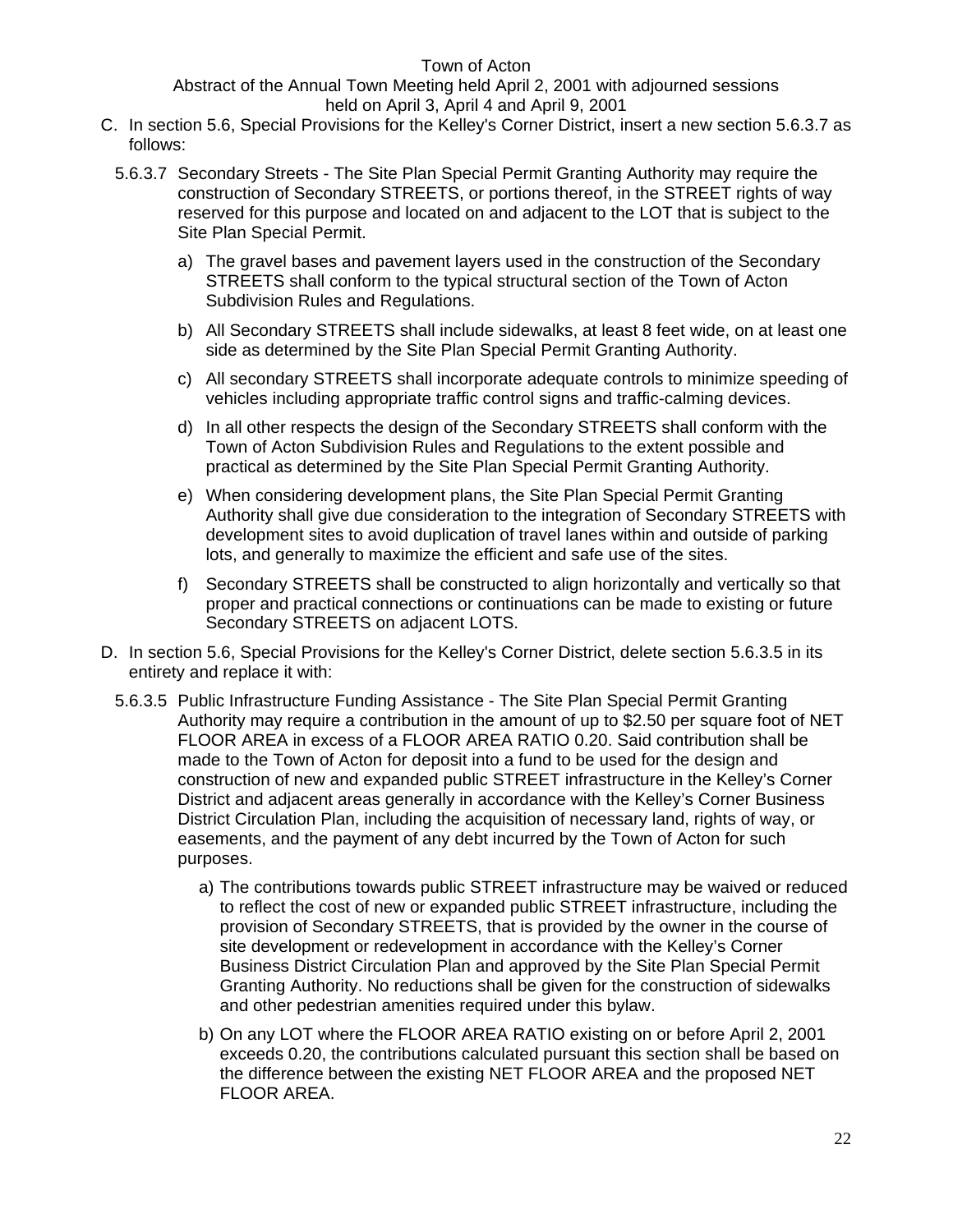C. In section 5.6, Special Provisions for the Kelley's Corner District, insert a new section 5.6.3.7 as follows:

5.6.3.7 Secondary Streets - The Site Plan Special Permit Granting Authority may require the construction of Secondary STREETS, or portions thereof, in the STREET rights of way reserved for this purpose and located on and adjacent to the LOT that is subject to the Site Plan Special Permit.

a) The gravel bases and pavement layers used in the construction of the Secondary STREETS shall conform to the typical structural section of the Town of Acton Subdivision Rules and Regulations.

b) All Secondary STREETS shall include sidewalks, at least 8 feet wide, on at least one side as determined by the Site Plan Special Permit Granting Authority.

c) All secondary STREETS shall incorporate adequate controls to minimize speeding of vehicles including appropriate traffic control signs and traffic-calming devices.

d) In all other respects the design of the Secondary STREETS shall conform with the Town of Acton Subdivision Rules and Regulations to the extent possible and practical as determined by the Site Plan Special Permit Granting Authority.

e) When considering development plans, the Site Plan Special Permit Granting Authority shall give due consideration to the integration of Secondary STREETS with development sites to avoid duplication of travel lanes within and outside of parking lots, and generally to maximize the efficient and safe use of the sites.

f) Secondary STREETS shall be constructed to align horizontally and vertically so that proper and practical connections or continuations can be made to existing or future Secondary STREETS on adjacent LOTS.

D. In section 5.6, Special Provisions for the Kelley's Corner District, delete section 5.6.3.5 in its entirety and replace it with:

5.6.3.5 Public Infrastructure Funding Assistance - The Site Plan Special Permit Granting Authority may require a contribution in the amount of up to $2.50 per square foot of NET FLOOR AREA in excess of a FLOOR AREA RATIO 0.20. Said contribution shall be made to the Town of Acton for deposit into a fund to be used for the design and construction of new and expanded public STREET infrastructure in the Kelley's Corner District and adjacent areas generally in accordance with the Kelley's Corner Business District Circulation Plan, including the acquisition of necessary land, rights of way, or easements, and the payment of any debt incurred by the Town of Acton for such purposes.

a) The contributions towards public STREET infrastructure may be waived or reduced to reflect the cost of new or expanded public STREET infrastructure, including the provision of Secondary STREETS, that is provided by the owner in the course of site development or redevelopment in accordance with the Kelley's Corner Business District Circulation Plan and approved by the Site Plan Special Permit Granting Authority. No reductions shall be given for the construction of sidewalks and other pedestrian amenities required under this bylaw.

b) On any LOT where the FLOOR AREA RATIO existing on or before April 2, 2001 exceeds 0.20, the contributions calculated pursuant this section shall be based on the difference between the existing NET FLOOR AREA and the proposed NET FLOOR AREA.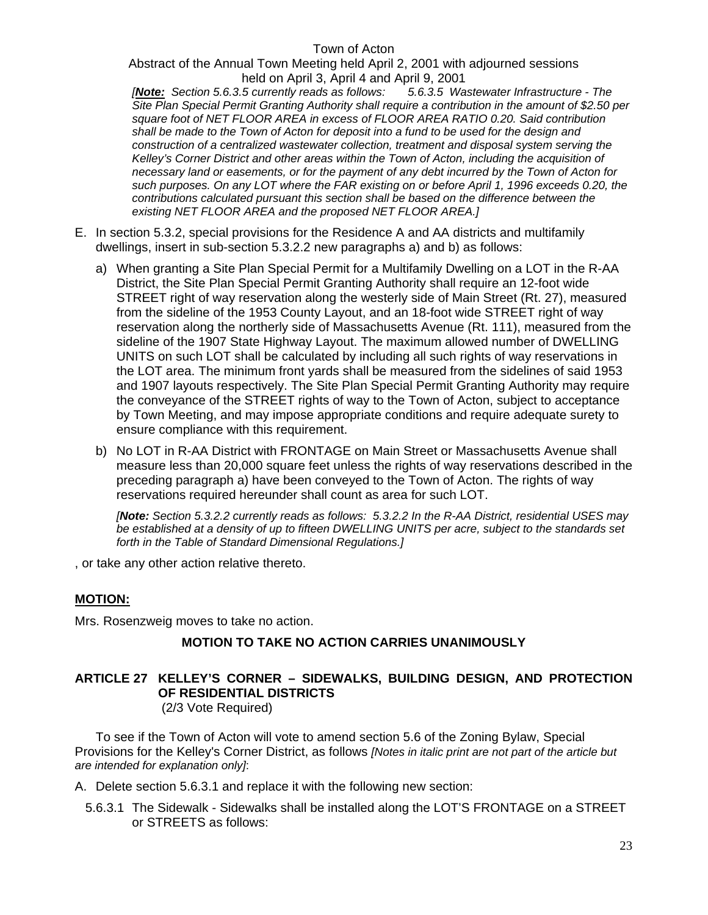*[**Note:** Section 5.6.3.5 currently reads as follows: 5.6.3.5 Wastewater Infrastructure - The Site Plan Special Permit Granting Authority shall require a contribution in the amount of $2.50 per square foot of NET FLOOR AREA in excess of FLOOR AREA RATIO 0.20. Said contribution shall be made to the Town of Acton for deposit into a fund to be used for the design and construction of a centralized wastewater collection, treatment and disposal system serving the Kelley's Corner District and other areas within the Town of Acton, including the acquisition of necessary land or easements, or for the payment of any debt incurred by the Town of Acton for such purposes. On any LOT where the FAR existing on or before April 1, 1996 exceeds 0.20, the contributions calculated pursuant this section shall be based on the difference between the existing NET FLOOR AREA and the proposed NET FLOOR AREA.]*

E. In section 5.3.2, special provisions for the Residence A and AA districts and multifamily dwellings, insert in sub-section 5.3.2.2 new paragraphs a) and b) as follows:

   a) When granting a Site Plan Special Permit for a Multifamily Dwelling on a LOT in the R-AA District, the Site Plan Special Permit Granting Authority shall require an 12-foot wide STREET right of way reservation along the westerly side of Main Street (Rt. 27), measured from the sideline of the 1953 County Layout, and an 18-foot wide STREET right of way reservation along the northerly side of Massachusetts Avenue (Rt. 111), measured from the sideline of the 1907 State Highway Layout. The maximum allowed number of DWELLING UNITS on such LOT shall be calculated by including all such rights of way reservations in the LOT area. The minimum front yards shall be measured from the sidelines of said 1953 and 1907 layouts respectively. The Site Plan Special Permit Granting Authority may require the conveyance of the STREET rights of way to the Town of Acton, subject to acceptance by Town Meeting, and may impose appropriate conditions and require adequate surety to ensure compliance with this requirement.

   b) No LOT in R-AA District with FRONTAGE on Main Street or Massachusetts Avenue shall measure less than 20,000 square feet unless the rights of way reservations described in the preceding paragraph a) have been conveyed to the Town of Acton. The rights of way reservations required hereunder shall count as area for such LOT.

   *[**Note:** Section 5.3.2.2 currently reads as follows: 5.3.2.2 In the R-AA District, residential USES may be established at a density of up to fifteen DWELLING UNITS per acre, subject to the standards set forth in the Table of Standard Dimensional Regulations.]*

, or take any other action relative thereto.

**MOTION:**

Mrs. Rosenzweig moves to take no action.

**MOTION TO TAKE NO ACTION CARRIES UNANIMOUSLY**

## ARTICLE 27 KELLEY'S CORNER – SIDEWALKS, BUILDING DESIGN, AND PROTECTION OF RESIDENTIAL DISTRICTS

(2/3 Vote Required)

To see if the Town of Acton will vote to amend section 5.6 of the Zoning Bylaw, Special Provisions for the Kelley's Corner District, as follows *[Notes in italic print are not part of the article but are intended for explanation only]*:

A. Delete section 5.6.3.1 and replace it with the following new section:

   5.6.3.1 The Sidewalk - Sidewalks shall be installed along the LOT'S FRONTAGE on a STREET or STREETS as follows: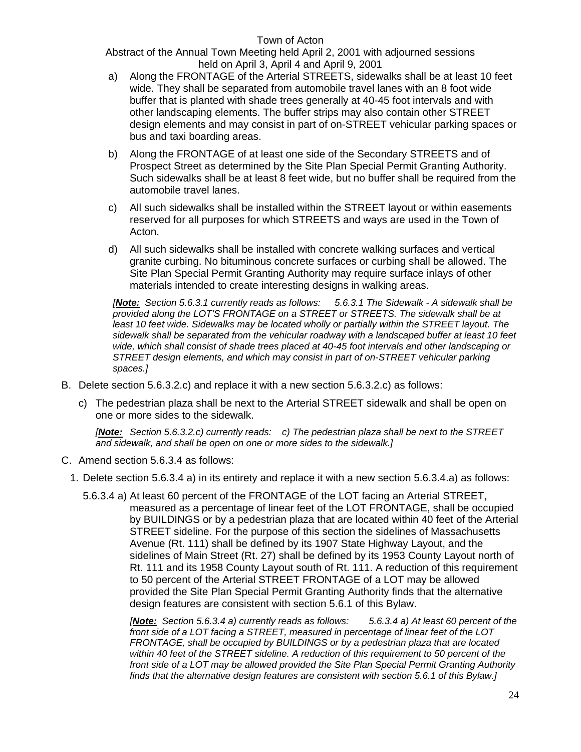a) Along the FRONTAGE of the Arterial STREETS, sidewalks shall be at least 10 feet wide. They shall be separated from automobile travel lanes with an 8 foot wide buffer that is planted with shade trees generally at 40-45 foot intervals and with other landscaping elements. The buffer strips may also contain other STREET design elements and may consist in part of on-STREET vehicular parking spaces or bus and taxi boarding areas.

b) Along the FRONTAGE of at least one side of the Secondary STREETS and of Prospect Street as determined by the Site Plan Special Permit Granting Authority. Such sidewalks shall be at least 8 feet wide, but no buffer shall be required from the automobile travel lanes.

c) All such sidewalks shall be installed within the STREET layout or within easements reserved for all purposes for which STREETS and ways are used in the Town of Acton.

d) All such sidewalks shall be installed with concrete walking surfaces and vertical granite curbing. No bituminous concrete surfaces or curbing shall be allowed. The Site Plan Special Permit Granting Authority may require surface inlays of other materials intended to create interesting designs in walking areas.

*[**Note:** Section 5.6.3.1 currently reads as follows: 5.6.3.1 The Sidewalk - A sidewalk shall be provided along the LOT'S FRONTAGE on a STREET or STREETS. The sidewalk shall be at least 10 feet wide. Sidewalks may be located wholly or partially within the STREET layout. The sidewalk shall be separated from the vehicular roadway with a landscaped buffer at least 10 feet wide, which shall consist of shade trees placed at 40-45 foot intervals and other landscaping or STREET design elements, and which may consist in part of on-STREET vehicular parking spaces.]*

B. Delete section 5.6.3.2.c) and replace it with a new section 5.6.3.2.c) as follows:

c) The pedestrian plaza shall be next to the Arterial STREET sidewalk and shall be open on one or more sides to the sidewalk.

*[**Note:** Section 5.6.3.2.c) currently reads: c) The pedestrian plaza shall be next to the STREET and sidewalk, and shall be open on one or more sides to the sidewalk.]*

C. Amend section 5.6.3.4 as follows:

1. Delete section 5.6.3.4 a) in its entirety and replace it with a new section 5.6.3.4.a) as follows:

5.6.3.4 a) At least 60 percent of the FRONTAGE of the LOT facing an Arterial STREET, measured as a percentage of linear feet of the LOT FRONTAGE, shall be occupied by BUILDINGS or by a pedestrian plaza that are located within 40 feet of the Arterial STREET sideline. For the purpose of this section the sidelines of Massachusetts Avenue (Rt. 111) shall be defined by its 1907 State Highway Layout, and the sidelines of Main Street (Rt. 27) shall be defined by its 1953 County Layout north of Rt. 111 and its 1958 County Layout south of Rt. 111. A reduction of this requirement to 50 percent of the Arterial STREET FRONTAGE of a LOT may be allowed provided the Site Plan Special Permit Granting Authority finds that the alternative design features are consistent with section 5.6.1 of this Bylaw.

*[**Note:** Section 5.6.3.4 a) currently reads as follows: 5.6.3.4 a) At least 60 percent of the front side of a LOT facing a STREET, measured in percentage of linear feet of the LOT FRONTAGE, shall be occupied by BUILDINGS or by a pedestrian plaza that are located within 40 feet of the STREET sideline. A reduction of this requirement to 50 percent of the front side of a LOT may be allowed provided the Site Plan Special Permit Granting Authority finds that the alternative design features are consistent with section 5.6.1 of this Bylaw.]*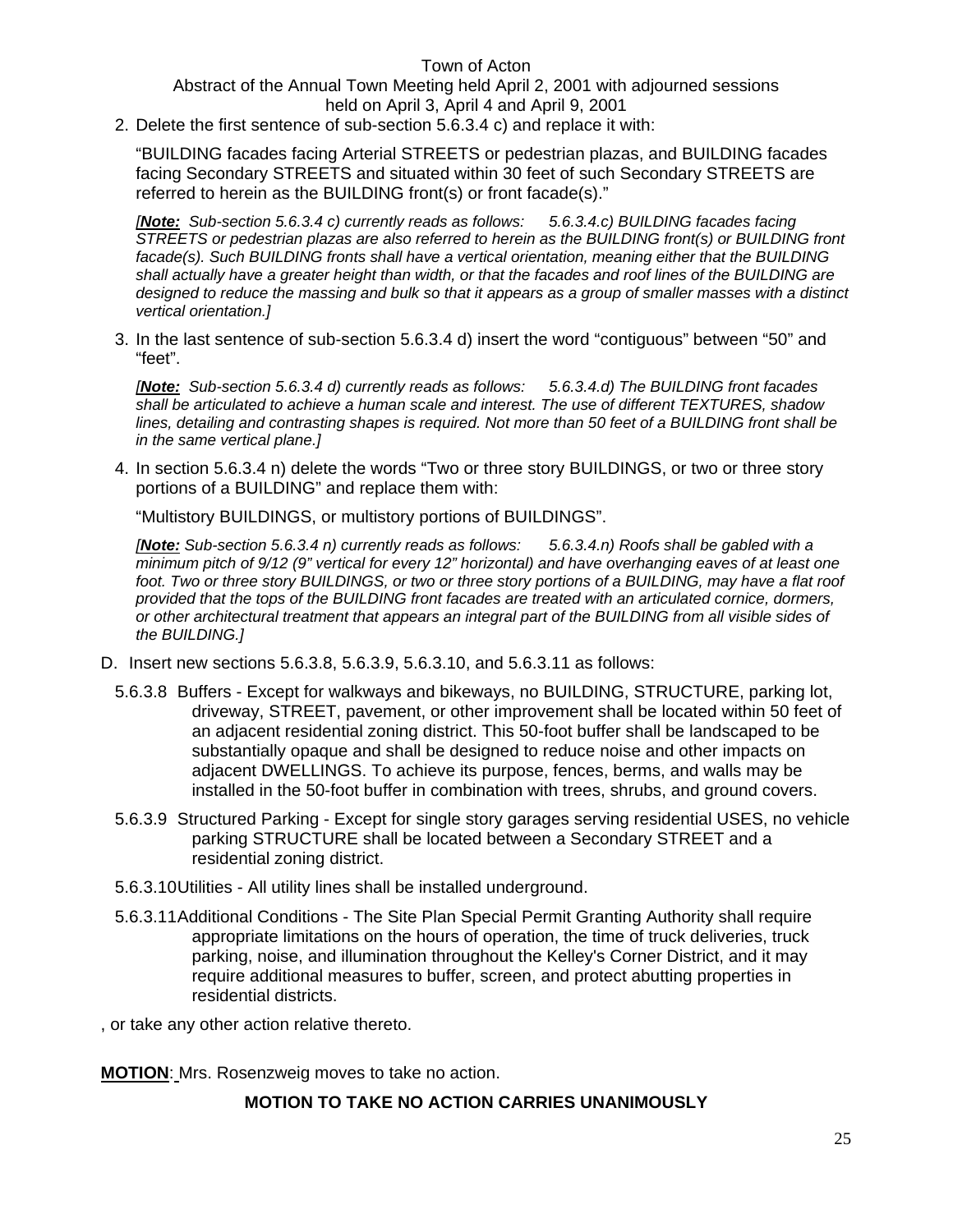2. Delete the first sentence of sub-section 5.6.3.4 c) and replace it with:

   "BUILDING facades facing Arterial STREETS or pedestrian plazas, and BUILDING facades facing Secondary STREETS and situated within 30 feet of such Secondary STREETS are referred to herein as the BUILDING front(s) or front facade(s)."

   *[**Note:** Sub-section 5.6.3.4 c) currently reads as follows: 5.6.3.4.c) BUILDING facades facing STREETS or pedestrian plazas are also referred to herein as the BUILDING front(s) or BUILDING front facade(s). Such BUILDING fronts shall have a vertical orientation, meaning either that the BUILDING shall actually have a greater height than width, or that the facades and roof lines of the BUILDING are designed to reduce the massing and bulk so that it appears as a group of smaller masses with a distinct vertical orientation.]*

3. In the last sentence of sub-section 5.6.3.4 d) insert the word "contiguous" between "50" and "feet".

   *[**Note:** Sub-section 5.6.3.4 d) currently reads as follows: 5.6.3.4.d) The BUILDING front facades shall be articulated to achieve a human scale and interest. The use of different TEXTURES, shadow lines, detailing and contrasting shapes is required. Not more than 50 feet of a BUILDING front shall be in the same vertical plane.]*

4. In section 5.6.3.4 n) delete the words "Two or three story BUILDINGS, or two or three story portions of a BUILDING" and replace them with:

   "Multistory BUILDINGS, or multistory portions of BUILDINGS".

   *[**Note:** Sub-section 5.6.3.4 n) currently reads as follows: 5.6.3.4.n) Roofs shall be gabled with a minimum pitch of 9/12 (9" vertical for every 12" horizontal) and have overhanging eaves of at least one foot. Two or three story BUILDINGS, or two or three story portions of a BUILDING, may have a flat roof provided that the tops of the BUILDING front facades are treated with an articulated cornice, dormers, or other architectural treatment that appears an integral part of the BUILDING from all visible sides of the BUILDING.]*

D. Insert new sections 5.6.3.8, 5.6.3.9, 5.6.3.10, and 5.6.3.11 as follows:

   5.6.3.8 Buffers - Except for walkways and bikeways, no BUILDING, STRUCTURE, parking lot, driveway, STREET, pavement, or other improvement shall be located within 50 feet of an adjacent residential zoning district. This 50-foot buffer shall be landscaped to be substantially opaque and shall be designed to reduce noise and other impacts on adjacent DWELLINGS. To achieve its purpose, fences, berms, and walls may be installed in the 50-foot buffer in combination with trees, shrubs, and ground covers.

   5.6.3.9 Structured Parking - Except for single story garages serving residential USES, no vehicle parking STRUCTURE shall be located between a Secondary STREET and a residential zoning district.

   5.6.3.10 Utilities - All utility lines shall be installed underground.

   5.6.3.11 Additional Conditions - The Site Plan Special Permit Granting Authority shall require appropriate limitations on the hours of operation, the time of truck deliveries, truck parking, noise, and illumination throughout the Kelley's Corner District, and it may require additional measures to buffer, screen, and protect abutting properties in residential districts.

, or take any other action relative thereto.

**MOTION**: Mrs. Rosenzweig moves to take no action.

**MOTION TO TAKE NO ACTION CARRIES UNANIMOUSLY**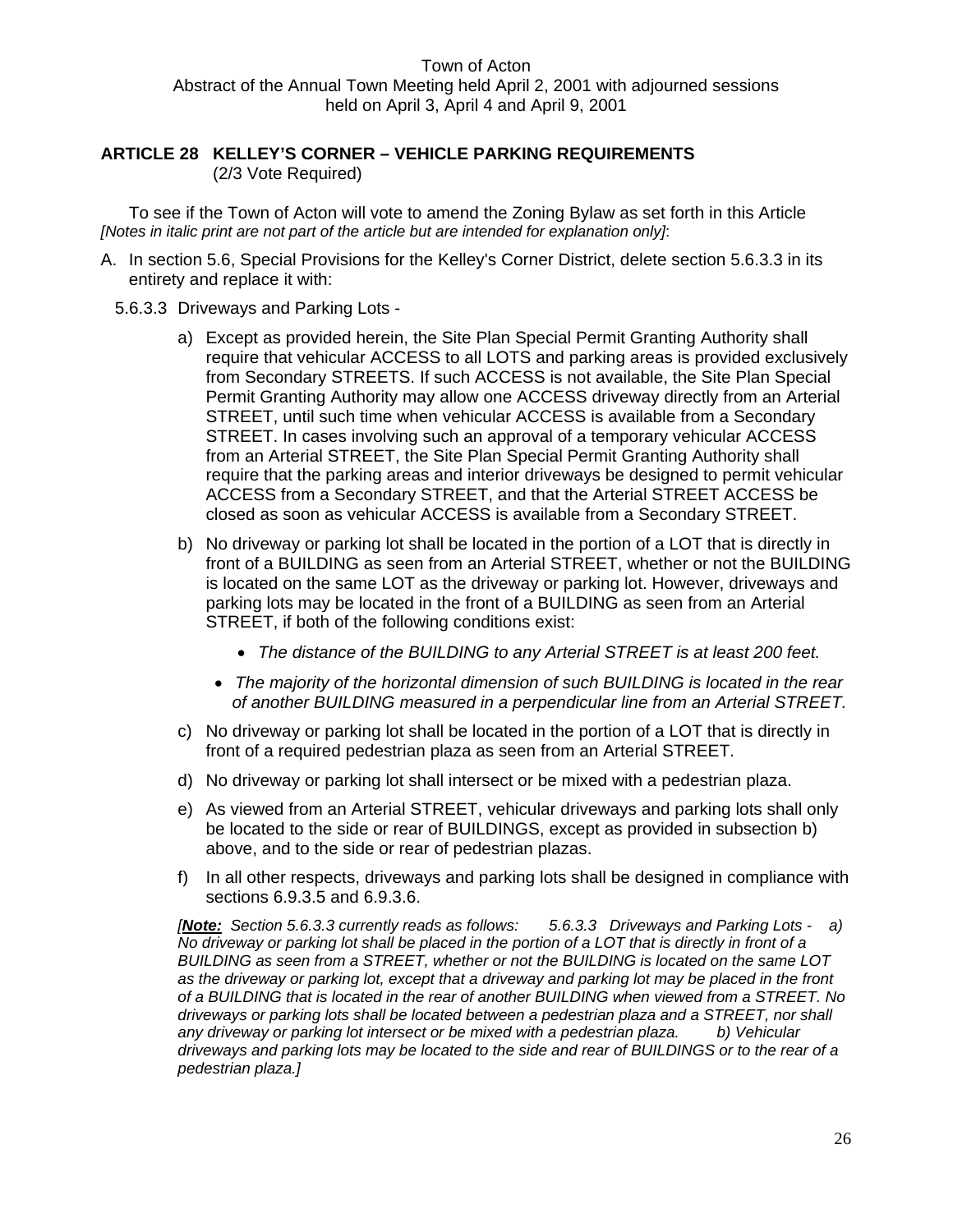Town of Acton
Abstract of the Annual Town Meeting held April 2, 2001 with adjourned sessions held on April 3, April 4 and April 9, 2001

## ARTICLE 28 KELLEY'S CORNER – VEHICLE PARKING REQUIREMENTS

(2/3 Vote Required)

To see if the Town of Acton will vote to amend the Zoning Bylaw as set forth in this Article *[Notes in italic print are not part of the article but are intended for explanation only]*:

A. In section 5.6, Special Provisions for the Kelley's Corner District, delete section 5.6.3.3 in its entirety and replace it with:

5.6.3.3 Driveways and Parking Lots -

a) Except as provided herein, the Site Plan Special Permit Granting Authority shall require that vehicular ACCESS to all LOTS and parking areas is provided exclusively from Secondary STREETS. If such ACCESS is not available, the Site Plan Special Permit Granting Authority may allow one ACCESS driveway directly from an Arterial STREET, until such time when vehicular ACCESS is available from a Secondary STREET. In cases involving such an approval of a temporary vehicular ACCESS from an Arterial STREET, the Site Plan Special Permit Granting Authority shall require that the parking areas and interior driveways be designed to permit vehicular ACCESS from a Secondary STREET, and that the Arterial STREET ACCESS be closed as soon as vehicular ACCESS is available from a Secondary STREET.

b) No driveway or parking lot shall be located in the portion of a LOT that is directly in front of a BUILDING as seen from an Arterial STREET, whether or not the BUILDING is located on the same LOT as the driveway or parking lot. However, driveways and parking lots may be located in the front of a BUILDING as seen from an Arterial STREET, if both of the following conditions exist:

- *The distance of the BUILDING to any Arterial STREET is at least 200 feet.*
- *The majority of the horizontal dimension of such BUILDING is located in the rear of another BUILDING measured in a perpendicular line from an Arterial STREET.*

c) No driveway or parking lot shall be located in the portion of a LOT that is directly in front of a required pedestrian plaza as seen from an Arterial STREET.

d) No driveway or parking lot shall intersect or be mixed with a pedestrian plaza.

e) As viewed from an Arterial STREET, vehicular driveways and parking lots shall only be located to the side or rear of BUILDINGS, except as provided in subsection b) above, and to the side or rear of pedestrian plazas.

f) In all other respects, driveways and parking lots shall be designed in compliance with sections 6.9.3.5 and 6.9.3.6.

*[**Note:** Section 5.6.3.3 currently reads as follows: 5.6.3.3 Driveways and Parking Lots - a) No driveway or parking lot shall be placed in the portion of a LOT that is directly in front of a BUILDING as seen from a STREET, whether or not the BUILDING is located on the same LOT as the driveway or parking lot, except that a driveway and parking lot may be placed in the front of a BUILDING that is located in the rear of another BUILDING when viewed from a STREET. No driveways or parking lots shall be located between a pedestrian plaza and a STREET, nor shall any driveway or parking lot intersect or be mixed with a pedestrian plaza. b) Vehicular driveways and parking lots may be located to the side and rear of BUILDINGS or to the rear of a pedestrian plaza.]*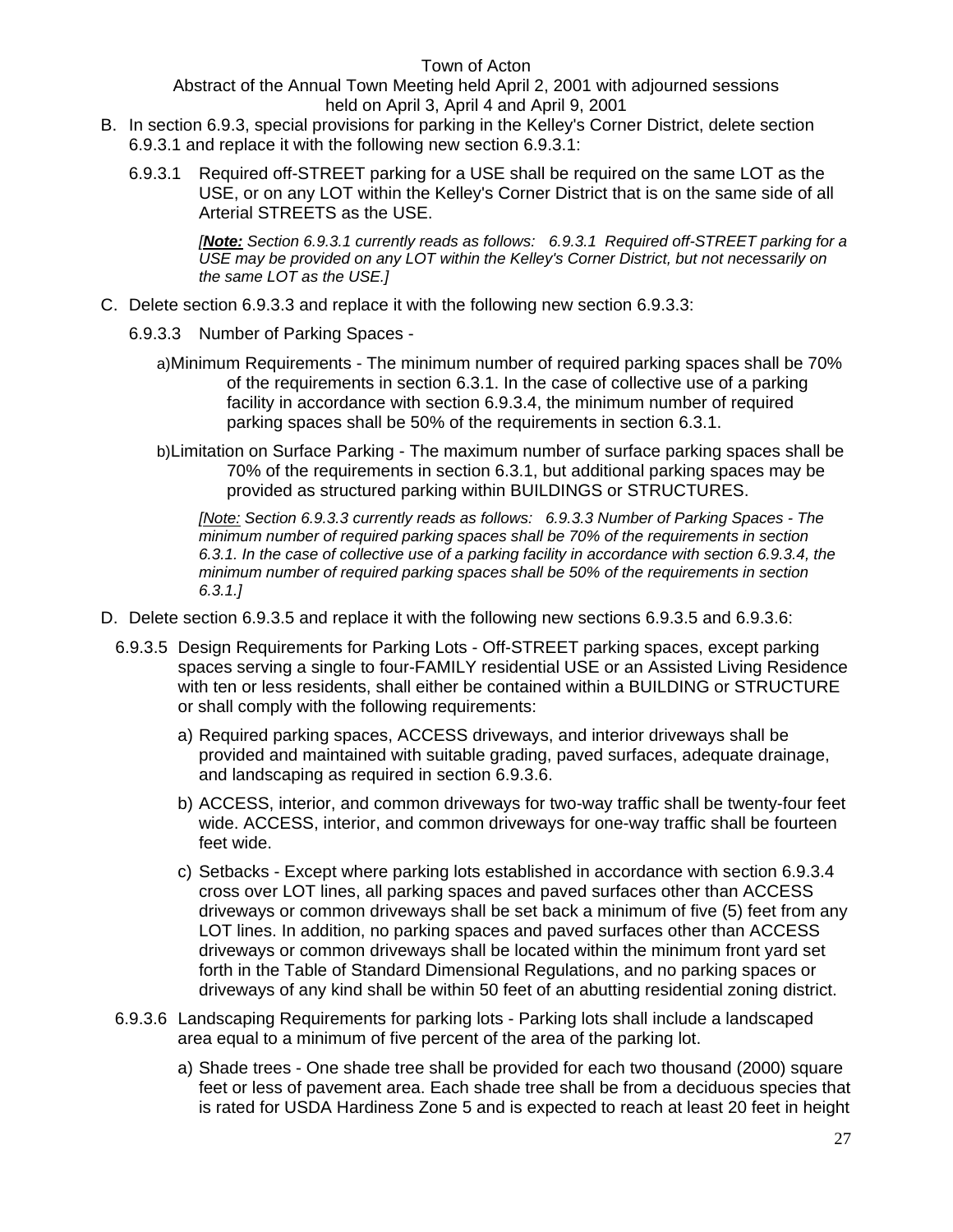B. In section 6.9.3, special provisions for parking in the Kelley's Corner District, delete section 6.9.3.1 and replace it with the following new section 6.9.3.1:

6.9.3.1 Required off-STREET parking for a USE shall be required on the same LOT as the USE, or on any LOT within the Kelley's Corner District that is on the same side of all Arterial STREETS as the USE.

*[**Note:** Section 6.9.3.1 currently reads as follows: 6.9.3.1 Required off-STREET parking for a USE may be provided on any LOT within the Kelley's Corner District, but not necessarily on the same LOT as the USE.]*

C. Delete section 6.9.3.3 and replace it with the following new section 6.9.3.3:

6.9.3.3 Number of Parking Spaces -

a) Minimum Requirements - The minimum number of required parking spaces shall be 70% of the requirements in section 6.3.1. In the case of collective use of a parking facility in accordance with section 6.9.3.4, the minimum number of required parking spaces shall be 50% of the requirements in section 6.3.1.

b) Limitation on Surface Parking - The maximum number of surface parking spaces shall be 70% of the requirements in section 6.3.1, but additional parking spaces may be provided as structured parking within BUILDINGS or STRUCTURES.

*[Note: Section 6.9.3.3 currently reads as follows: 6.9.3.3 Number of Parking Spaces - The minimum number of required parking spaces shall be 70% of the requirements in section 6.3.1. In the case of collective use of a parking facility in accordance with section 6.9.3.4, the minimum number of required parking spaces shall be 50% of the requirements in section 6.3.1.]*

D. Delete section 6.9.3.5 and replace it with the following new sections 6.9.3.5 and 6.9.3.6:

6.9.3.5 Design Requirements for Parking Lots - Off-STREET parking spaces, except parking spaces serving a single to four-FAMILY residential USE or an Assisted Living Residence with ten or less residents, shall either be contained within a BUILDING or STRUCTURE or shall comply with the following requirements:

a) Required parking spaces, ACCESS driveways, and interior driveways shall be provided and maintained with suitable grading, paved surfaces, adequate drainage, and landscaping as required in section 6.9.3.6.

b) ACCESS, interior, and common driveways for two-way traffic shall be twenty-four feet wide. ACCESS, interior, and common driveways for one-way traffic shall be fourteen feet wide.

c) Setbacks - Except where parking lots established in accordance with section 6.9.3.4 cross over LOT lines, all parking spaces and paved surfaces other than ACCESS driveways or common driveways shall be set back a minimum of five (5) feet from any LOT lines. In addition, no parking spaces and paved surfaces other than ACCESS driveways or common driveways shall be located within the minimum front yard set forth in the Table of Standard Dimensional Regulations, and no parking spaces or driveways of any kind shall be within 50 feet of an abutting residential zoning district.

6.9.3.6 Landscaping Requirements for parking lots - Parking lots shall include a landscaped area equal to a minimum of five percent of the area of the parking lot.

a) Shade trees - One shade tree shall be provided for each two thousand (2000) square feet or less of pavement area. Each shade tree shall be from a deciduous species that is rated for USDA Hardiness Zone 5 and is expected to reach at least 20 feet in height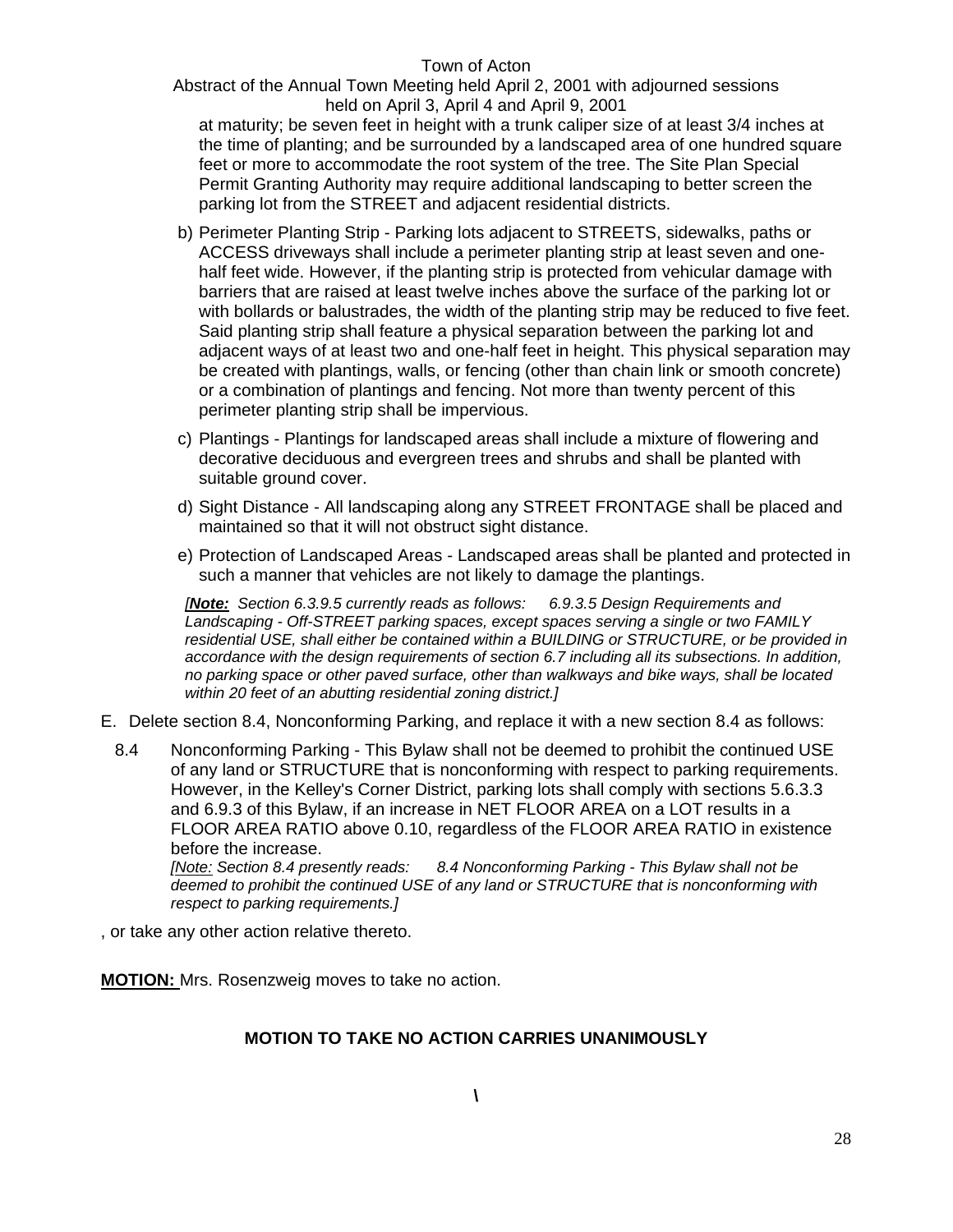at maturity; be seven feet in height with a trunk caliper size of at least 3/4 inches at the time of planting; and be surrounded by a landscaped area of one hundred square feet or more to accommodate the root system of the tree. The Site Plan Special Permit Granting Authority may require additional landscaping to better screen the parking lot from the STREET and adjacent residential districts.

b) Perimeter Planting Strip - Parking lots adjacent to STREETS, sidewalks, paths or ACCESS driveways shall include a perimeter planting strip at least seven and one-half feet wide. However, if the planting strip is protected from vehicular damage with barriers that are raised at least twelve inches above the surface of the parking lot or with bollards or balustrades, the width of the planting strip may be reduced to five feet. Said planting strip shall feature a physical separation between the parking lot and adjacent ways of at least two and one-half feet in height. This physical separation may be created with plantings, walls, or fencing (other than chain link or smooth concrete) or a combination of plantings and fencing. Not more than twenty percent of this perimeter planting strip shall be impervious.

c) Plantings - Plantings for landscaped areas shall include a mixture of flowering and decorative deciduous and evergreen trees and shrubs and shall be planted with suitable ground cover.

d) Sight Distance - All landscaping along any STREET FRONTAGE shall be placed and maintained so that it will not obstruct sight distance.

e) Protection of Landscaped Areas - Landscaped areas shall be planted and protected in such a manner that vehicles are not likely to damage the plantings.

*[**Note:** Section 6.3.9.5 currently reads as follows: 6.9.3.5 Design Requirements and Landscaping - Off-STREET parking spaces, except spaces serving a single or two FAMILY residential USE, shall either be contained within a BUILDING or STRUCTURE, or be provided in accordance with the design requirements of section 6.7 including all its subsections. In addition, no parking space or other paved surface, other than walkways and bike ways, shall be located within 20 feet of an abutting residential zoning district.]*

E. Delete section 8.4, Nonconforming Parking, and replace it with a new section 8.4 as follows:

8.4 Nonconforming Parking - This Bylaw shall not be deemed to prohibit the continued USE of any land or STRUCTURE that is nonconforming with respect to parking requirements. However, in the Kelley's Corner District, parking lots shall comply with sections 5.6.3.3 and 6.9.3 of this Bylaw, if an increase in NET FLOOR AREA on a LOT results in a FLOOR AREA RATIO above 0.10, regardless of the FLOOR AREA RATIO in existence before the increase.
*[Note: Section 8.4 presently reads: 8.4 Nonconforming Parking - This Bylaw shall not be deemed to prohibit the continued USE of any land or STRUCTURE that is nonconforming with respect to parking requirements.]*

, or take any other action relative thereto.

**MOTION:** Mrs. Rosenzweig moves to take no action.

**MOTION TO TAKE NO ACTION CARRIES UNANIMOUSLY**

\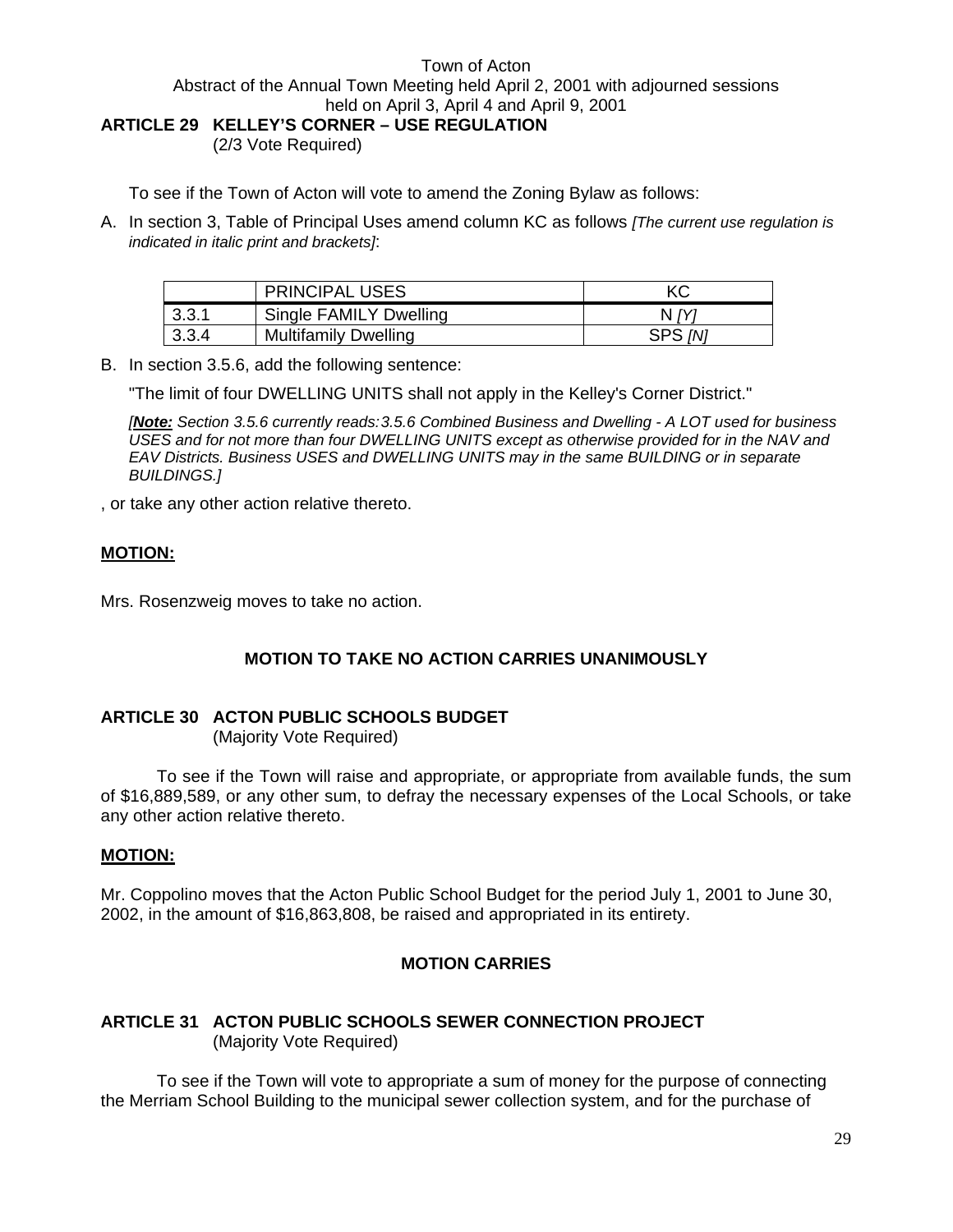Town of Acton
Abstract of the Annual Town Meeting held April 2, 2001 with adjourned sessions held on April 3, April 4 and April 9, 2001

**ARTICLE 29 KELLEY'S CORNER – USE REGULATION**
(2/3 Vote Required)

To see if the Town of Acton will vote to amend the Zoning Bylaw as follows:

A. In section 3, Table of Principal Uses amend column KC as follows *[The current use regulation is indicated in italic print and brackets]*:

| | PRINCIPAL USES | KC |
|---|---|---|
| 3.3.1 | Single FAMILY Dwelling | N *[Y]* |
| 3.3.4 | Multifamily Dwelling | SPS *[N]* |

B. In section 3.5.6, add the following sentence:

"The limit of four DWELLING UNITS shall not apply in the Kelley's Corner District."

*[**Note:** Section 3.5.6 currently reads:3.5.6 Combined Business and Dwelling - A LOT used for business USES and for not more than four DWELLING UNITS except as otherwise provided for in the NAV and EAV Districts. Business USES and DWELLING UNITS may in the same BUILDING or in separate BUILDINGS.]*

, or take any other action relative thereto.

**MOTION:**

Mrs. Rosenzweig moves to take no action.

**MOTION TO TAKE NO ACTION CARRIES UNANIMOUSLY**

**ARTICLE 30 ACTON PUBLIC SCHOOLS BUDGET**
(Majority Vote Required)

To see if the Town will raise and appropriate, or appropriate from available funds, the sum of $16,889,589, or any other sum, to defray the necessary expenses of the Local Schools, or take any other action relative thereto.

**MOTION:**

Mr. Coppolino moves that the Acton Public School Budget for the period July 1, 2001 to June 30, 2002, in the amount of $16,863,808, be raised and appropriated in its entirety.

**MOTION CARRIES**

**ARTICLE 31 ACTON PUBLIC SCHOOLS SEWER CONNECTION PROJECT**
(Majority Vote Required)

To see if the Town will vote to appropriate a sum of money for the purpose of connecting the Merriam School Building to the municipal sewer collection system, and for the purchase of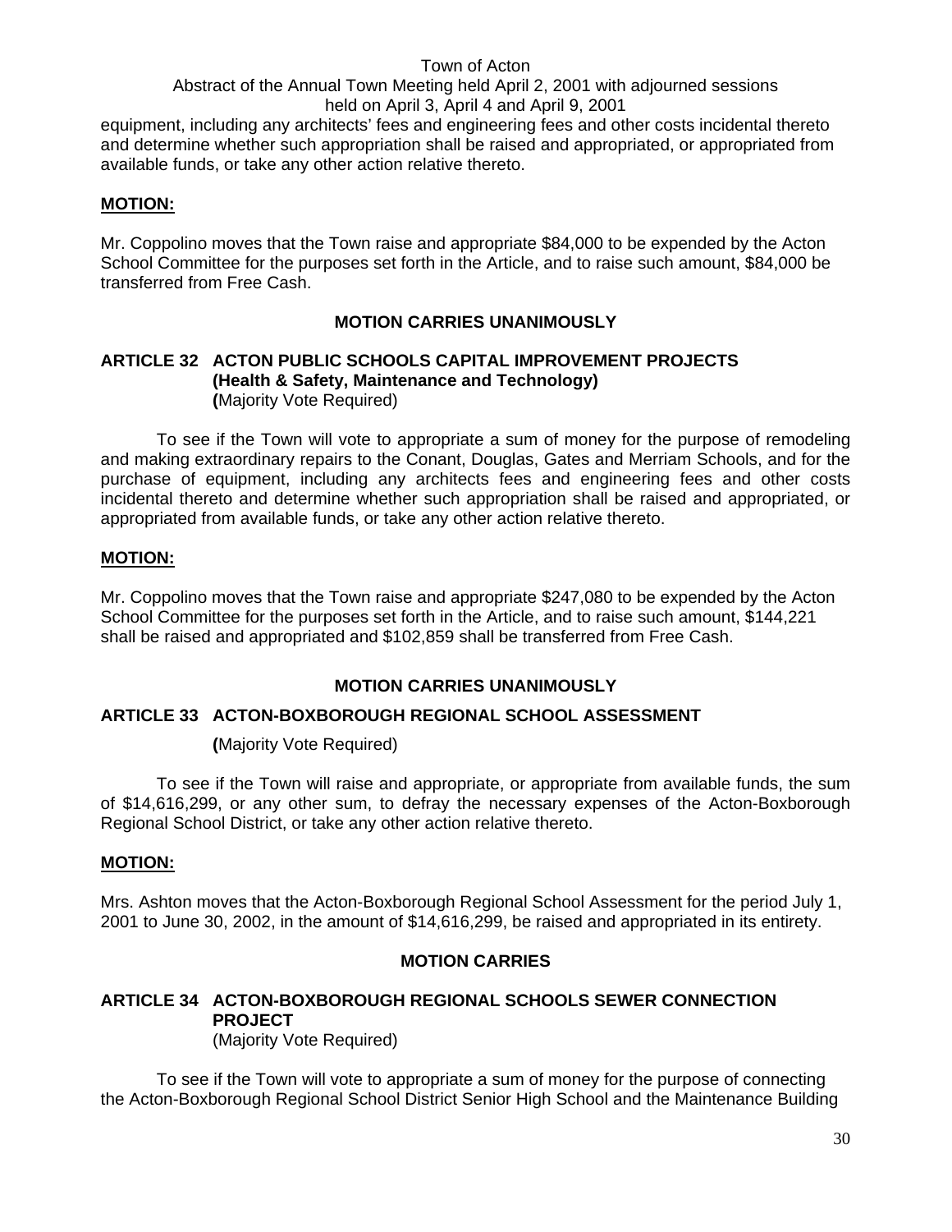equipment, including any architects' fees and engineering fees and other costs incidental thereto and determine whether such appropriation shall be raised and appropriated, or appropriated from available funds, or take any other action relative thereto.

**MOTION:**

Mr. Coppolino moves that the Town raise and appropriate $84,000 to be expended by the Acton School Committee for the purposes set forth in the Article, and to raise such amount, $84,000 be transferred from Free Cash.

**MOTION CARRIES UNANIMOUSLY**

## ARTICLE 32 ACTON PUBLIC SCHOOLS CAPITAL IMPROVEMENT PROJECTS (Health & Safety, Maintenance and Technology)

(Majority Vote Required)

To see if the Town will vote to appropriate a sum of money for the purpose of remodeling and making extraordinary repairs to the Conant, Douglas, Gates and Merriam Schools, and for the purchase of equipment, including any architects fees and engineering fees and other costs incidental thereto and determine whether such appropriation shall be raised and appropriated, or appropriated from available funds, or take any other action relative thereto.

**MOTION:**

Mr. Coppolino moves that the Town raise and appropriate $247,080 to be expended by the Acton School Committee for the purposes set forth in the Article, and to raise such amount, $144,221 shall be raised and appropriated and $102,859 shall be transferred from Free Cash.

**MOTION CARRIES UNANIMOUSLY**

## ARTICLE 33 ACTON-BOXBOROUGH REGIONAL SCHOOL ASSESSMENT

(Majority Vote Required)

To see if the Town will raise and appropriate, or appropriate from available funds, the sum of $14,616,299, or any other sum, to defray the necessary expenses of the Acton-Boxborough Regional School District, or take any other action relative thereto.

**MOTION:**

Mrs. Ashton moves that the Acton-Boxborough Regional School Assessment for the period July 1, 2001 to June 30, 2002, in the amount of $14,616,299, be raised and appropriated in its entirety.

**MOTION CARRIES**

## ARTICLE 34 ACTON-BOXBOROUGH REGIONAL SCHOOLS SEWER CONNECTION PROJECT

(Majority Vote Required)

To see if the Town will vote to appropriate a sum of money for the purpose of connecting the Acton-Boxborough Regional School District Senior High School and the Maintenance Building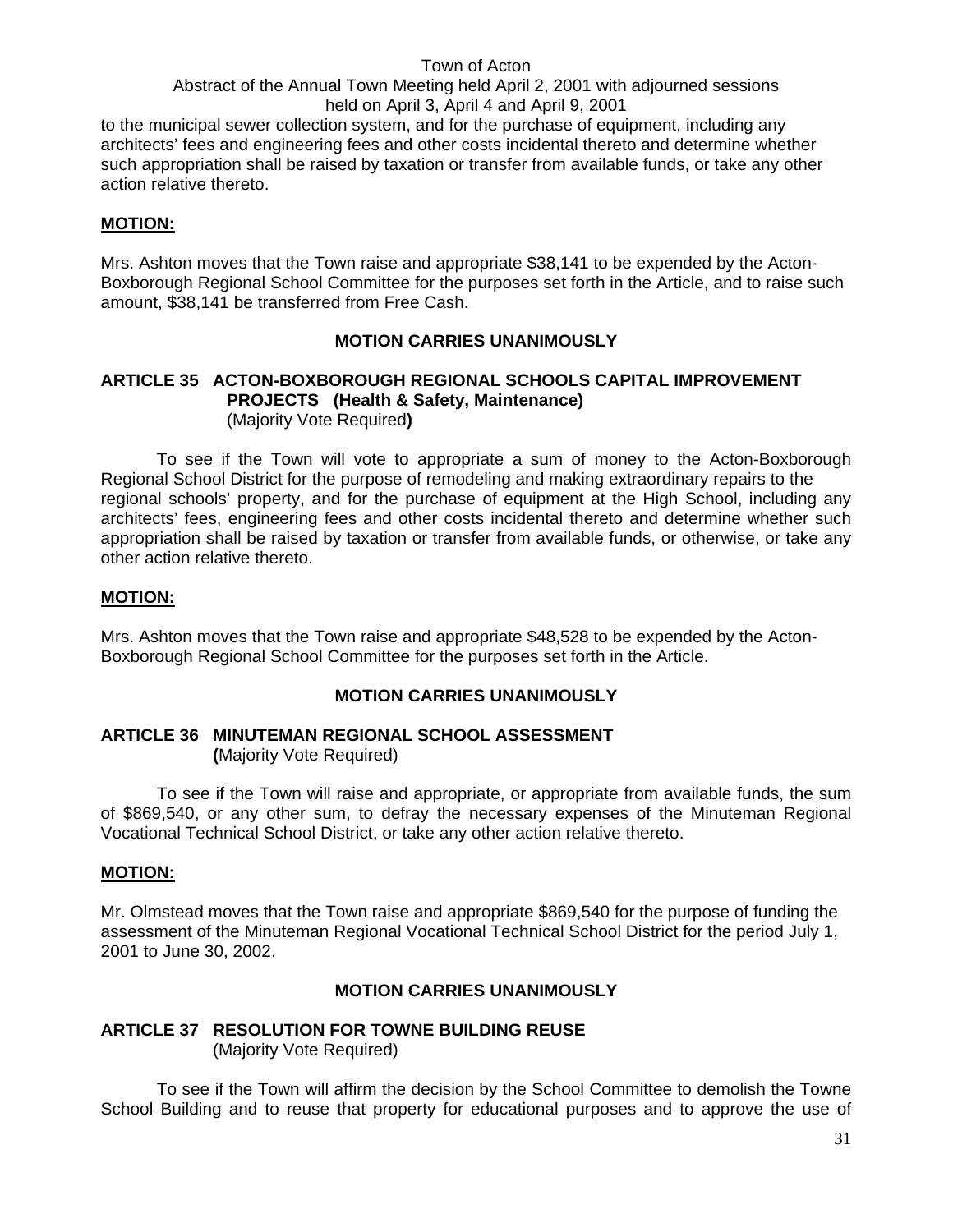to the municipal sewer collection system, and for the purchase of equipment, including any architects' fees and engineering fees and other costs incidental thereto and determine whether such appropriation shall be raised by taxation or transfer from available funds, or take any other action relative thereto.

**MOTION:**

Mrs. Ashton moves that the Town raise and appropriate $38,141 to be expended by the Acton-Boxborough Regional School Committee for the purposes set forth in the Article, and to raise such amount, $38,141 be transferred from Free Cash.

**MOTION CARRIES UNANIMOUSLY**

## ARTICLE 35 ACTON-BOXBOROUGH REGIONAL SCHOOLS CAPITAL IMPROVEMENT PROJECTS (Health & Safety, Maintenance)

(Majority Vote Required)

To see if the Town will vote to appropriate a sum of money to the Acton-Boxborough Regional School District for the purpose of remodeling and making extraordinary repairs to the regional schools' property, and for the purchase of equipment at the High School, including any architects' fees, engineering fees and other costs incidental thereto and determine whether such appropriation shall be raised by taxation or transfer from available funds, or otherwise, or take any other action relative thereto.

**MOTION:**

Mrs. Ashton moves that the Town raise and appropriate $48,528 to be expended by the Acton-Boxborough Regional School Committee for the purposes set forth in the Article.

**MOTION CARRIES UNANIMOUSLY**

## ARTICLE 36 MINUTEMAN REGIONAL SCHOOL ASSESSMENT

(Majority Vote Required)

To see if the Town will raise and appropriate, or appropriate from available funds, the sum of $869,540, or any other sum, to defray the necessary expenses of the Minuteman Regional Vocational Technical School District, or take any other action relative thereto.

**MOTION:**

Mr. Olmstead moves that the Town raise and appropriate $869,540 for the purpose of funding the assessment of the Minuteman Regional Vocational Technical School District for the period July 1, 2001 to June 30, 2002.

**MOTION CARRIES UNANIMOUSLY**

## ARTICLE 37 RESOLUTION FOR TOWNE BUILDING REUSE

(Majority Vote Required)

To see if the Town will affirm the decision by the School Committee to demolish the Towne School Building and to reuse that property for educational purposes and to approve the use of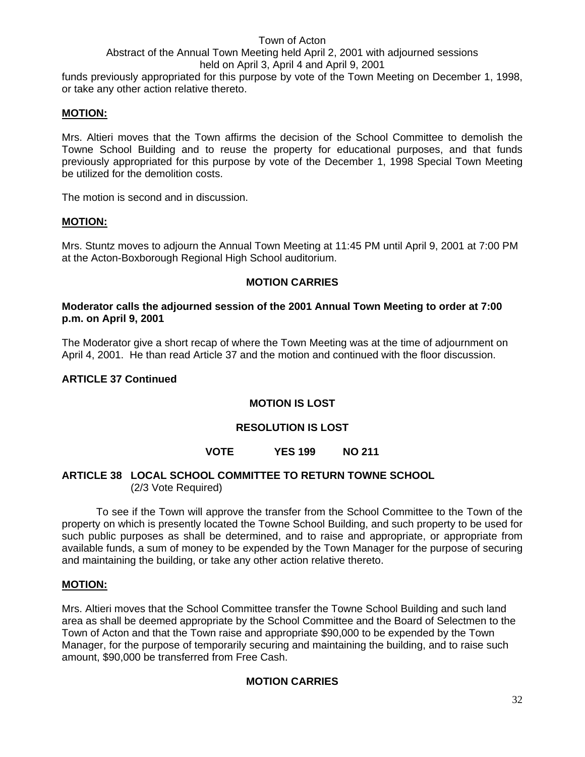funds previously appropriated for this purpose by vote of the Town Meeting on December 1, 1998, or take any other action relative thereto.

**MOTION:**

Mrs. Altieri moves that the Town affirms the decision of the School Committee to demolish the Towne School Building and to reuse the property for educational purposes, and that funds previously appropriated for this purpose by vote of the December 1, 1998 Special Town Meeting be utilized for the demolition costs.

The motion is second and in discussion.

**MOTION:**

Mrs. Stuntz moves to adjourn the Annual Town Meeting at 11:45 PM until April 9, 2001 at 7:00 PM at the Acton-Boxborough Regional High School auditorium.

**MOTION CARRIES**

**Moderator calls the adjourned session of the 2001 Annual Town Meeting to order at 7:00 p.m. on April 9, 2001**

The Moderator give a short recap of where the Town Meeting was at the time of adjournment on April 4, 2001. He than read Article 37 and the motion and continued with the floor discussion.

**ARTICLE 37 Continued**

**MOTION IS LOST**

**RESOLUTION IS LOST**

**VOTE YES 199 NO 211**

**ARTICLE 38 LOCAL SCHOOL COMMITTEE TO RETURN TOWNE SCHOOL**
(2/3 Vote Required)

To see if the Town will approve the transfer from the School Committee to the Town of the property on which is presently located the Towne School Building, and such property to be used for such public purposes as shall be determined, and to raise and appropriate, or appropriate from available funds, a sum of money to be expended by the Town Manager for the purpose of securing and maintaining the building, or take any other action relative thereto.

**MOTION:**

Mrs. Altieri moves that the School Committee transfer the Towne School Building and such land area as shall be deemed appropriate by the School Committee and the Board of Selectmen to the Town of Acton and that the Town raise and appropriate $90,000 to be expended by the Town Manager, for the purpose of temporarily securing and maintaining the building, and to raise such amount, $90,000 be transferred from Free Cash.

**MOTION CARRIES**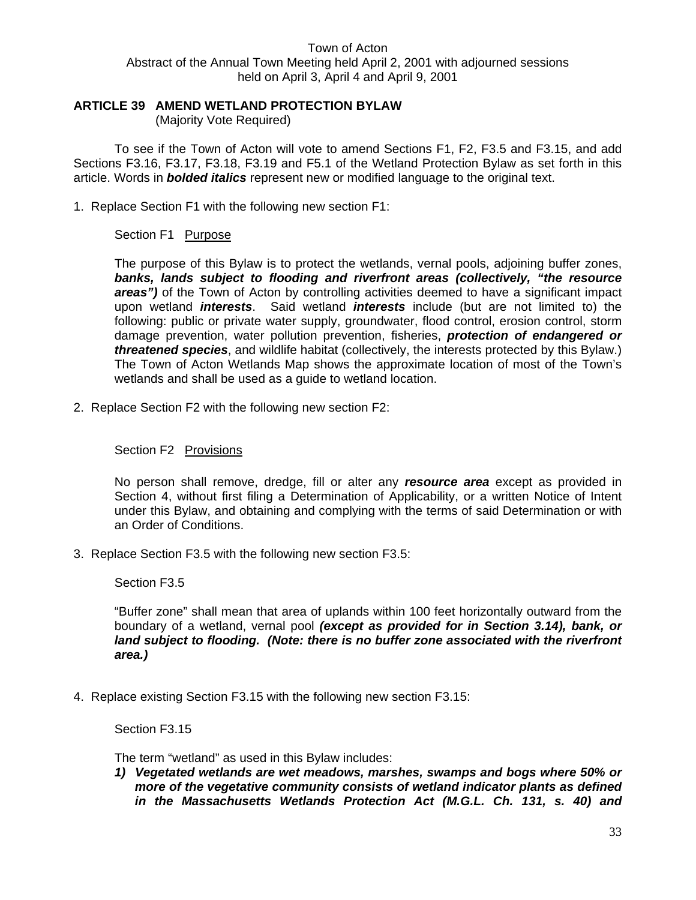Town of Acton
Abstract of the Annual Town Meeting held April 2, 2001 with adjourned sessions held on April 3, April 4 and April 9, 2001

## ARTICLE 39 AMEND WETLAND PROTECTION BYLAW

(Majority Vote Required)

To see if the Town of Acton will vote to amend Sections F1, F2, F3.5 and F3.15, and add Sections F3.16, F3.17, F3.18, F3.19 and F5.1 of the Wetland Protection Bylaw as set forth in this article. Words in ***bolded italics*** represent new or modified language to the original text.

1. Replace Section F1 with the following new section F1:

   Section F1 Purpose

   The purpose of this Bylaw is to protect the wetlands, vernal pools, adjoining buffer zones, ***banks, lands subject to flooding and riverfront areas (collectively, "the resource areas")*** of the Town of Acton by controlling activities deemed to have a significant impact upon wetland ***interests***. Said wetland ***interests*** include (but are not limited to) the following: public or private water supply, groundwater, flood control, erosion control, storm damage prevention, water pollution prevention, fisheries, ***protection of endangered or threatened species***, and wildlife habitat (collectively, the interests protected by this Bylaw.) The Town of Acton Wetlands Map shows the approximate location of most of the Town's wetlands and shall be used as a guide to wetland location.

2. Replace Section F2 with the following new section F2:

   Section F2 Provisions

   No person shall remove, dredge, fill or alter any ***resource area*** except as provided in Section 4, without first filing a Determination of Applicability, or a written Notice of Intent under this Bylaw, and obtaining and complying with the terms of said Determination or with an Order of Conditions.

3. Replace Section F3.5 with the following new section F3.5:

   Section F3.5

   "Buffer zone" shall mean that area of uplands within 100 feet horizontally outward from the boundary of a wetland, vernal pool ***(except as provided for in Section 3.14), bank, or land subject to flooding. (Note: there is no buffer zone associated with the riverfront area.)***

4. Replace existing Section F3.15 with the following new section F3.15:

   Section F3.15

   The term "wetland" as used in this Bylaw includes:

   1) ***Vegetated wetlands are wet meadows, marshes, swamps and bogs where 50% or more of the vegetative community consists of wetland indicator plants as defined in the Massachusetts Wetlands Protection Act (M.G.L. Ch. 131, s. 40) and***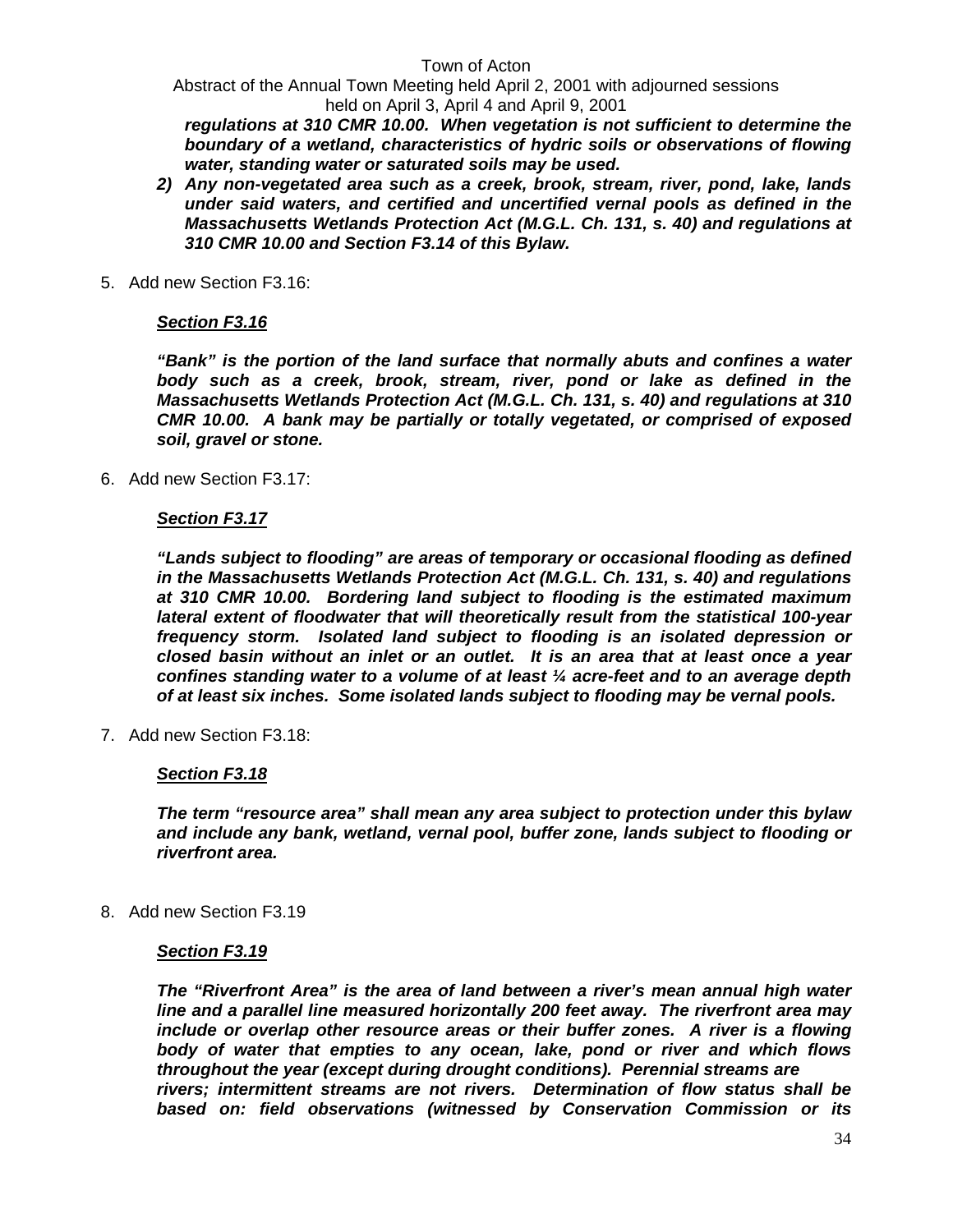***regulations at 310 CMR 10.00. When vegetation is not sufficient to determine the boundary of a wetland, characteristics of hydric soils or observations of flowing water, standing water or saturated soils may be used.***

***2) Any non-vegetated area such as a creek, brook, stream, river, pond, lake, lands under said waters, and certified and uncertified vernal pools as defined in the Massachusetts Wetlands Protection Act (M.G.L. Ch. 131, s. 40) and regulations at 310 CMR 10.00 and Section F3.14 of this Bylaw.***

5. Add new Section F3.16:

***<u>Section F3.16</u>***

***"Bank" is the portion of the land surface that normally abuts and confines a water body such as a creek, brook, stream, river, pond or lake as defined in the Massachusetts Wetlands Protection Act (M.G.L. Ch. 131, s. 40) and regulations at 310 CMR 10.00. A bank may be partially or totally vegetated, or comprised of exposed soil, gravel or stone.***

6. Add new Section F3.17:

***<u>Section F3.17</u>***

***"Lands subject to flooding" are areas of temporary or occasional flooding as defined in the Massachusetts Wetlands Protection Act (M.G.L. Ch. 131, s. 40) and regulations at 310 CMR 10.00. Bordering land subject to flooding is the estimated maximum lateral extent of floodwater that will theoretically result from the statistical 100-year frequency storm. Isolated land subject to flooding is an isolated depression or closed basin without an inlet or an outlet. It is an area that at least once a year confines standing water to a volume of at least ¼ acre-feet and to an average depth of at least six inches. Some isolated lands subject to flooding may be vernal pools.***

7. Add new Section F3.18:

***<u>Section F3.18</u>***

***The term "resource area" shall mean any area subject to protection under this bylaw and include any bank, wetland, vernal pool, buffer zone, lands subject to flooding or riverfront area.***

8. Add new Section F3.19

***<u>Section F3.19</u>***

***The "Riverfront Area" is the area of land between a river's mean annual high water line and a parallel line measured horizontally 200 feet away. The riverfront area may include or overlap other resource areas or their buffer zones. A river is a flowing body of water that empties to any ocean, lake, pond or river and which flows throughout the year (except during drought conditions). Perennial streams are rivers; intermittent streams are not rivers. Determination of flow status shall be based on: field observations (witnessed by Conservation Commission or its***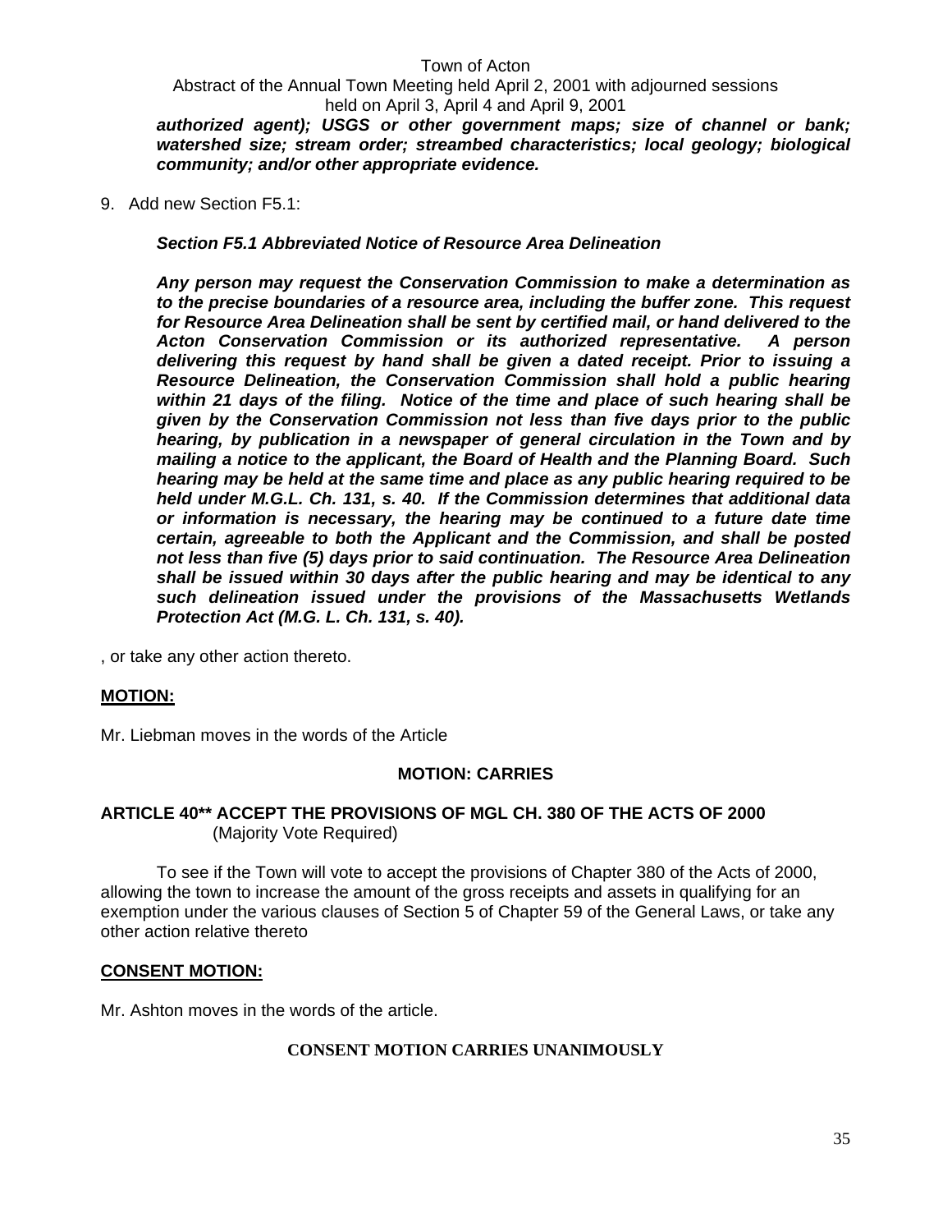***authorized agent); USGS or other government maps; size of channel or bank; watershed size; stream order; streambed characteristics; local geology; biological community; and/or other appropriate evidence.***

9. Add new Section F5.1:

   ***Section F5.1 Abbreviated Notice of Resource Area Delineation***

   ***Any person may request the Conservation Commission to make a determination as to the precise boundaries of a resource area, including the buffer zone. This request for Resource Area Delineation shall be sent by certified mail, or hand delivered to the Acton Conservation Commission or its authorized representative. A person delivering this request by hand shall be given a dated receipt. Prior to issuing a Resource Delineation, the Conservation Commission shall hold a public hearing within 21 days of the filing. Notice of the time and place of such hearing shall be given by the Conservation Commission not less than five days prior to the public hearing, by publication in a newspaper of general circulation in the Town and by mailing a notice to the applicant, the Board of Health and the Planning Board. Such hearing may be held at the same time and place as any public hearing required to be held under M.G.L. Ch. 131, s. 40. If the Commission determines that additional data or information is necessary, the hearing may be continued to a future date time certain, agreeable to both the Applicant and the Commission, and shall be posted not less than five (5) days prior to said continuation. The Resource Area Delineation shall be issued within 30 days after the public hearing and may be identical to any such delineation issued under the provisions of the Massachusetts Wetlands Protection Act (M.G. L. Ch. 131, s. 40).***

, or take any other action thereto.

**MOTION:**

Mr. Liebman moves in the words of the Article

**MOTION: CARRIES**

### ARTICLE 40** ACCEPT THE PROVISIONS OF MGL CH. 380 OF THE ACTS OF 2000
(Majority Vote Required)

To see if the Town will vote to accept the provisions of Chapter 380 of the Acts of 2000, allowing the town to increase the amount of the gross receipts and assets in qualifying for an exemption under the various clauses of Section 5 of Chapter 59 of the General Laws, or take any other action relative thereto

**CONSENT MOTION:**

Mr. Ashton moves in the words of the article.

**CONSENT MOTION CARRIES UNANIMOUSLY**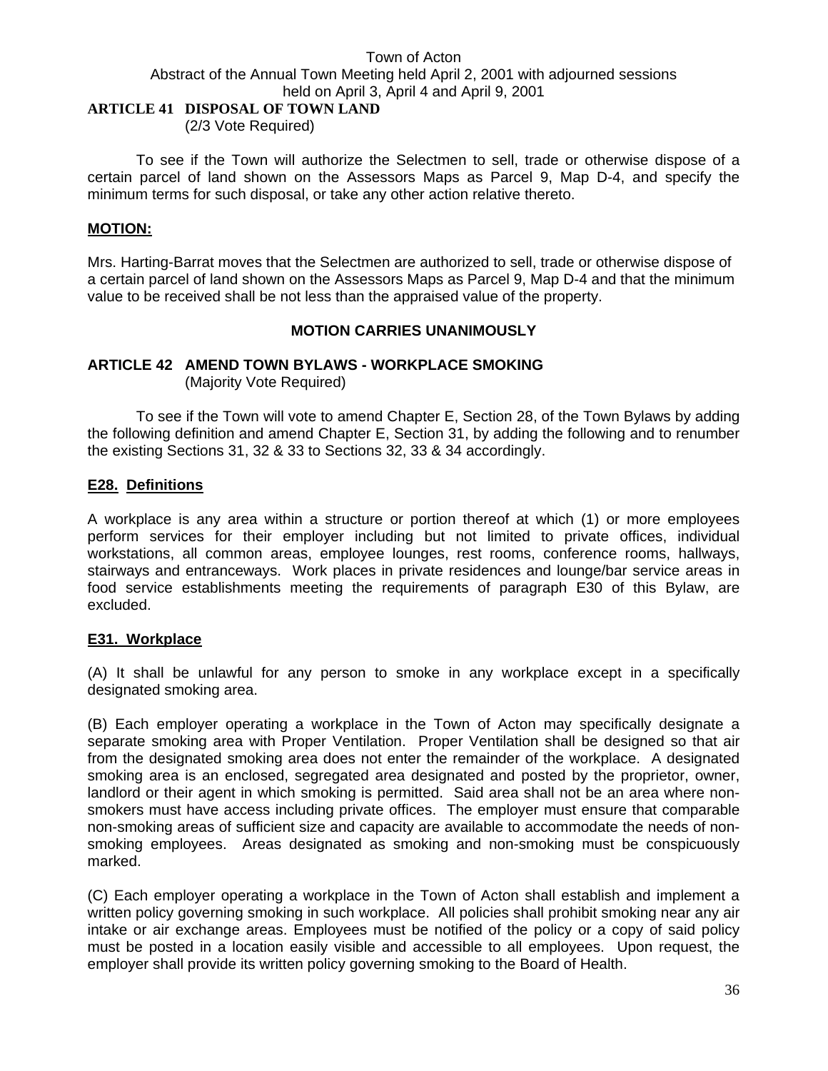Town of Acton
Abstract of the Annual Town Meeting held April 2, 2001 with adjourned sessions held on April 3, April 4 and April 9, 2001

## ARTICLE 41 DISPOSAL OF TOWN LAND

(2/3 Vote Required)

To see if the Town will authorize the Selectmen to sell, trade or otherwise dispose of a certain parcel of land shown on the Assessors Maps as Parcel 9, Map D-4, and specify the minimum terms for such disposal, or take any other action relative thereto.

**MOTION:**

Mrs. Harting-Barrat moves that the Selectmen are authorized to sell, trade or otherwise dispose of a certain parcel of land shown on the Assessors Maps as Parcel 9, Map D-4 and that the minimum value to be received shall be not less than the appraised value of the property.

**MOTION CARRIES UNANIMOUSLY**

## ARTICLE 42 AMEND TOWN BYLAWS - WORKPLACE SMOKING

(Majority Vote Required)

To see if the Town will vote to amend Chapter E, Section 28, of the Town Bylaws by adding the following definition and amend Chapter E, Section 31, by adding the following and to renumber the existing Sections 31, 32 & 33 to Sections 32, 33 & 34 accordingly.

**E28. Definitions**

A workplace is any area within a structure or portion thereof at which (1) or more employees perform services for their employer including but not limited to private offices, individual workstations, all common areas, employee lounges, rest rooms, conference rooms, hallways, stairways and entranceways. Work places in private residences and lounge/bar service areas in food service establishments meeting the requirements of paragraph E30 of this Bylaw, are excluded.

**E31. Workplace**

(A) It shall be unlawful for any person to smoke in any workplace except in a specifically designated smoking area.

(B) Each employer operating a workplace in the Town of Acton may specifically designate a separate smoking area with Proper Ventilation. Proper Ventilation shall be designed so that air from the designated smoking area does not enter the remainder of the workplace. A designated smoking area is an enclosed, segregated area designated and posted by the proprietor, owner, landlord or their agent in which smoking is permitted. Said area shall not be an area where non-smokers must have access including private offices. The employer must ensure that comparable non-smoking areas of sufficient size and capacity are available to accommodate the needs of non-smoking employees. Areas designated as smoking and non-smoking must be conspicuously marked.

(C) Each employer operating a workplace in the Town of Acton shall establish and implement a written policy governing smoking in such workplace. All policies shall prohibit smoking near any air intake or air exchange areas. Employees must be notified of the policy or a copy of said policy must be posted in a location easily visible and accessible to all employees. Upon request, the employer shall provide its written policy governing smoking to the Board of Health.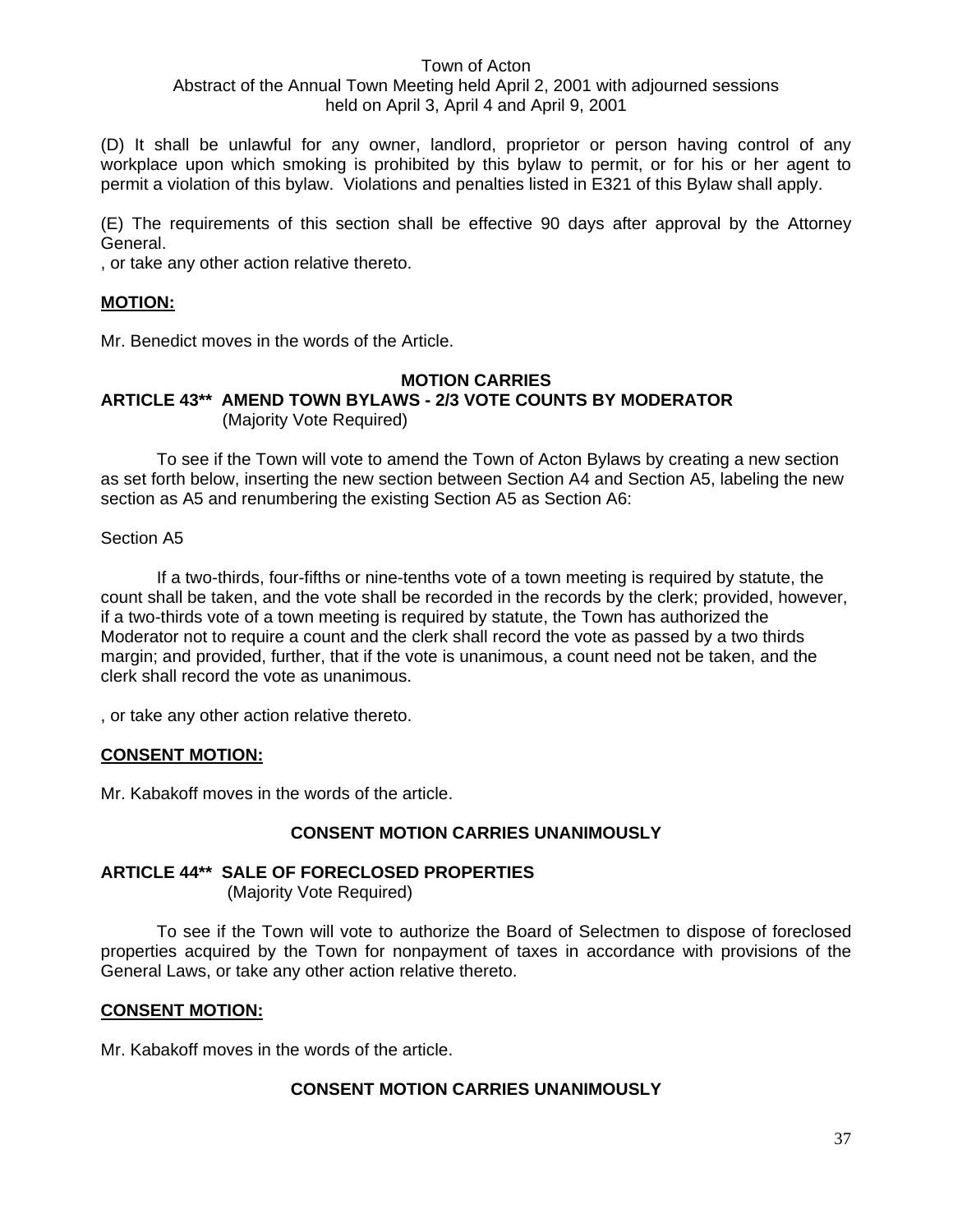(D) It shall be unlawful for any owner, landlord, proprietor or person having control of any workplace upon which smoking is prohibited by this bylaw to permit, or for his or her agent to permit a violation of this bylaw. Violations and penalties listed in E321 of this Bylaw shall apply.

(E) The requirements of this section shall be effective 90 days after approval by the Attorney General.

, or take any other action relative thereto.

**MOTION:**

Mr. Benedict moves in the words of the Article.

**MOTION CARRIES**

**ARTICLE 43\*\* AMEND TOWN BYLAWS - 2/3 VOTE COUNTS BY MODERATOR**
(Majority Vote Required)

To see if the Town will vote to amend the Town of Acton Bylaws by creating a new section as set forth below, inserting the new section between Section A4 and Section A5, labeling the new section as A5 and renumbering the existing Section A5 as Section A6:

Section A5

If a two-thirds, four-fifths or nine-tenths vote of a town meeting is required by statute, the count shall be taken, and the vote shall be recorded in the records by the clerk; provided, however, if a two-thirds vote of a town meeting is required by statute, the Town has authorized the Moderator not to require a count and the clerk shall record the vote as passed by a two thirds margin; and provided, further, that if the vote is unanimous, a count need not be taken, and the clerk shall record the vote as unanimous.

, or take any other action relative thereto.

**CONSENT MOTION:**

Mr. Kabakoff moves in the words of the article.

**CONSENT MOTION CARRIES UNANIMOUSLY**

**ARTICLE 44\*\* SALE OF FORECLOSED PROPERTIES**
(Majority Vote Required)

To see if the Town will vote to authorize the Board of Selectmen to dispose of foreclosed properties acquired by the Town for nonpayment of taxes in accordance with provisions of the General Laws, or take any other action relative thereto.

**CONSENT MOTION:**

Mr. Kabakoff moves in the words of the article.

**CONSENT MOTION CARRIES UNANIMOUSLY**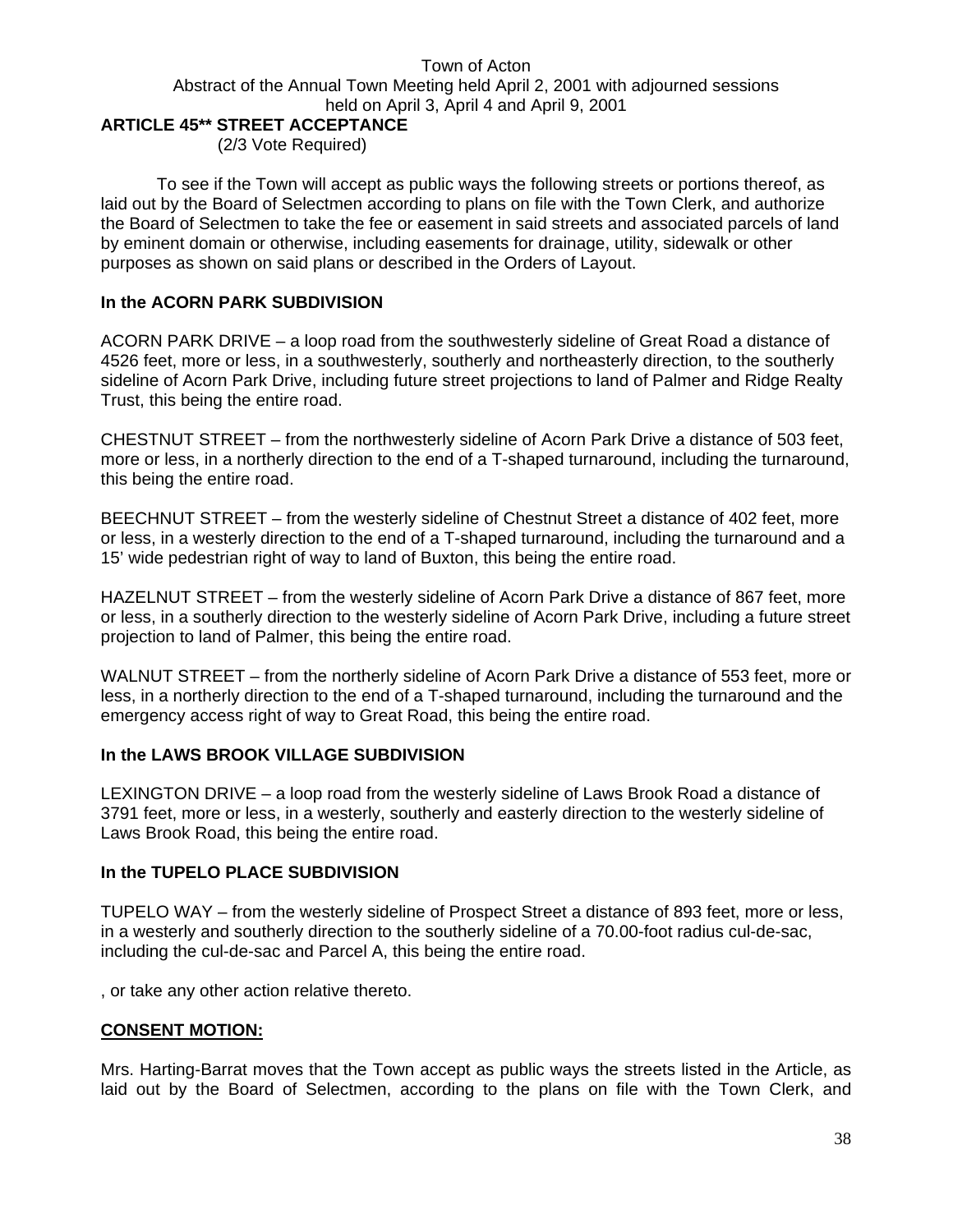Town of Acton
Abstract of the Annual Town Meeting held April 2, 2001 with adjourned sessions held on April 3, April 4 and April 9, 2001

## ARTICLE 45** STREET ACCEPTANCE

(2/3 Vote Required)

To see if the Town will accept as public ways the following streets or portions thereof, as laid out by the Board of Selectmen according to plans on file with the Town Clerk, and authorize the Board of Selectmen to take the fee or easement in said streets and associated parcels of land by eminent domain or otherwise, including easements for drainage, utility, sidewalk or other purposes as shown on said plans or described in the Orders of Layout.

**In the ACORN PARK SUBDIVISION**

ACORN PARK DRIVE – a loop road from the southwesterly sideline of Great Road a distance of 4526 feet, more or less, in a southwesterly, southerly and northeasterly direction, to the southerly sideline of Acorn Park Drive, including future street projections to land of Palmer and Ridge Realty Trust, this being the entire road.

CHESTNUT STREET – from the northwesterly sideline of Acorn Park Drive a distance of 503 feet, more or less, in a northerly direction to the end of a T-shaped turnaround, including the turnaround, this being the entire road.

BEECHNUT STREET – from the westerly sideline of Chestnut Street a distance of 402 feet, more or less, in a westerly direction to the end of a T-shaped turnaround, including the turnaround and a 15' wide pedestrian right of way to land of Buxton, this being the entire road.

HAZELNUT STREET – from the westerly sideline of Acorn Park Drive a distance of 867 feet, more or less, in a southerly direction to the westerly sideline of Acorn Park Drive, including a future street projection to land of Palmer, this being the entire road.

WALNUT STREET – from the northerly sideline of Acorn Park Drive a distance of 553 feet, more or less, in a northerly direction to the end of a T-shaped turnaround, including the turnaround and the emergency access right of way to Great Road, this being the entire road.

**In the LAWS BROOK VILLAGE SUBDIVISION**

LEXINGTON DRIVE – a loop road from the westerly sideline of Laws Brook Road a distance of 3791 feet, more or less, in a westerly, southerly and easterly direction to the westerly sideline of Laws Brook Road, this being the entire road.

**In the TUPELO PLACE SUBDIVISION**

TUPELO WAY – from the westerly sideline of Prospect Street a distance of 893 feet, more or less, in a westerly and southerly direction to the southerly sideline of a 70.00-foot radius cul-de-sac, including the cul-de-sac and Parcel A, this being the entire road.

, or take any other action relative thereto.

**CONSENT MOTION:**

Mrs. Harting-Barrat moves that the Town accept as public ways the streets listed in the Article, as laid out by the Board of Selectmen, according to the plans on file with the Town Clerk, and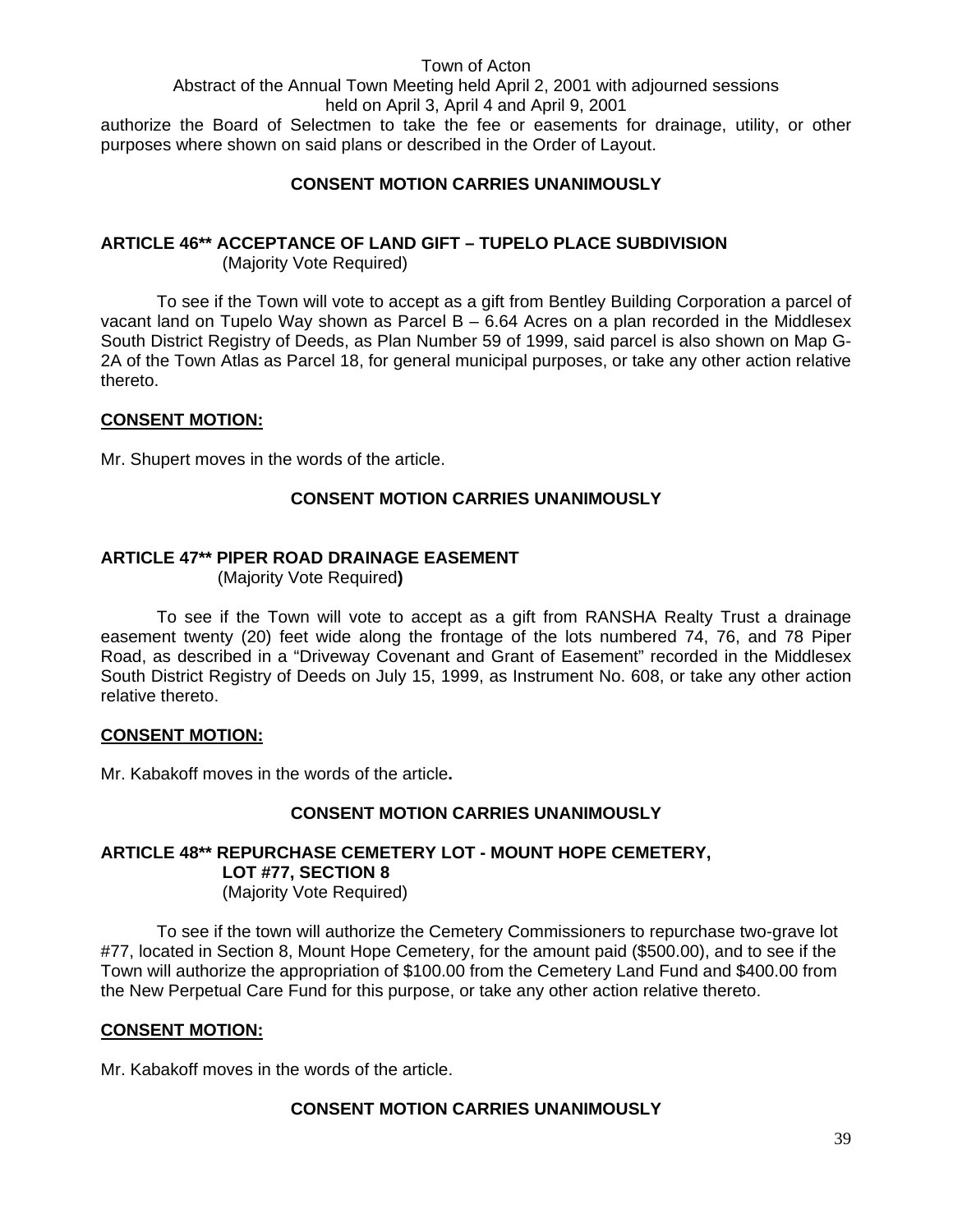authorize the Board of Selectmen to take the fee or easements for drainage, utility, or other purposes where shown on said plans or described in the Order of Layout.

**CONSENT MOTION CARRIES UNANIMOUSLY**

## ARTICLE 46** ACCEPTANCE OF LAND GIFT – TUPELO PLACE SUBDIVISION
(Majority Vote Required)

To see if the Town will vote to accept as a gift from Bentley Building Corporation a parcel of vacant land on Tupelo Way shown as Parcel B – 6.64 Acres on a plan recorded in the Middlesex South District Registry of Deeds, as Plan Number 59 of 1999, said parcel is also shown on Map G-2A of the Town Atlas as Parcel 18, for general municipal purposes, or take any other action relative thereto.

**CONSENT MOTION:**

Mr. Shupert moves in the words of the article.

**CONSENT MOTION CARRIES UNANIMOUSLY**

## ARTICLE 47** PIPER ROAD DRAINAGE EASEMENT
(Majority Vote Required**)**

To see if the Town will vote to accept as a gift from RANSHA Realty Trust a drainage easement twenty (20) feet wide along the frontage of the lots numbered 74, 76, and 78 Piper Road, as described in a "Driveway Covenant and Grant of Easement" recorded in the Middlesex South District Registry of Deeds on July 15, 1999, as Instrument No. 608, or take any other action relative thereto.

**CONSENT MOTION:**

Mr. Kabakoff moves in the words of the article**.**

**CONSENT MOTION CARRIES UNANIMOUSLY**

## ARTICLE 48** REPURCHASE CEMETERY LOT - MOUNT HOPE CEMETERY, LOT #77, SECTION 8
(Majority Vote Required)

To see if the town will authorize the Cemetery Commissioners to repurchase two-grave lot #77, located in Section 8, Mount Hope Cemetery, for the amount paid ($500.00), and to see if the Town will authorize the appropriation of $100.00 from the Cemetery Land Fund and $400.00 from the New Perpetual Care Fund for this purpose, or take any other action relative thereto.

**CONSENT MOTION:**

Mr. Kabakoff moves in the words of the article.

**CONSENT MOTION CARRIES UNANIMOUSLY**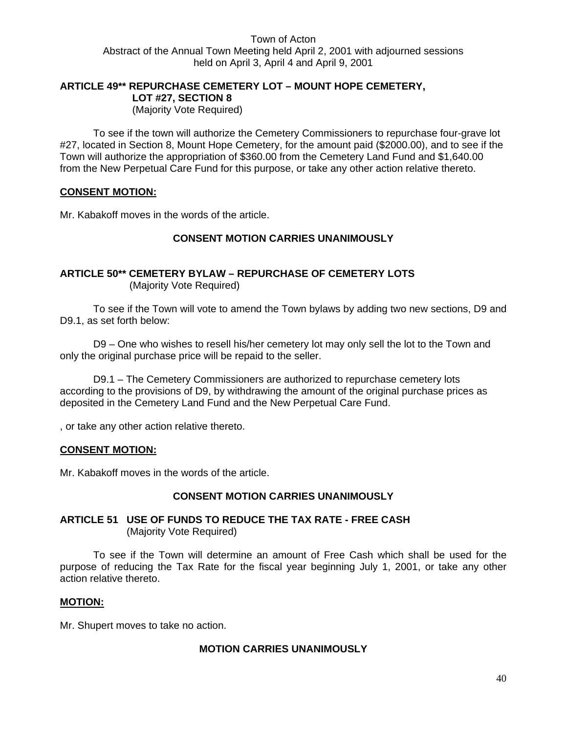Town of Acton
Abstract of the Annual Town Meeting held April 2, 2001 with adjourned sessions held on April 3, April 4 and April 9, 2001

**ARTICLE 49** REPURCHASE CEMETERY LOT – MOUNT HOPE CEMETERY, LOT #27, SECTION 8**
(Majority Vote Required)

To see if the town will authorize the Cemetery Commissioners to repurchase four-grave lot #27, located in Section 8, Mount Hope Cemetery, for the amount paid ($2000.00), and to see if the Town will authorize the appropriation of $360.00 from the Cemetery Land Fund and $1,640.00 from the New Perpetual Care Fund for this purpose, or take any other action relative thereto.

**CONSENT MOTION:**

Mr. Kabakoff moves in the words of the article.

**CONSENT MOTION CARRIES UNANIMOUSLY**

**ARTICLE 50** CEMETERY BYLAW – REPURCHASE OF CEMETERY LOTS**
(Majority Vote Required)

To see if the Town will vote to amend the Town bylaws by adding two new sections, D9 and D9.1, as set forth below:

D9 – One who wishes to resell his/her cemetery lot may only sell the lot to the Town and only the original purchase price will be repaid to the seller.

D9.1 – The Cemetery Commissioners are authorized to repurchase cemetery lots according to the provisions of D9, by withdrawing the amount of the original purchase prices as deposited in the Cemetery Land Fund and the New Perpetual Care Fund.

, or take any other action relative thereto.

**CONSENT MOTION:**

Mr. Kabakoff moves in the words of the article.

**CONSENT MOTION CARRIES UNANIMOUSLY**

**ARTICLE 51 USE OF FUNDS TO REDUCE THE TAX RATE - FREE CASH**
(Majority Vote Required)

To see if the Town will determine an amount of Free Cash which shall be used for the purpose of reducing the Tax Rate for the fiscal year beginning July 1, 2001, or take any other action relative thereto.

**MOTION:**

Mr. Shupert moves to take no action.

**MOTION CARRIES UNANIMOUSLY**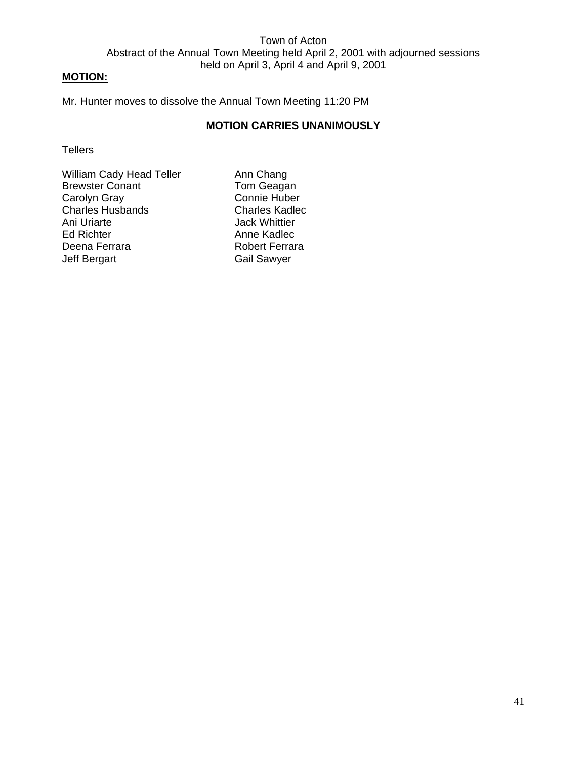Town of Acton
Abstract of the Annual Town Meeting held April 2, 2001 with adjourned sessions held on April 3, April 4 and April 9, 2001

**MOTION:**

Mr. Hunter moves to dissolve the Annual Town Meeting 11:20 PM

**MOTION CARRIES UNANIMOUSLY**

Tellers

| | |
|---|---|
| William Cady Head Teller | Ann Chang |
| Brewster Conant | Tom Geagan |
| Carolyn Gray | Connie Huber |
| Charles Husbands | Charles Kadlec |
| Ani Uriarte | Jack Whittier |
| Ed Richter | Anne Kadlec |
| Deena Ferrara | Robert Ferrara |
| Jeff Bergart | Gail Sawyer |